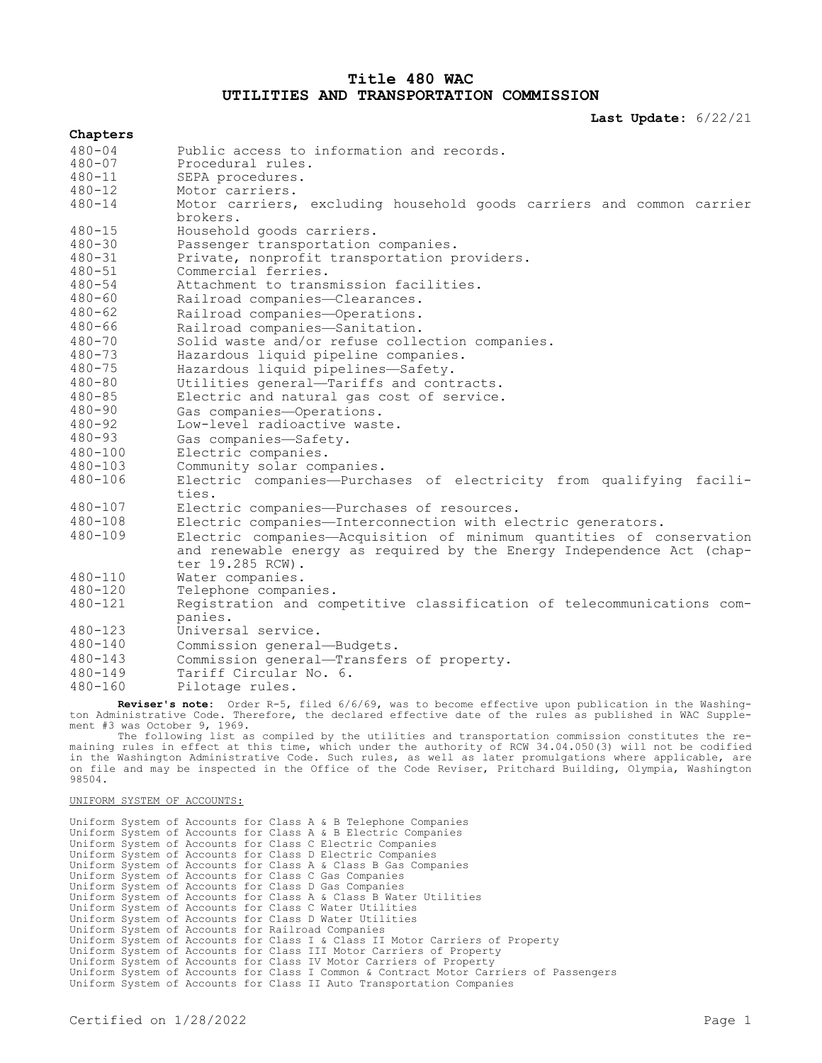# Title 480 WAC
# UTILITIES AND TRANSPORTATION COMMISSION

**Last Update:** 6/22/21

**Chapters**

| | |
|---|---|
| 480-04 | Public access to information and records. |
| 480-07 | Procedural rules. |
| 480-11 | SEPA procedures. |
| 480-12 | Motor carriers. |
| 480-14 | Motor carriers, excluding household goods carriers and common carrier brokers. |
| 480-15 | Household goods carriers. |
| 480-30 | Passenger transportation companies. |
| 480-31 | Private, nonprofit transportation providers. |
| 480-51 | Commercial ferries. |
| 480-54 | Attachment to transmission facilities. |
| 480-60 | Railroad companies—Clearances. |
| 480-62 | Railroad companies—Operations. |
| 480-66 | Railroad companies—Sanitation. |
| 480-70 | Solid waste and/or refuse collection companies. |
| 480-73 | Hazardous liquid pipeline companies. |
| 480-75 | Hazardous liquid pipelines—Safety. |
| 480-80 | Utilities general—Tariffs and contracts. |
| 480-85 | Electric and natural gas cost of service. |
| 480-90 | Gas companies—Operations. |
| 480-92 | Low-level radioactive waste. |
| 480-93 | Gas companies—Safety. |
| 480-100 | Electric companies. |
| 480-103 | Community solar companies. |
| 480-106 | Electric companies—Purchases of electricity from qualifying facilities. |
| 480-107 | Electric companies—Purchases of resources. |
| 480-108 | Electric companies—Interconnection with electric generators. |
| 480-109 | Electric companies—Acquisition of minimum quantities of conservation and renewable energy as required by the Energy Independence Act (chapter 19.285 RCW). |
| 480-110 | Water companies. |
| 480-120 | Telephone companies. |
| 480-121 | Registration and competitive classification of telecommunications companies. |
| 480-123 | Universal service. |
| 480-140 | Commission general—Budgets. |
| 480-143 | Commission general—Transfers of property. |
| 480-149 | Tariff Circular No. 6. |
| 480-160 | Pilotage rules. |

**Reviser's note:** Order R-5, filed 6/6/69, was to become effective upon publication in the Washington Administrative Code. Therefore, the declared effective date of the rules as published in WAC Supplement #3 was October 9, 1969.

The following list as compiled by the utilities and transportation commission constitutes the remaining rules in effect at this time, which under the authority of RCW 34.04.050(3) will not be codified in the Washington Administrative Code. Such rules, as well as later promulgations where applicable, are on file and may be inspected in the Office of the Code Reviser, Pritchard Building, Olympia, Washington 98504.

UNIFORM SYSTEM OF ACCOUNTS:

Uniform System of Accounts for Class A & B Telephone Companies
Uniform System of Accounts for Class A & B Electric Companies
Uniform System of Accounts for Class C Electric Companies
Uniform System of Accounts for Class D Electric Companies
Uniform System of Accounts for Class A & Class B Gas Companies
Uniform System of Accounts for Class C Gas Companies
Uniform System of Accounts for Class D Gas Companies
Uniform System of Accounts for Class A & Class B Water Utilities
Uniform System of Accounts for Class C Water Utilities
Uniform System of Accounts for Class D Water Utilities
Uniform System of Accounts for Railroad Companies
Uniform System of Accounts for Class I & Class II Motor Carriers of Property
Uniform System of Accounts for Class III Motor Carriers of Property
Uniform System of Accounts for Class IV Motor Carriers of Property
Uniform System of Accounts for Class I Common & Contract Motor Carriers of Passengers
Uniform System of Accounts for Class II Auto Transportation Companies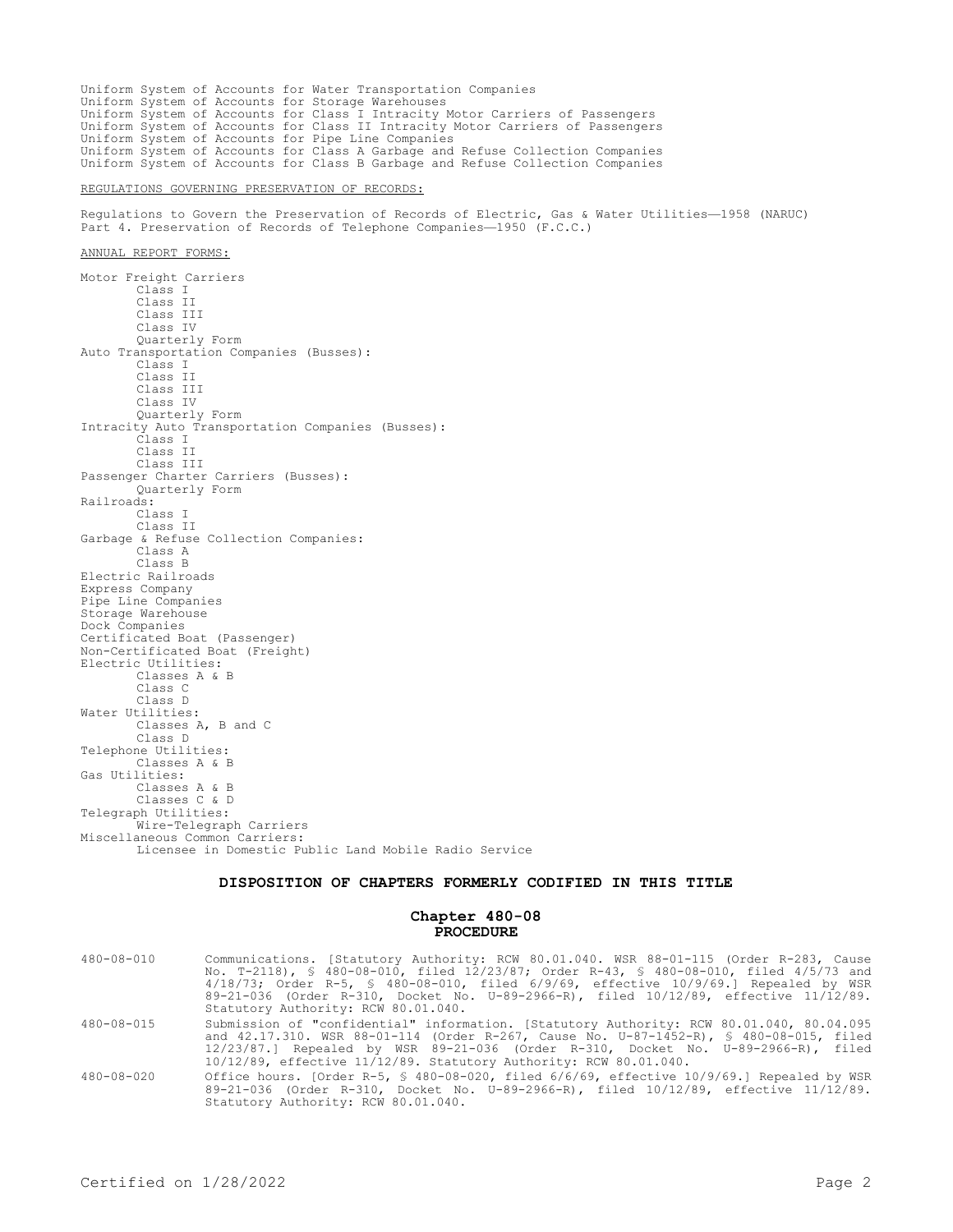Uniform System of Accounts for Water Transportation Companies
Uniform System of Accounts for Storage Warehouses
Uniform System of Accounts for Class I Intracity Motor Carriers of Passengers
Uniform System of Accounts for Class II Intracity Motor Carriers of Passengers
Uniform System of Accounts for Pipe Line Companies
Uniform System of Accounts for Class A Garbage and Refuse Collection Companies
Uniform System of Accounts for Class B Garbage and Refuse Collection Companies

REGULATIONS GOVERNING PRESERVATION OF RECORDS:

Regulations to Govern the Preservation of Records of Electric, Gas & Water Utilities—1958 (NARUC)
Part 4. Preservation of Records of Telephone Companies—1950 (F.C.C.)

ANNUAL REPORT FORMS:

Motor Freight Carriers
- Class I
- Class II
- Class III
- Class IV
- Quarterly Form

Auto Transportation Companies (Busses):
- Class I
- Class II
- Class III
- Class IV
- Quarterly Form

Intracity Auto Transportation Companies (Busses):
- Class I
- Class II
- Class III

Passenger Charter Carriers (Busses):
- Quarterly Form

Railroads:
- Class I
- Class II

Garbage & Refuse Collection Companies:
- Class A
- Class B

Electric Railroads
Express Company
Pipe Line Companies
Storage Warehouse
Dock Companies
Certificated Boat (Passenger)
Non-Certificated Boat (Freight)

Electric Utilities:
- Classes A & B
- Class C
- Class D

Water Utilities:
- Classes A, B and C
- Class D

Telephone Utilities:
- Classes A & B

Gas Utilities:
- Classes A & B
- Classes C & D

Telegraph Utilities:
- Wire-Telegraph Carriers

Miscellaneous Common Carriers:
- Licensee in Domestic Public Land Mobile Radio Service

## DISPOSITION OF CHAPTERS FORMERLY CODIFIED IN THIS TITLE

### Chapter 480-08 PROCEDURE

480-08-010 Communications. [Statutory Authority: RCW 80.01.040. WSR 88-01-115 (Order R-283, Cause No. T-2118), § 480-08-010, filed 12/23/87; Order R-43, § 480-08-010, filed 4/5/73 and 4/18/73; Order R-5, § 480-08-010, filed 6/9/69, effective 10/9/69.] Repealed by WSR 89-21-036 (Order R-310, Docket No. U-89-2966-R), filed 10/12/89, effective 11/12/89. Statutory Authority: RCW 80.01.040.

480-08-015 Submission of "confidential" information. [Statutory Authority: RCW 80.01.040, 80.04.095 and 42.17.310. WSR 88-01-114 (Order R-267, Cause No. U-87-1452-R), § 480-08-015, filed 12/23/87.] Repealed by WSR 89-21-036 (Order R-310, Docket No. U-89-2966-R), filed 10/12/89, effective 11/12/89. Statutory Authority: RCW 80.01.040.

480-08-020 Office hours. [Order R-5, § 480-08-020, filed 6/6/69, effective 10/9/69.] Repealed by WSR 89-21-036 (Order R-310, Docket No. U-89-2966-R), filed 10/12/89, effective 11/12/89. Statutory Authority: RCW 80.01.040.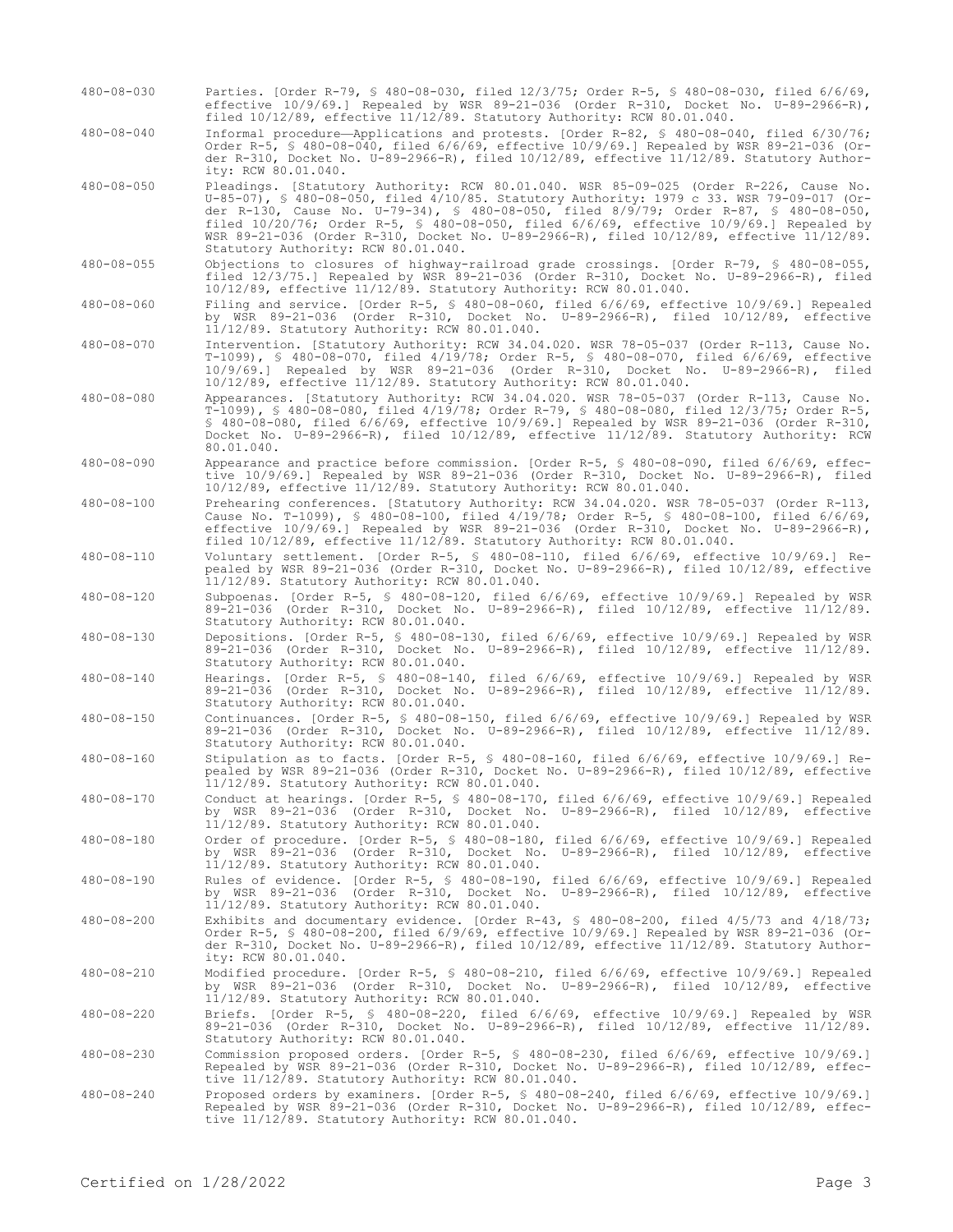480-08-030 Parties. [Order R-79, § 480-08-030, filed 12/3/75; Order R-5, § 480-08-030, filed 6/6/69, effective 10/9/69.] Repealed by WSR 89-21-036 (Order R-310, Docket No. U-89-2966-R), filed 10/12/89, effective 11/12/89. Statutory Authority: RCW 80.01.040.

480-08-040 Informal procedure—Applications and protests. [Order R-82, § 480-08-040, filed 6/30/76; Order R-5, § 480-08-040, filed 6/6/69, effective 10/9/69.] Repealed by WSR 89-21-036 (Order R-310, Docket No. U-89-2966-R), filed 10/12/89, effective 11/12/89. Statutory Authority: RCW 80.01.040.

480-08-050 Pleadings. [Statutory Authority: RCW 80.01.040. WSR 85-09-025 (Order R-226, Cause No. U-85-07), § 480-08-050, filed 4/10/85. Statutory Authority: 1979 c 33. WSR 79-09-017 (Order R-130, Cause No. U-79-34), § 480-08-050, filed 8/9/79; Order R-87, § 480-08-050, filed 10/20/76; Order R-5, § 480-08-050, filed 6/6/69, effective 10/9/69.] Repealed by WSR 89-21-036 (Order R-310, Docket No. U-89-2966-R), filed 10/12/89, effective 11/12/89. Statutory Authority: RCW 80.01.040.

480-08-055 Objections to closures of highway-railroad grade crossings. [Order R-79, § 480-08-055, filed 12/3/75.] Repealed by WSR 89-21-036 (Order R-310, Docket No. U-89-2966-R), filed 10/12/89, effective 11/12/89. Statutory Authority: RCW 80.01.040.

480-08-060 Filing and service. [Order R-5, § 480-08-060, filed 6/6/69, effective 10/9/69.] Repealed by WSR 89-21-036 (Order R-310, Docket No. U-89-2966-R), filed 10/12/89, effective 11/12/89. Statutory Authority: RCW 80.01.040.

480-08-070 Intervention. [Statutory Authority: RCW 34.04.020. WSR 78-05-037 (Order R-113, Cause No. T-1099), § 480-08-070, filed 4/19/78; Order R-5, § 480-08-070, filed 6/6/69, effective 10/9/69.] Repealed by WSR 89-21-036 (Order R-310, Docket No. U-89-2966-R), filed 10/12/89, effective 11/12/89. Statutory Authority: RCW 80.01.040.

480-08-080 Appearances. [Statutory Authority: RCW 34.04.020. WSR 78-05-037 (Order R-113, Cause No. T-1099), § 480-08-080, filed 4/19/78; Order R-79, § 480-08-080, filed 12/3/75; Order R-5, § 480-08-080, filed 6/6/69, effective 10/9/69.] Repealed by WSR 89-21-036 (Order R-310, Docket No. U-89-2966-R), filed 10/12/89, effective 11/12/89. Statutory Authority: RCW 80.01.040.

480-08-090 Appearance and practice before commission. [Order R-5, § 480-08-090, filed 6/6/69, effective 10/9/69.] Repealed by WSR 89-21-036 (Order R-310, Docket No. U-89-2966-R), filed 10/12/89, effective 11/12/89. Statutory Authority: RCW 80.01.040.

480-08-100 Prehearing conferences. [Statutory Authority: RCW 34.04.020. WSR 78-05-037 (Order R-113, Cause No. T-1099), § 480-08-100, filed 4/19/78; Order R-5, § 480-08-100, filed 6/6/69, effective 10/9/69.] Repealed by WSR 89-21-036 (Order R-310, Docket No. U-89-2966-R), filed 10/12/89, effective 11/12/89. Statutory Authority: RCW 80.01.040.

480-08-110 Voluntary settlement. [Order R-5, § 480-08-110, filed 6/6/69, effective 10/9/69.] Repealed by WSR 89-21-036 (Order R-310, Docket No. U-89-2966-R), filed 10/12/89, effective 11/12/89. Statutory Authority: RCW 80.01.040.

480-08-120 Subpoenas. [Order R-5, § 480-08-120, filed 6/6/69, effective 10/9/69.] Repealed by WSR 89-21-036 (Order R-310, Docket No. U-89-2966-R), filed 10/12/89, effective 11/12/89. Statutory Authority: RCW 80.01.040.

480-08-130 Depositions. [Order R-5, § 480-08-130, filed 6/6/69, effective 10/9/69.] Repealed by WSR 89-21-036 (Order R-310, Docket No. U-89-2966-R), filed 10/12/89, effective 11/12/89. Statutory Authority: RCW 80.01.040.

480-08-140 Hearings. [Order R-5, § 480-08-140, filed 6/6/69, effective 10/9/69.] Repealed by WSR 89-21-036 (Order R-310, Docket No. U-89-2966-R), filed 10/12/89, effective 11/12/89. Statutory Authority: RCW 80.01.040.

480-08-150 Continuances. [Order R-5, § 480-08-150, filed 6/6/69, effective 10/9/69.] Repealed by WSR 89-21-036 (Order R-310, Docket No. U-89-2966-R), filed 10/12/89, effective 11/12/89. Statutory Authority: RCW 80.01.040.

480-08-160 Stipulation as to facts. [Order R-5, § 480-08-160, filed 6/6/69, effective 10/9/69.] Repealed by WSR 89-21-036 (Order R-310, Docket No. U-89-2966-R), filed 10/12/89, effective 11/12/89. Statutory Authority: RCW 80.01.040.

480-08-170 Conduct at hearings. [Order R-5, § 480-08-170, filed 6/6/69, effective 10/9/69.] Repealed by WSR 89-21-036 (Order R-310, Docket No. U-89-2966-R), filed 10/12/89, effective 11/12/89. Statutory Authority: RCW 80.01.040.

480-08-180 Order of procedure. [Order R-5, § 480-08-180, filed 6/6/69, effective 10/9/69.] Repealed by WSR 89-21-036 (Order R-310, Docket No. U-89-2966-R), filed 10/12/89, effective 11/12/89. Statutory Authority: RCW 80.01.040.

480-08-190 Rules of evidence. [Order R-5, § 480-08-190, filed 6/6/69, effective 10/9/69.] Repealed by WSR 89-21-036 (Order R-310, Docket No. U-89-2966-R), filed 10/12/89, effective 11/12/89. Statutory Authority: RCW 80.01.040.

480-08-200 Exhibits and documentary evidence. [Order R-43, § 480-08-200, filed 4/5/73 and 4/18/73; Order R-5, § 480-08-200, filed 6/9/69, effective 10/9/69.] Repealed by WSR 89-21-036 (Order R-310, Docket No. U-89-2966-R), filed 10/12/89, effective 11/12/89. Statutory Authority: RCW 80.01.040.

480-08-210 Modified procedure. [Order R-5, § 480-08-210, filed 6/6/69, effective 10/9/69.] Repealed by WSR 89-21-036 (Order R-310, Docket No. U-89-2966-R), filed 10/12/89, effective 11/12/89. Statutory Authority: RCW 80.01.040.

480-08-220 Briefs. [Order R-5, § 480-08-220, filed 6/6/69, effective 10/9/69.] Repealed by WSR 89-21-036 (Order R-310, Docket No. U-89-2966-R), filed 10/12/89, effective 11/12/89. Statutory Authority: RCW 80.01.040.

480-08-230 Commission proposed orders. [Order R-5, § 480-08-230, filed 6/6/69, effective 10/9/69.] Repealed by WSR 89-21-036 (Order R-310, Docket No. U-89-2966-R), filed 10/12/89, effective 11/12/89. Statutory Authority: RCW 80.01.040.

480-08-240 Proposed orders by examiners. [Order R-5, § 480-08-240, filed 6/6/69, effective 10/9/69.] Repealed by WSR 89-21-036 (Order R-310, Docket No. U-89-2966-R), filed 10/12/89, effective 11/12/89. Statutory Authority: RCW 80.01.040.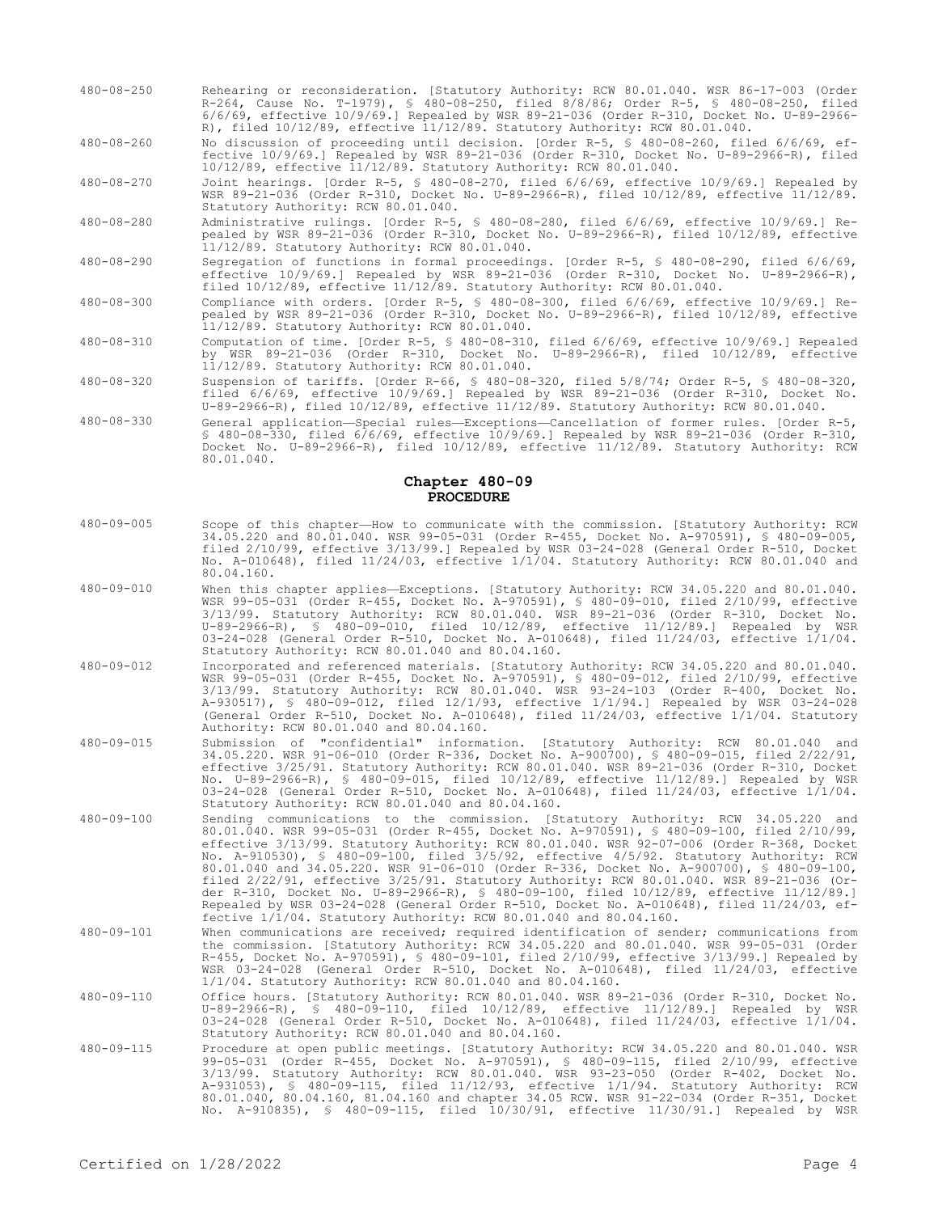480-08-250 Rehearing or reconsideration. [Statutory Authority: RCW 80.01.040. WSR 86-17-003 (Order R-264, Cause No. T-1979), § 480-08-250, filed 8/8/86; Order R-5, § 480-08-250, filed 6/6/69, effective 10/9/69.] Repealed by WSR 89-21-036 (Order R-310, Docket No. U-89-2966-R), filed 10/12/89, effective 11/12/89. Statutory Authority: RCW 80.01.040.

480-08-260 No discussion of proceeding until decision. [Order R-5, § 480-08-260, filed 6/6/69, effective 10/9/69.] Repealed by WSR 89-21-036 (Order R-310, Docket No. U-89-2966-R), filed 10/12/89, effective 11/12/89. Statutory Authority: RCW 80.01.040.

480-08-270 Joint hearings. [Order R-5, § 480-08-270, filed 6/6/69, effective 10/9/69.] Repealed by WSR 89-21-036 (Order R-310, Docket No. U-89-2966-R), filed 10/12/89, effective 11/12/89. Statutory Authority: RCW 80.01.040.

480-08-280 Administrative rulings. [Order R-5, § 480-08-280, filed 6/6/69, effective 10/9/69.] Repealed by WSR 89-21-036 (Order R-310, Docket No. U-89-2966-R), filed 10/12/89, effective 11/12/89. Statutory Authority: RCW 80.01.040.

480-08-290 Segregation of functions in formal proceedings. [Order R-5, § 480-08-290, filed 6/6/69, effective 10/9/69.] Repealed by WSR 89-21-036 (Order R-310, Docket No. U-89-2966-R), filed 10/12/89, effective 11/12/89. Statutory Authority: RCW 80.01.040.

480-08-300 Compliance with orders. [Order R-5, § 480-08-300, filed 6/6/69, effective 10/9/69.] Repealed by WSR 89-21-036 (Order R-310, Docket No. U-89-2966-R), filed 10/12/89, effective 11/12/89. Statutory Authority: RCW 80.01.040.

480-08-310 Computation of time. [Order R-5, § 480-08-310, filed 6/6/69, effective 10/9/69.] Repealed by WSR 89-21-036 (Order R-310, Docket No. U-89-2966-R), filed 10/12/89, effective 11/12/89. Statutory Authority: RCW 80.01.040.

480-08-320 Suspension of tariffs. [Order R-66, § 480-08-320, filed 5/8/74; Order R-5, § 480-08-320, filed 6/6/69, effective 10/9/69.] Repealed by WSR 89-21-036 (Order R-310, Docket No. U-89-2966-R), filed 10/12/89, effective 11/12/89. Statutory Authority: RCW 80.01.040.

480-08-330 General application—Special rules—Exceptions—Cancellation of former rules. [Order R-5, § 480-08-330, filed 6/6/69, effective 10/9/69.] Repealed by WSR 89-21-036 (Order R-310, Docket No. U-89-2966-R), filed 10/12/89, effective 11/12/89. Statutory Authority: RCW 80.01.040.

## Chapter 480-09
## PROCEDURE

480-09-005 Scope of this chapter—How to communicate with the commission. [Statutory Authority: RCW 34.05.220 and 80.01.040. WSR 99-05-031 (Order R-455, Docket No. A-970591), § 480-09-005, filed 2/10/99, effective 3/13/99.] Repealed by WSR 03-24-028 (General Order R-510, Docket No. A-010648), filed 11/24/03, effective 1/1/04. Statutory Authority: RCW 80.01.040 and 80.04.160.

480-09-010 When this chapter applies—Exceptions. [Statutory Authority: RCW 34.05.220 and 80.01.040. WSR 99-05-031 (Order R-455, Docket No. A-970591), § 480-09-010, filed 2/10/99, effective 3/13/99. Statutory Authority: RCW 80.01.040. WSR 89-21-036 (Order R-310, Docket No. U-89-2966-R), § 480-09-010, filed 10/12/89, effective 11/12/89.] Repealed by WSR 03-24-028 (General Order R-510, Docket No. A-010648), filed 11/24/03, effective 1/1/04. Statutory Authority: RCW 80.01.040 and 80.04.160.

480-09-012 Incorporated and referenced materials. [Statutory Authority: RCW 34.05.220 and 80.01.040. WSR 99-05-031 (Order R-455, Docket No. A-970591), § 480-09-012, filed 2/10/99, effective 3/13/99. Statutory Authority: RCW 80.01.040. WSR 93-24-103 (Order R-400, Docket No. A-930517), § 480-09-012, filed 12/1/93, effective 1/1/94.] Repealed by WSR 03-24-028 (General Order R-510, Docket No. A-010648), filed 11/24/03, effective 1/1/04. Statutory Authority: RCW 80.01.040 and 80.04.160.

480-09-015 Submission of "confidential" information. [Statutory Authority: RCW 80.01.040 and 34.05.220. WSR 91-06-010 (Order R-336, Docket No. A-900700), § 480-09-015, filed 2/22/91, effective 3/25/91. Statutory Authority: RCW 80.01.040. WSR 89-21-036 (Order R-310, Docket No. U-89-2966-R), § 480-09-015, filed 10/12/89, effective 11/12/89.] Repealed by WSR 03-24-028 (General Order R-510, Docket No. A-010648), filed 11/24/03, effective 1/1/04. Statutory Authority: RCW 80.01.040 and 80.04.160.

480-09-100 Sending communications to the commission. [Statutory Authority: RCW 34.05.220 and 80.01.040. WSR 99-05-031 (Order R-455, Docket No. A-970591), § 480-09-100, filed 2/10/99, effective 3/13/99. Statutory Authority: RCW 80.01.040. WSR 92-07-006 (Order R-368, Docket No. A-910530), § 480-09-100, filed 3/5/92, effective 4/5/92. Statutory Authority: RCW 80.01.040 and 34.05.220. WSR 91-06-010 (Order R-336, Docket No. A-900700), § 480-09-100, filed 2/22/91, effective 3/25/91. Statutory Authority: RCW 80.01.040. WSR 89-21-036 (Order R-310, Docket No. U-89-2966-R), § 480-09-100, filed 10/12/89, effective 11/12/89.] Repealed by WSR 03-24-028 (General Order R-510, Docket No. A-010648), filed 11/24/03, effective 1/1/04. Statutory Authority: RCW 80.01.040 and 80.04.160.

480-09-101 When communications are received; required identification of sender; communications from the commission. [Statutory Authority: RCW 34.05.220 and 80.01.040. WSR 99-05-031 (Order R-455, Docket No. A-970591), § 480-09-101, filed 2/10/99, effective 3/13/99.] Repealed by WSR 03-24-028 (General Order R-510, Docket No. A-010648), filed 11/24/03, effective 1/1/04. Statutory Authority: RCW 80.01.040 and 80.04.160.

480-09-110 Office hours. [Statutory Authority: RCW 80.01.040. WSR 89-21-036 (Order R-310, Docket No. U-89-2966-R), § 480-09-110, filed 10/12/89, effective 11/12/89.] Repealed by WSR 03-24-028 (General Order R-510, Docket No. A-010648), filed 11/24/03, effective 1/1/04. Statutory Authority: RCW 80.01.040 and 80.04.160.

480-09-115 Procedure at open public meetings. [Statutory Authority: RCW 34.05.220 and 80.01.040. WSR 99-05-031 (Order R-455, Docket No. A-970591), § 480-09-115, filed 2/10/99, effective 3/13/99. Statutory Authority: RCW 80.01.040. WSR 93-23-050 (Order R-402, Docket No. A-931053), § 480-09-115, filed 11/12/93, effective 1/1/94. Statutory Authority: RCW 80.01.040, 80.04.160, 81.04.160 and chapter 34.05 RCW. WSR 91-22-034 (Order R-351, Docket No. A-910835), § 480-09-115, filed 10/30/91, effective 11/30/91.] Repealed by WSR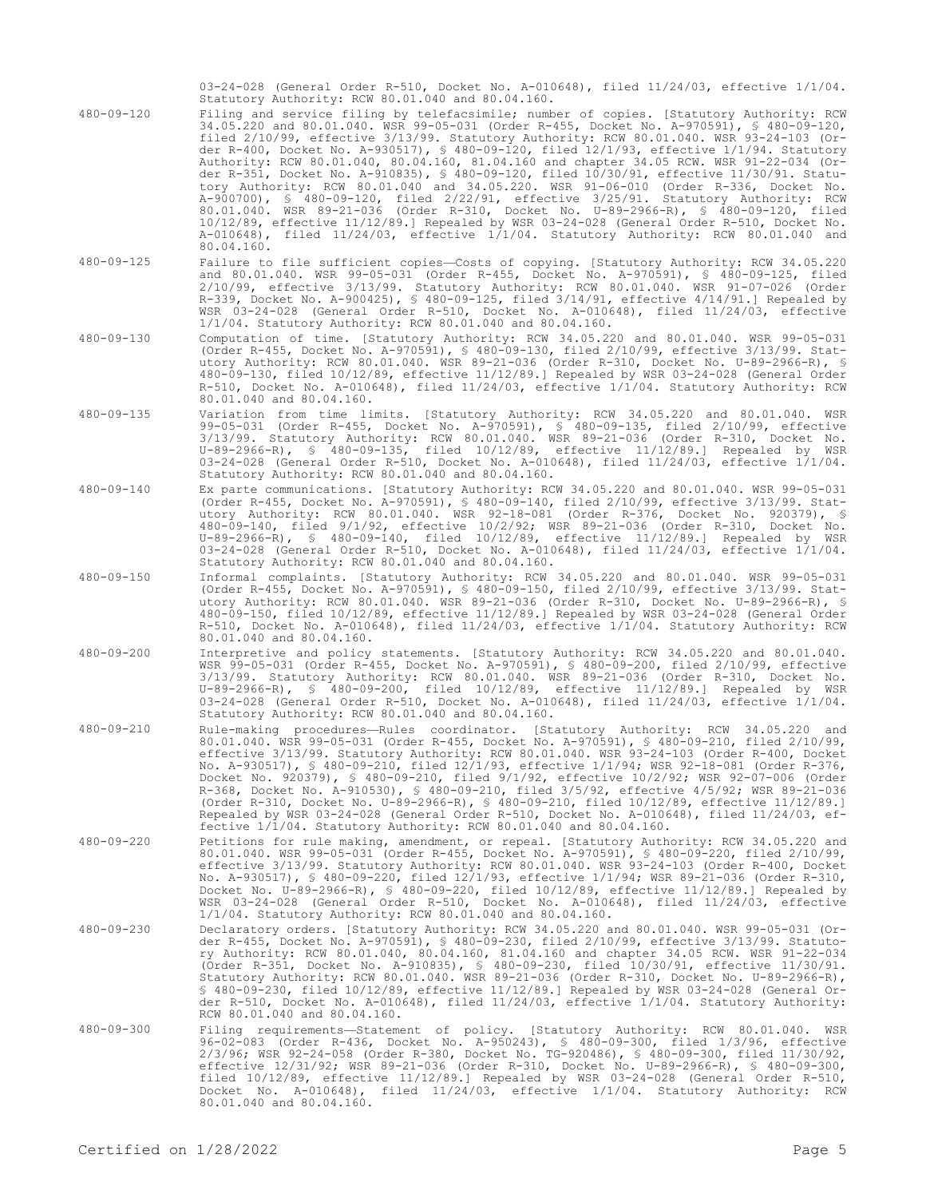03-24-028 (General Order R-510, Docket No. A-010648), filed 11/24/03, effective 1/1/04. Statutory Authority: RCW 80.01.040 and 80.04.160.

480-09-120 Filing and service filing by telefacsimile; number of copies. [Statutory Authority: RCW 34.05.220 and 80.01.040. WSR 99-05-031 (Order R-455, Docket No. A-970591), § 480-09-120, filed 2/10/99, effective 3/13/99. Statutory Authority: RCW 80.01.040. WSR 93-24-103 (Order R-400, Docket No. A-930517), § 480-09-120, filed 12/1/93, effective 1/1/94. Statutory Authority: RCW 80.01.040, 80.04.160, 81.04.160 and chapter 34.05 RCW. WSR 91-22-034 (Order R-351, Docket No. A-910835), § 480-09-120, filed 10/30/91, effective 11/30/91. Statutory Authority: RCW 80.01.040 and 34.05.220. WSR 91-06-010 (Order R-336, Docket No. A-900700), § 480-09-120, filed 2/22/91, effective 3/25/91. Statutory Authority: RCW 80.01.040. WSR 89-21-036 (Order R-310, Docket No. U-89-2966-R), § 480-09-120, filed 10/12/89, effective 11/12/89.] Repealed by WSR 03-24-028 (General Order R-510, Docket No. A-010648), filed 11/24/03, effective 1/1/04. Statutory Authority: RCW 80.01.040 and 80.04.160.

480-09-125 Failure to file sufficient copies—Costs of copying. [Statutory Authority: RCW 34.05.220 and 80.01.040. WSR 99-05-031 (Order R-455, Docket No. A-970591), § 480-09-125, filed 2/10/99, effective 3/13/99. Statutory Authority: RCW 80.01.040. WSR 91-07-026 (Order R-339, Docket No. A-900425), § 480-09-125, filed 3/14/91, effective 4/14/91.] Repealed by WSR 03-24-028 (General Order R-510, Docket No. A-010648), filed 11/24/03, effective 1/1/04. Statutory Authority: RCW 80.01.040 and 80.04.160.

480-09-130 Computation of time. [Statutory Authority: RCW 34.05.220 and 80.01.040. WSR 99-05-031 (Order R-455, Docket No. A-970591), § 480-09-130, filed 2/10/99, effective 3/13/99. Statutory Authority: RCW 80.01.040. WSR 89-21-036 (Order R-310, Docket No. U-89-2966-R), § 480-09-130, filed 10/12/89, effective 11/12/89.] Repealed by WSR 03-24-028 (General Order R-510, Docket No. A-010648), filed 11/24/03, effective 1/1/04. Statutory Authority: RCW 80.01.040 and 80.04.160.

480-09-135 Variation from time limits. [Statutory Authority: RCW 34.05.220 and 80.01.040. WSR 99-05-031 (Order R-455, Docket No. A-970591), § 480-09-135, filed 2/10/99, effective 3/13/99. Statutory Authority: RCW 80.01.040. WSR 89-21-036 (Order R-310, Docket No. U-89-2966-R), § 480-09-135, filed 10/12/89, effective 11/12/89.] Repealed by WSR 03-24-028 (General Order R-510, Docket No. A-010648), filed 11/24/03, effective 1/1/04. Statutory Authority: RCW 80.01.040 and 80.04.160.

480-09-140 Ex parte communications. [Statutory Authority: RCW 34.05.220 and 80.01.040. WSR 99-05-031 (Order R-455, Docket No. A-970591), § 480-09-140, filed 2/10/99, effective 3/13/99. Statutory Authority: RCW 80.01.040. WSR 92-18-081 (Order R-376, Docket No. 920379), § 480-09-140, filed 9/1/92, effective 10/2/92; WSR 89-21-036 (Order R-310, Docket No. U-89-2966-R), § 480-09-140, filed 10/12/89, effective 11/12/89.] Repealed by WSR 03-24-028 (General Order R-510, Docket No. A-010648), filed 11/24/03, effective 1/1/04. Statutory Authority: RCW 80.01.040 and 80.04.160.

480-09-150 Informal complaints. [Statutory Authority: RCW 34.05.220 and 80.01.040. WSR 99-05-031 (Order R-455, Docket No. A-970591), § 480-09-150, filed 2/10/99, effective 3/13/99. Statutory Authority: RCW 80.01.040. WSR 89-21-036 (Order R-310, Docket No. U-89-2966-R), § 480-09-150, filed 10/12/89, effective 11/12/89.] Repealed by WSR 03-24-028 (General Order R-510, Docket No. A-010648), filed 11/24/03, effective 1/1/04. Statutory Authority: RCW 80.01.040 and 80.04.160.

480-09-200 Interpretive and policy statements. [Statutory Authority: RCW 34.05.220 and 80.01.040. WSR 99-05-031 (Order R-455, Docket No. A-970591), § 480-09-200, filed 2/10/99, effective 3/13/99. Statutory Authority: RCW 80.01.040. WSR 89-21-036 (Order R-310, Docket No. U-89-2966-R), § 480-09-200, filed 10/12/89, effective 11/12/89.] Repealed by WSR 03-24-028 (General Order R-510, Docket No. A-010648), filed 11/24/03, effective 1/1/04. Statutory Authority: RCW 80.01.040 and 80.04.160.

480-09-210 Rule-making procedures—Rules coordinator. [Statutory Authority: RCW 34.05.220 and 80.01.040. WSR 99-05-031 (Order R-455, Docket No. A-970591), § 480-09-210, filed 2/10/99, effective 3/13/99. Statutory Authority: RCW 80.01.040. WSR 93-24-103 (Order R-400, Docket No. A-930517), § 480-09-210, filed 12/1/93, effective 1/1/94; WSR 92-18-081 (Order R-376, Docket No. 920379), § 480-09-210, filed 9/1/92, effective 10/2/92; WSR 92-07-006 (Order R-368, Docket No. A-910530), § 480-09-210, filed 3/5/92, effective 4/5/92; WSR 89-21-036 (Order R-310, Docket No. U-89-2966-R), § 480-09-210, filed 10/12/89, effective 11/12/89.] Repealed by WSR 03-24-028 (General Order R-510, Docket No. A-010648), filed 11/24/03, effective 1/1/04. Statutory Authority: RCW 80.01.040 and 80.04.160.

480-09-220 Petitions for rule making, amendment, or repeal. [Statutory Authority: RCW 34.05.220 and 80.01.040. WSR 99-05-031 (Order R-455, Docket No. A-970591), § 480-09-220, filed 2/10/99, effective 3/13/99. Statutory Authority: RCW 80.01.040. WSR 93-24-103 (Order R-400, Docket No. A-930517), § 480-09-220, filed 12/1/93, effective 1/1/94; WSR 89-21-036 (Order R-310, Docket No. U-89-2966-R), § 480-09-220, filed 10/12/89, effective 11/12/89.] Repealed by WSR 03-24-028 (General Order R-510, Docket No. A-010648), filed 11/24/03, effective 1/1/04. Statutory Authority: RCW 80.01.040 and 80.04.160.

480-09-230 Declaratory orders. [Statutory Authority: RCW 34.05.220 and 80.01.040. WSR 99-05-031 (Order R-455, Docket No. A-970591), § 480-09-230, filed 2/10/99, effective 3/13/99. Statutory Authority: RCW 80.01.040, 80.04.160, 81.04.160 and chapter 34.05 RCW. WSR 91-22-034 (Order R-351, Docket No. A-910835), § 480-09-230, filed 10/30/91, effective 11/30/91. Statutory Authority: RCW 80.01.040. WSR 89-21-036 (Order R-310, Docket No. U-89-2966-R), § 480-09-230, filed 10/12/89, effective 11/12/89.] Repealed by WSR 03-24-028 (General Order R-510, Docket No. A-010648), filed 11/24/03, effective 1/1/04. Statutory Authority: RCW 80.01.040 and 80.04.160.

480-09-300 Filing requirements—Statement of policy. [Statutory Authority: RCW 80.01.040. WSR 96-02-083 (Order R-436, Docket No. A-950243), § 480-09-300, filed 1/3/96, effective 2/3/96; WSR 92-24-058 (Order R-380, Docket No. TG-920486), § 480-09-300, filed 11/30/92, effective 12/31/92; WSR 89-21-036 (Order R-310, Docket No. U-89-2966-R), § 480-09-300, filed 10/12/89, effective 11/12/89.] Repealed by WSR 03-24-028 (General Order R-510, Docket No. A-010648), filed 11/24/03, effective 1/1/04. Statutory Authority: RCW 80.01.040 and 80.04.160.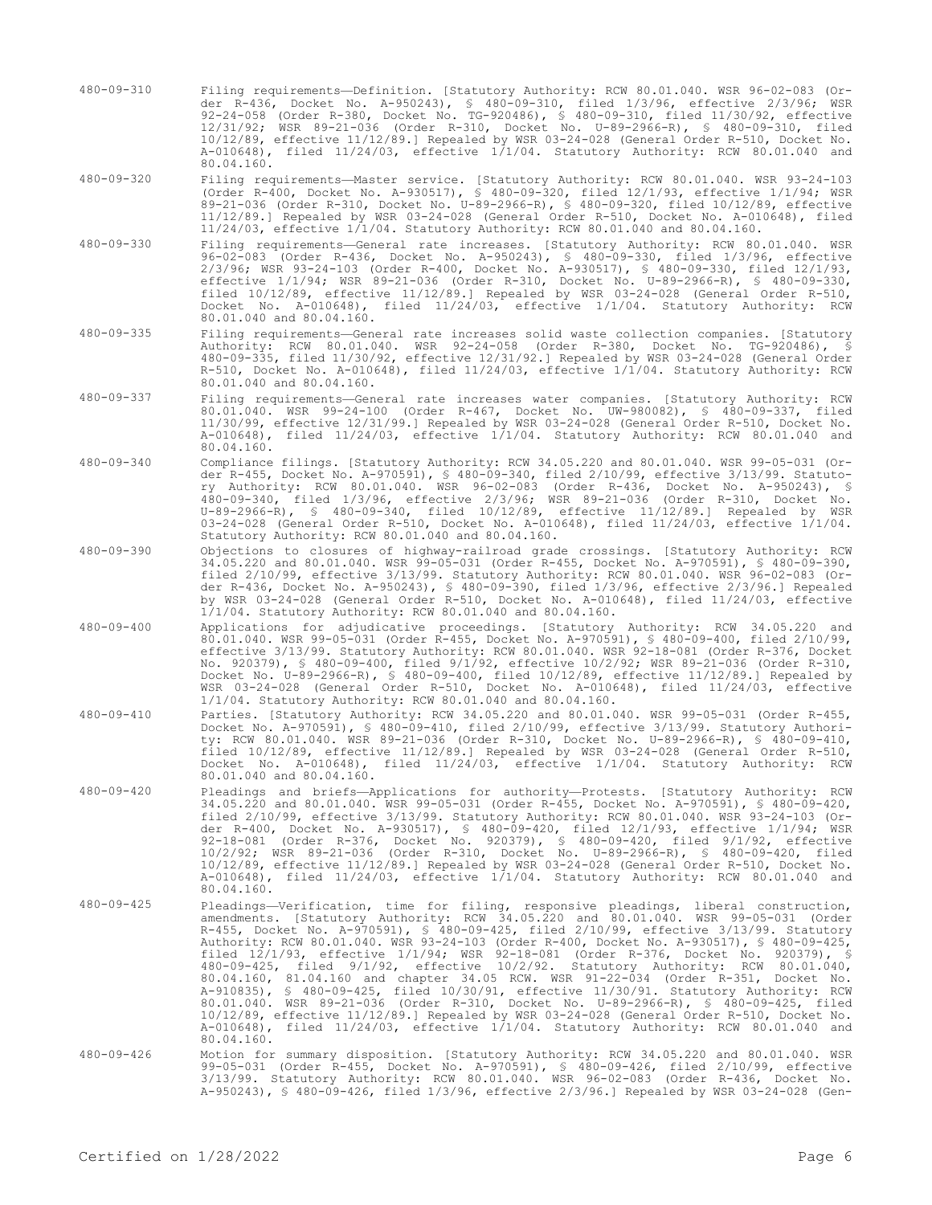480-09-310 Filing requirements—Definition. [Statutory Authority: RCW 80.01.040. WSR 96-02-083 (Order R-436, Docket No. A-950243), § 480-09-310, filed 1/3/96, effective 2/3/96; WSR 92-24-058 (Order R-380, Docket No. TG-920486), § 480-09-310, filed 11/30/92, effective 12/31/92; WSR 89-21-036 (Order R-310, Docket No. U-89-2966-R), § 480-09-310, filed 10/12/89, effective 11/12/89.] Repealed by WSR 03-24-028 (General Order R-510, Docket No. A-010648), filed 11/24/03, effective 1/1/04. Statutory Authority: RCW 80.01.040 and 80.04.160.

480-09-320 Filing requirements—Master service. [Statutory Authority: RCW 80.01.040. WSR 93-24-103 (Order R-400, Docket No. A-930517), § 480-09-320, filed 12/1/93, effective 1/1/94; WSR 89-21-036 (Order R-310, Docket No. U-89-2966-R), § 480-09-320, filed 10/12/89, effective 11/12/89.] Repealed by WSR 03-24-028 (General Order R-510, Docket No. A-010648), filed 11/24/03, effective 1/1/04. Statutory Authority: RCW 80.01.040 and 80.04.160.

480-09-330 Filing requirements—General rate increases. [Statutory Authority: RCW 80.01.040. WSR 96-02-083 (Order R-436, Docket No. A-950243), § 480-09-330, filed 1/3/96, effective 2/3/96; WSR 93-24-103 (Order R-400, Docket No. A-930517), § 480-09-330, filed 12/1/93, effective 1/1/94; WSR 89-21-036 (Order R-310, Docket No. U-89-2966-R), § 480-09-330, filed 10/12/89, effective 11/12/89.] Repealed by WSR 03-24-028 (General Order R-510, Docket No. A-010648), filed 11/24/03, effective 1/1/04. Statutory Authority: RCW 80.01.040 and 80.04.160.

480-09-335 Filing requirements—General rate increases solid waste collection companies. [Statutory Authority: RCW 80.01.040. WSR 92-24-058 (Order R-380, Docket No. TG-920486), § 480-09-335, filed 11/30/92, effective 12/31/92.] Repealed by WSR 03-24-028 (General Order R-510, Docket No. A-010648), filed 11/24/03, effective 1/1/04. Statutory Authority: RCW 80.01.040 and 80.04.160.

480-09-337 Filing requirements—General rate increases water companies. [Statutory Authority: RCW 80.01.040. WSR 99-24-100 (Order R-467, Docket No. UW-980082), § 480-09-337, filed 11/30/99, effective 12/31/99.] Repealed by WSR 03-24-028 (General Order R-510, Docket No. A-010648), filed 11/24/03, effective 1/1/04. Statutory Authority: RCW 80.01.040 and 80.04.160.

480-09-340 Compliance filings. [Statutory Authority: RCW 34.05.220 and 80.01.040. WSR 99-05-031 (Order R-455, Docket No. A-970591), § 480-09-340, filed 2/10/99, effective 3/13/99. Statutory Authority: RCW 80.01.040. WSR 96-02-083 (Order R-436, Docket No. A-950243), § 480-09-340, filed 1/3/96, effective 2/3/96; WSR 89-21-036 (Order R-310, Docket No. U-89-2966-R), § 480-09-340, filed 10/12/89, effective 11/12/89.] Repealed by WSR 03-24-028 (General Order R-510, Docket No. A-010648), filed 11/24/03, effective 1/1/04. Statutory Authority: RCW 80.01.040 and 80.04.160.

480-09-390 Objections to closures of highway-railroad grade crossings. [Statutory Authority: RCW 34.05.220 and 80.01.040. WSR 99-05-031 (Order R-455, Docket No. A-970591), § 480-09-390, filed 2/10/99, effective 3/13/99. Statutory Authority: RCW 80.01.040. WSR 96-02-083 (Order R-436, Docket No. A-950243), § 480-09-390, filed 1/3/96, effective 2/3/96.] Repealed by WSR 03-24-028 (General Order R-510, Docket No. A-010648), filed 11/24/03, effective 1/1/04. Statutory Authority: RCW 80.01.040 and 80.04.160.

480-09-400 Applications for adjudicative proceedings. [Statutory Authority: RCW 34.05.220 and 80.01.040. WSR 99-05-031 (Order R-455, Docket No. A-970591), § 480-09-400, filed 2/10/99, effective 3/13/99. Statutory Authority: RCW 80.01.040. WSR 92-18-081 (Order R-376, Docket No. 920379), § 480-09-400, filed 9/1/92, effective 10/2/92; WSR 89-21-036 (Order R-310, Docket No. U-89-2966-R), § 480-09-400, filed 10/12/89, effective 11/12/89.] Repealed by WSR 03-24-028 (General Order R-510, Docket No. A-010648), filed 11/24/03, effective 1/1/04. Statutory Authority: RCW 80.01.040 and 80.04.160.

480-09-410 Parties. [Statutory Authority: RCW 34.05.220 and 80.01.040. WSR 99-05-031 (Order R-455, Docket No. A-970591), § 480-09-410, filed 2/10/99, effective 3/13/99. Statutory Authority: RCW 80.01.040. WSR 89-21-036 (Order R-310, Docket No. U-89-2966-R), § 480-09-410, filed 10/12/89, effective 11/12/89.] Repealed by WSR 03-24-028 (General Order R-510, Docket No. A-010648), filed 11/24/03, effective 1/1/04. Statutory Authority: RCW 80.01.040 and 80.04.160.

480-09-420 Pleadings and briefs—Applications for authority—Protests. [Statutory Authority: RCW 34.05.220 and 80.01.040. WSR 99-05-031 (Order R-455, Docket No. A-970591), § 480-09-420, filed 2/10/99, effective 3/13/99. Statutory Authority: RCW 80.01.040. WSR 93-24-103 (Order R-400, Docket No. A-930517), § 480-09-420, filed 12/1/93, effective 1/1/94; WSR 92-18-081 (Order R-376, Docket No. 920379), § 480-09-420, filed 9/1/92, effective 10/2/92; WSR 89-21-036 (Order R-310, Docket No. U-89-2966-R), § 480-09-420, filed 10/12/89, effective 11/12/89.] Repealed by WSR 03-24-028 (General Order R-510, Docket No. A-010648), filed 11/24/03, effective 1/1/04. Statutory Authority: RCW 80.01.040 and 80.04.160.

480-09-425 Pleadings—Verification, time for filing, responsive pleadings, liberal construction, amendments. [Statutory Authority: RCW 34.05.220 and 80.01.040. WSR 99-05-031 (Order R-455, Docket No. A-970591), § 480-09-425, filed 2/10/99, effective 3/13/99. Statutory Authority: RCW 80.01.040. WSR 93-24-103 (Order R-400, Docket No. A-930517), § 480-09-425, filed 12/1/93, effective 1/1/94; WSR 92-18-081 (Order R-376, Docket No. 920379), § 480-09-425, filed 9/1/92, effective 10/2/92. Statutory Authority: RCW 80.01.040, 80.04.160, 81.04.160 and chapter 34.05 RCW. WSR 91-22-034 (Order R-351, Docket No. A-910835), § 480-09-425, filed 10/30/91, effective 11/30/91. Statutory Authority: RCW 80.01.040. WSR 89-21-036 (Order R-310, Docket No. U-89-2966-R), § 480-09-425, filed 10/12/89, effective 11/12/89.] Repealed by WSR 03-24-028 (General Order R-510, Docket No. A-010648), filed 11/24/03, effective 1/1/04. Statutory Authority: RCW 80.01.040 and 80.04.160.

480-09-426 Motion for summary disposition. [Statutory Authority: RCW 34.05.220 and 80.01.040. WSR 99-05-031 (Order R-455, Docket No. A-970591), § 480-09-426, filed 2/10/99, effective 3/13/99. Statutory Authority: RCW 80.01.040. WSR 96-02-083 (Order R-436, Docket No. A-950243), § 480-09-426, filed 1/3/96, effective 2/3/96.] Repealed by WSR 03-24-028 (Gen-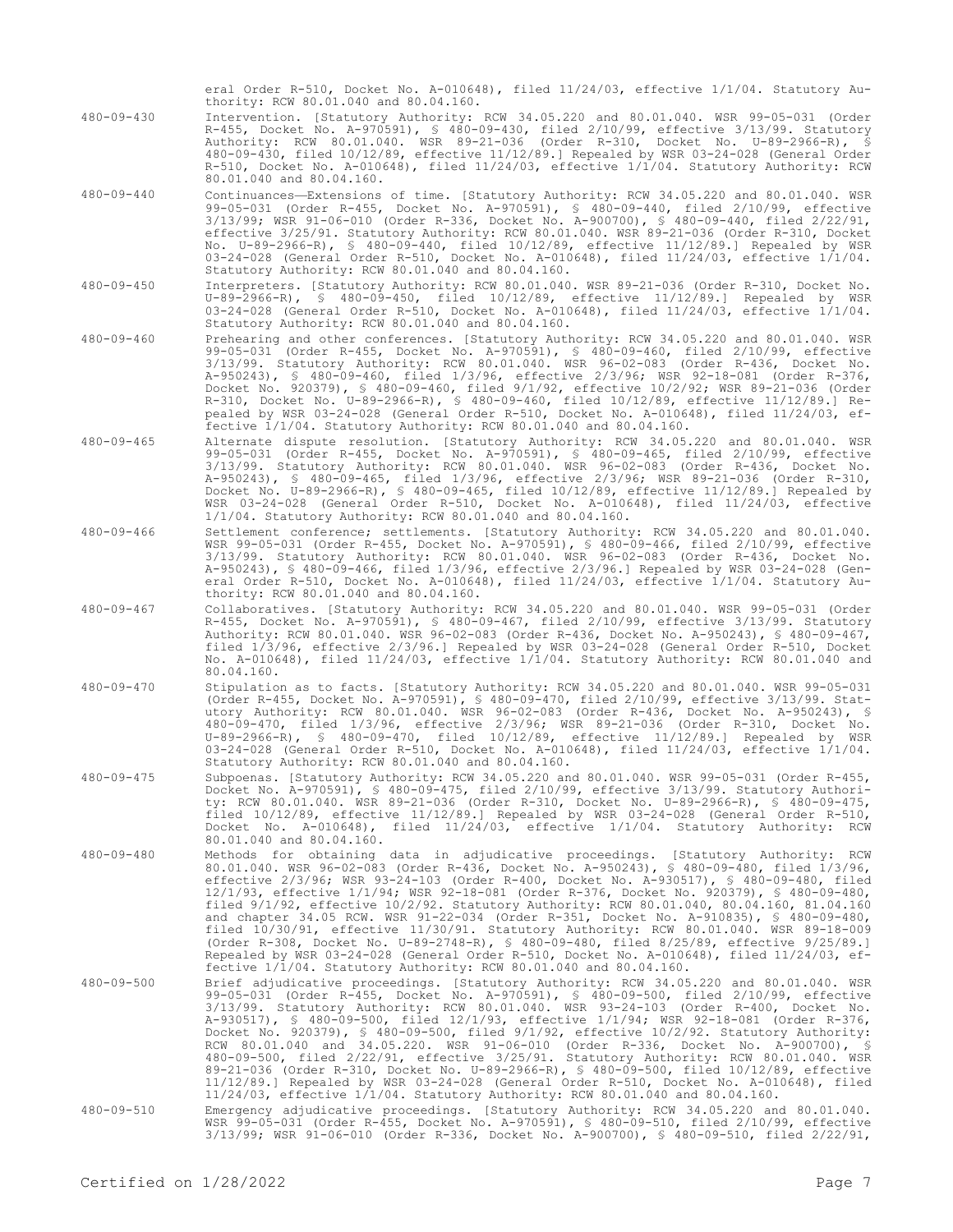eral Order R-510, Docket No. A-010648), filed 11/24/03, effective 1/1/04. Statutory Authority: RCW 80.01.040 and 80.04.160.

480-09-430 Intervention. [Statutory Authority: RCW 34.05.220 and 80.01.040. WSR 99-05-031 (Order R-455, Docket No. A-970591), § 480-09-430, filed 2/10/99, effective 3/13/99. Statutory Authority: RCW 80.01.040. WSR 89-21-036 (Order R-310, Docket No. U-89-2966-R), § 480-09-430, filed 10/12/89, effective 11/12/89.] Repealed by WSR 03-24-028 (General Order R-510, Docket No. A-010648), filed 11/24/03, effective 1/1/04. Statutory Authority: RCW 80.01.040 and 80.04.160.

480-09-440 Continuances—Extensions of time. [Statutory Authority: RCW 34.05.220 and 80.01.040. WSR 99-05-031 (Order R-455, Docket No. A-970591), § 480-09-440, filed 2/10/99, effective 3/13/99; WSR 91-06-010 (Order R-336, Docket No. A-900700), § 480-09-440, filed 2/22/91, effective 3/25/91. Statutory Authority: RCW 80.01.040. WSR 89-21-036 (Order R-310, Docket No. U-89-2966-R), § 480-09-440, filed 10/12/89, effective 11/12/89.] Repealed by WSR 03-24-028 (General Order R-510, Docket No. A-010648), filed 11/24/03, effective 1/1/04. Statutory Authority: RCW 80.01.040 and 80.04.160.

480-09-450 Interpreters. [Statutory Authority: RCW 80.01.040. WSR 89-21-036 (Order R-310, Docket No. U-89-2966-R), § 480-09-450, filed 10/12/89, effective 11/12/89.] Repealed by WSR 03-24-028 (General Order R-510, Docket No. A-010648), filed 11/24/03, effective 1/1/04. Statutory Authority: RCW 80.01.040 and 80.04.160.

480-09-460 Prehearing and other conferences. [Statutory Authority: RCW 34.05.220 and 80.01.040. WSR 99-05-031 (Order R-455, Docket No. A-970591), § 480-09-460, filed 2/10/99, effective 3/13/99. Statutory Authority: RCW 80.01.040. WSR 96-02-083 (Order R-436, Docket No. A-950243), § 480-09-460, filed 1/3/96, effective 2/3/96; WSR 92-18-081 (Order R-376, Docket No. 920379), § 480-09-460, filed 9/1/92, effective 10/2/92; WSR 89-21-036 (Order R-310, Docket No. U-89-2966-R), § 480-09-460, filed 10/12/89, effective 11/12/89.] Repealed by WSR 03-24-028 (General Order R-510, Docket No. A-010648), filed 11/24/03, effective 1/1/04. Statutory Authority: RCW 80.01.040 and 80.04.160.

480-09-465 Alternate dispute resolution. [Statutory Authority: RCW 34.05.220 and 80.01.040. WSR 99-05-031 (Order R-455, Docket No. A-970591), § 480-09-465, filed 2/10/99, effective 3/13/99. Statutory Authority: RCW 80.01.040. WSR 96-02-083 (Order R-436, Docket No. A-950243), § 480-09-465, filed 1/3/96, effective 2/3/96; WSR 89-21-036 (Order R-310, Docket No. U-89-2966-R), § 480-09-465, filed 10/12/89, effective 11/12/89.] Repealed by WSR 03-24-028 (General Order R-510, Docket No. A-010648), filed 11/24/03, effective 1/1/04. Statutory Authority: RCW 80.01.040 and 80.04.160.

480-09-466 Settlement conference; settlements. [Statutory Authority: RCW 34.05.220 and 80.01.040. WSR 99-05-031 (Order R-455, Docket No. A-970591), § 480-09-466, filed 2/10/99, effective 3/13/99. Statutory Authority: RCW 80.01.040. WSR 96-02-083 (Order R-436, Docket No. A-950243), § 480-09-466, filed 1/3/96, effective 2/3/96.] Repealed by WSR 03-24-028 (General Order R-510, Docket No. A-010648), filed 11/24/03, effective 1/1/04. Statutory Authority: RCW 80.01.040 and 80.04.160.

480-09-467 Collaboratives. [Statutory Authority: RCW 34.05.220 and 80.01.040. WSR 99-05-031 (Order R-455, Docket No. A-970591), § 480-09-467, filed 2/10/99, effective 3/13/99. Statutory Authority: RCW 80.01.040. WSR 96-02-083 (Order R-436, Docket No. A-950243), § 480-09-467, filed 1/3/96, effective 2/3/96.] Repealed by WSR 03-24-028 (General Order R-510, Docket No. A-010648), filed 11/24/03, effective 1/1/04. Statutory Authority: RCW 80.01.040 and 80.04.160.

480-09-470 Stipulation as to facts. [Statutory Authority: RCW 34.05.220 and 80.01.040. WSR 99-05-031 (Order R-455, Docket No. A-970591), § 480-09-470, filed 2/10/99, effective 3/13/99. Statutory Authority: RCW 80.01.040. WSR 96-02-083 (Order R-436, Docket No. A-950243), § 480-09-470, filed 1/3/96, effective 2/3/96; WSR 89-21-036 (Order R-310, Docket No. U-89-2966-R), § 480-09-470, filed 10/12/89, effective 11/12/89.] Repealed by WSR 03-24-028 (General Order R-510, Docket No. A-010648), filed 11/24/03, effective 1/1/04. Statutory Authority: RCW 80.01.040 and 80.04.160.

480-09-475 Subpoenas. [Statutory Authority: RCW 34.05.220 and 80.01.040. WSR 99-05-031 (Order R-455, Docket No. A-970591), § 480-09-475, filed 2/10/99, effective 3/13/99. Statutory Authority: RCW 80.01.040. WSR 89-21-036 (Order R-310, Docket No. U-89-2966-R), § 480-09-475, filed 10/12/89, effective 11/12/89.] Repealed by WSR 03-24-028 (General Order R-510, Docket No. A-010648), filed 11/24/03, effective 1/1/04. Statutory Authority: RCW 80.01.040 and 80.04.160.

480-09-480 Methods for obtaining data in adjudicative proceedings. [Statutory Authority: RCW 80.01.040. WSR 96-02-083 (Order R-436, Docket No. A-950243), § 480-09-480, filed 1/3/96, effective 2/3/96; WSR 93-24-103 (Order R-400, Docket No. A-930517), § 480-09-480, filed 12/1/93, effective 1/1/94; WSR 92-18-081 (Order R-376, Docket No. 920379), § 480-09-480, filed 9/1/92, effective 10/2/92. Statutory Authority: RCW 80.01.040, 80.04.160, 81.04.160 and chapter 34.05 RCW. WSR 91-22-034 (Order R-351, Docket No. A-910835), § 480-09-480, filed 10/30/91, effective 11/30/91. Statutory Authority: RCW 80.01.040. WSR 89-18-009 (Order R-308, Docket No. U-89-2748-R), § 480-09-480, filed 8/25/89, effective 9/25/89.] Repealed by WSR 03-24-028 (General Order R-510, Docket No. A-010648), filed 11/24/03, effective 1/1/04. Statutory Authority: RCW 80.01.040 and 80.04.160.

480-09-500 Brief adjudicative proceedings. [Statutory Authority: RCW 34.05.220 and 80.01.040. WSR 99-05-031 (Order R-455, Docket No. A-970591), § 480-09-500, filed 2/10/99, effective 3/13/99. Statutory Authority: RCW 80.01.040. WSR 93-24-103 (Order R-400, Docket No. A-930517), § 480-09-500, filed 12/1/93, effective 1/1/94; WSR 92-18-081 (Order R-376, Docket No. 920379), § 480-09-500, filed 9/1/92, effective 10/2/92. Statutory Authority: RCW 80.01.040 and 34.05.220. WSR 91-06-010 (Order R-336, Docket No. A-900700), § 480-09-500, filed 2/22/91, effective 3/25/91. Statutory Authority: RCW 80.01.040. WSR 89-21-036 (Order R-310, Docket No. U-89-2966-R), § 480-09-500, filed 10/12/89, effective 11/12/89.] Repealed by WSR 03-24-028 (General Order R-510, Docket No. A-010648), filed 11/24/03, effective 1/1/04. Statutory Authority: RCW 80.01.040 and 80.04.160.

480-09-510 Emergency adjudicative proceedings. [Statutory Authority: RCW 34.05.220 and 80.01.040. WSR 99-05-031 (Order R-455, Docket No. A-970591), § 480-09-510, filed 2/10/99, effective 3/13/99; WSR 91-06-010 (Order R-336, Docket No. A-900700), § 480-09-510, filed 2/22/91,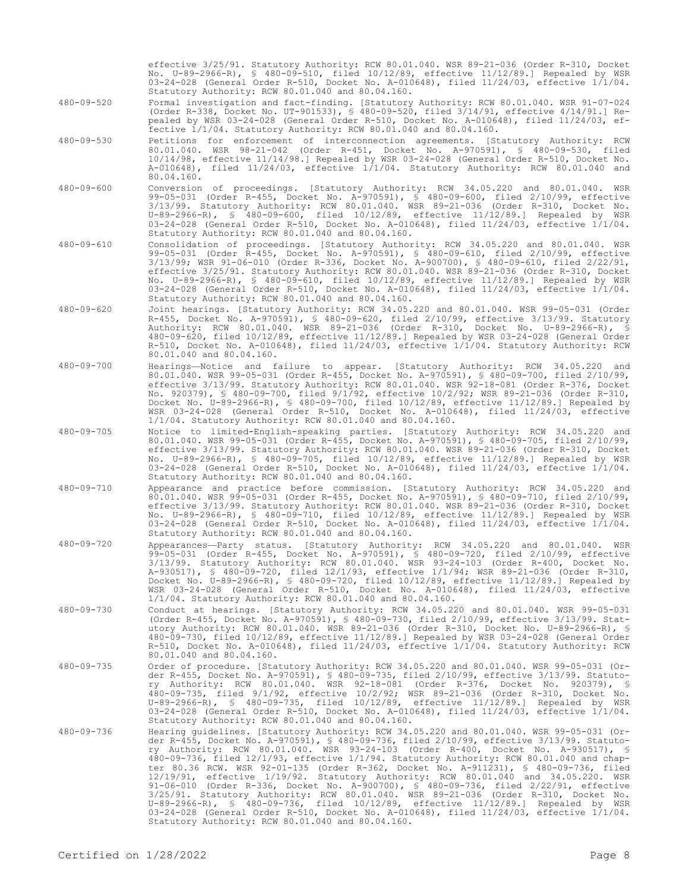effective 3/25/91. Statutory Authority: RCW 80.01.040. WSR 89-21-036 (Order R-310, Docket No. U-89-2966-R), § 480-09-510, filed 10/12/89, effective 11/12/89.] Repealed by WSR 03-24-028 (General Order R-510, Docket No. A-010648), filed 11/24/03, effective 1/1/04. Statutory Authority: RCW 80.01.040 and 80.04.160.

480-09-520 Formal investigation and fact-finding. [Statutory Authority: RCW 80.01.040. WSR 91-07-024 (Order R-338, Docket No. UT-901533), § 480-09-520, filed 3/14/91, effective 4/14/91.] Repealed by WSR 03-24-028 (General Order R-510, Docket No. A-010648), filed 11/24/03, effective 1/1/04. Statutory Authority: RCW 80.01.040 and 80.04.160.

480-09-530 Petitions for enforcement of interconnection agreements. [Statutory Authority: RCW 80.01.040. WSR 98-21-042 (Order R-451, Docket No. A-970591), § 480-09-530, filed 10/14/98, effective 11/14/98.] Repealed by WSR 03-24-028 (General Order R-510, Docket No. A-010648), filed 11/24/03, effective 1/1/04. Statutory Authority: RCW 80.01.040 and 80.04.160.

480-09-600 Conversion of proceedings. [Statutory Authority: RCW 34.05.220 and 80.01.040. WSR 99-05-031 (Order R-455, Docket No. A-970591), § 480-09-600, filed 2/10/99, effective 3/13/99. Statutory Authority: RCW 80.01.040. WSR 89-21-036 (Order R-310, Docket No. U-89-2966-R), § 480-09-600, filed 10/12/89, effective 11/12/89.] Repealed by WSR 03-24-028 (General Order R-510, Docket No. A-010648), filed 11/24/03, effective 1/1/04. Statutory Authority: RCW 80.01.040 and 80.04.160.

480-09-610 Consolidation of proceedings. [Statutory Authority: RCW 34.05.220 and 80.01.040. WSR 99-05-031 (Order R-455, Docket No. A-970591), § 480-09-610, filed 2/10/99, effective 3/13/99; WSR 91-06-010 (Order R-336, Docket No. A-900700), § 480-09-610, filed 2/22/91, effective 3/25/91. Statutory Authority: RCW 80.01.040. WSR 89-21-036 (Order R-310, Docket No. U-89-2966-R), § 480-09-610, filed 10/12/89, effective 11/12/89.] Repealed by WSR 03-24-028 (General Order R-510, Docket No. A-010648), filed 11/24/03, effective 1/1/04. Statutory Authority: RCW 80.01.040 and 80.04.160.

480-09-620 Joint hearings. [Statutory Authority: RCW 34.05.220 and 80.01.040. WSR 99-05-031 (Order R-455, Docket No. A-970591), § 480-09-620, filed 2/10/99, effective 3/13/99. Statutory Authority: RCW 80.01.040. WSR 89-21-036 (Order R-310, Docket No. U-89-2966-R), § 480-09-620, filed 10/12/89, effective 11/12/89.] Repealed by WSR 03-24-028 (General Order R-510, Docket No. A-010648), filed 11/24/03, effective 1/1/04. Statutory Authority: RCW 80.01.040 and 80.04.160.

480-09-700 Hearings—Notice and failure to appear. [Statutory Authority: RCW 34.05.220 and 80.01.040. WSR 99-05-031 (Order R-455, Docket No. A-970591), § 480-09-700, filed 2/10/99, effective 3/13/99. Statutory Authority: RCW 80.01.040. WSR 92-18-081 (Order R-376, Docket No. 920379), § 480-09-700, filed 9/1/92, effective 10/2/92; WSR 89-21-036 (Order R-310, Docket No. U-89-2966-R), § 480-09-700, filed 10/12/89, effective 11/12/89.] Repealed by WSR 03-24-028 (General Order R-510, Docket No. A-010648), filed 11/24/03, effective 1/1/04. Statutory Authority: RCW 80.01.040 and 80.04.160.

480-09-705 Notice to limited-English-speaking parties. [Statutory Authority: RCW 34.05.220 and 80.01.040. WSR 99-05-031 (Order R-455, Docket No. A-970591), § 480-09-705, filed 2/10/99, effective 3/13/99. Statutory Authority: RCW 80.01.040. WSR 89-21-036 (Order R-310, Docket No. U-89-2966-R), § 480-09-705, filed 10/12/89, effective 11/12/89.] Repealed by WSR 03-24-028 (General Order R-510, Docket No. A-010648), filed 11/24/03, effective 1/1/04. Statutory Authority: RCW 80.01.040 and 80.04.160.

480-09-710 Appearance and practice before commission. [Statutory Authority: RCW 34.05.220 and 80.01.040. WSR 99-05-031 (Order R-455, Docket No. A-970591), § 480-09-710, filed 2/10/99, effective 3/13/99. Statutory Authority: RCW 80.01.040. WSR 89-21-036 (Order R-310, Docket No. U-89-2966-R), § 480-09-710, filed 10/12/89, effective 11/12/89.] Repealed by WSR 03-24-028 (General Order R-510, Docket No. A-010648), filed 11/24/03, effective 1/1/04. Statutory Authority: RCW 80.01.040 and 80.04.160.

480-09-720 Appearances—Party status. [Statutory Authority: RCW 34.05.220 and 80.01.040. WSR 99-05-031 (Order R-455, Docket No. A-970591), § 480-09-720, filed 2/10/99, effective 3/13/99. Statutory Authority: RCW 80.01.040. WSR 93-24-103 (Order R-400, Docket No. A-930517), § 480-09-720, filed 12/1/93, effective 1/1/94; WSR 89-21-036 (Order R-310, Docket No. U-89-2966-R), § 480-09-720, filed 10/12/89, effective 11/12/89.] Repealed by WSR 03-24-028 (General Order R-510, Docket No. A-010648), filed 11/24/03, effective 1/1/04. Statutory Authority: RCW 80.01.040 and 80.04.160.

480-09-730 Conduct at hearings. [Statutory Authority: RCW 34.05.220 and 80.01.040. WSR 99-05-031 (Order R-455, Docket No. A-970591), § 480-09-730, filed 2/10/99, effective 3/13/99. Statutory Authority: RCW 80.01.040. WSR 89-21-036 (Order R-310, Docket No. U-89-2966-R), § 480-09-730, filed 10/12/89, effective 11/12/89.] Repealed by WSR 03-24-028 (General Order R-510, Docket No. A-010648), filed 11/24/03, effective 1/1/04. Statutory Authority: RCW 80.01.040 and 80.04.160.

480-09-735 Order of procedure. [Statutory Authority: RCW 34.05.220 and 80.01.040. WSR 99-05-031 (Order R-455, Docket No. A-970591), § 480-09-735, filed 2/10/99, effective 3/13/99. Statutory Authority: RCW 80.01.040. WSR 92-18-081 (Order R-376, Docket No. 920379), § 480-09-735, filed 9/1/92, effective 10/2/92; WSR 89-21-036 (Order R-310, Docket No. U-89-2966-R), § 480-09-735, filed 10/12/89, effective 11/12/89.] Repealed by WSR 03-24-028 (General Order R-510, Docket No. A-010648), filed 11/24/03, effective 1/1/04. Statutory Authority: RCW 80.01.040 and 80.04.160.

480-09-736 Hearing guidelines. [Statutory Authority: RCW 34.05.220 and 80.01.040. WSR 99-05-031 (Order R-455, Docket No. A-970591), § 480-09-736, filed 2/10/99, effective 3/13/99. Statutory Authority: RCW 80.01.040. WSR 93-24-103 (Order R-400, Docket No. A-930517), § 480-09-736, filed 12/1/93, effective 1/1/94. Statutory Authority: RCW 80.01.040 and chapter 80.36 RCW. WSR 92-01-135 (Order R-362, Docket No. A-911231), § 480-09-736, filed 12/19/91, effective 1/19/92. Statutory Authority: RCW 80.01.040 and 34.05.220. WSR 91-06-010 (Order R-336, Docket No. A-900700), § 480-09-736, filed 2/22/91, effective 3/25/91. Statutory Authority: RCW 80.01.040. WSR 89-21-036 (Order R-310, Docket No. U-89-2966-R), § 480-09-736, filed 10/12/89, effective 11/12/89.] Repealed by WSR 03-24-028 (General Order R-510, Docket No. A-010648), filed 11/24/03, effective 1/1/04. Statutory Authority: RCW 80.01.040 and 80.04.160.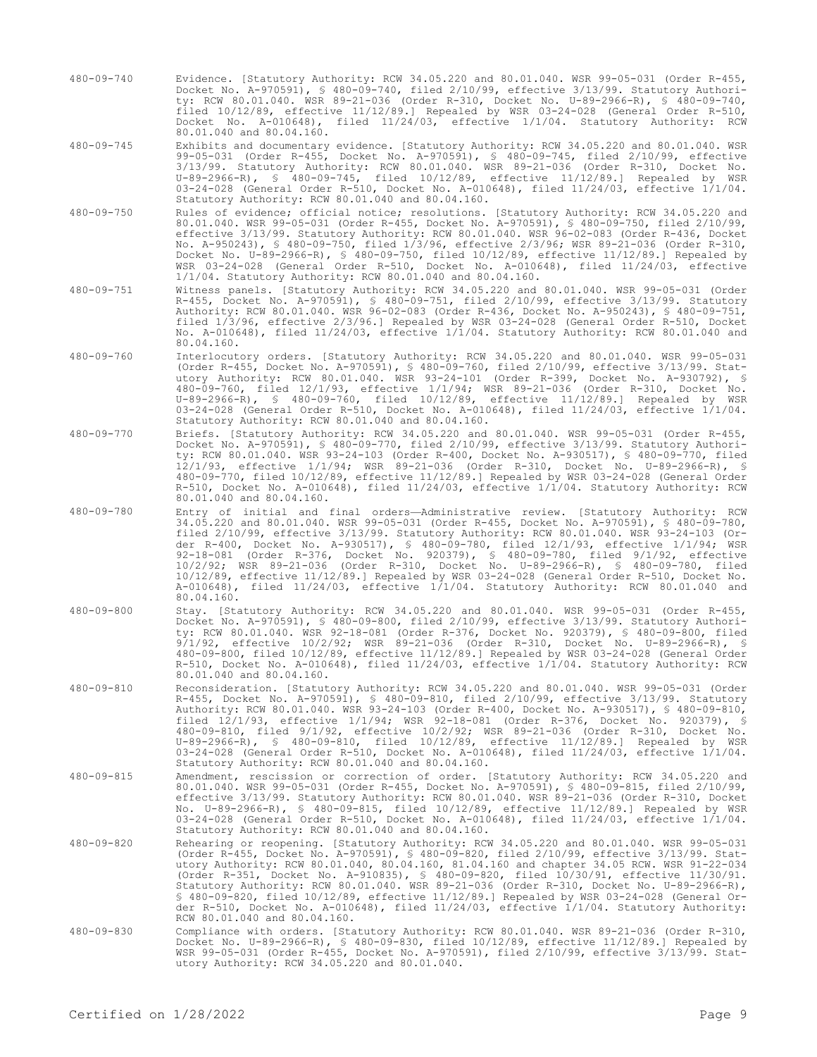480-09-740 Evidence. [Statutory Authority: RCW 34.05.220 and 80.01.040. WSR 99-05-031 (Order R-455, Docket No. A-970591), § 480-09-740, filed 2/10/99, effective 3/13/99. Statutory Authority: RCW 80.01.040. WSR 89-21-036 (Order R-310, Docket No. U-89-2966-R), § 480-09-740, filed 10/12/89, effective 11/12/89.] Repealed by WSR 03-24-028 (General Order R-510, Docket No. A-010648), filed 11/24/03, effective 1/1/04. Statutory Authority: RCW 80.01.040 and 80.04.160.

480-09-745 Exhibits and documentary evidence. [Statutory Authority: RCW 34.05.220 and 80.01.040. WSR 99-05-031 (Order R-455, Docket No. A-970591), § 480-09-745, filed 2/10/99, effective 3/13/99. Statutory Authority: RCW 80.01.040. WSR 89-21-036 (Order R-310, Docket No. U-89-2966-R), § 480-09-745, filed 10/12/89, effective 11/12/89.] Repealed by WSR 03-24-028 (General Order R-510, Docket No. A-010648), filed 11/24/03, effective 1/1/04. Statutory Authority: RCW 80.01.040 and 80.04.160.

480-09-750 Rules of evidence; official notice; resolutions. [Statutory Authority: RCW 34.05.220 and 80.01.040. WSR 99-05-031 (Order R-455, Docket No. A-970591), § 480-09-750, filed 2/10/99, effective 3/13/99. Statutory Authority: RCW 80.01.040. WSR 96-02-083 (Order R-436, Docket No. A-950243), § 480-09-750, filed 1/3/96, effective 2/3/96; WSR 89-21-036 (Order R-310, Docket No. U-89-2966-R), § 480-09-750, filed 10/12/89, effective 11/12/89.] Repealed by WSR 03-24-028 (General Order R-510, Docket No. A-010648), filed 11/24/03, effective 1/1/04. Statutory Authority: RCW 80.01.040 and 80.04.160.

480-09-751 Witness panels. [Statutory Authority: RCW 34.05.220 and 80.01.040. WSR 99-05-031 (Order R-455, Docket No. A-970591), § 480-09-751, filed 2/10/99, effective 3/13/99. Statutory Authority: RCW 80.01.040. WSR 96-02-083 (Order R-436, Docket No. A-950243), § 480-09-751, filed 1/3/96, effective 2/3/96.] Repealed by WSR 03-24-028 (General Order R-510, Docket No. A-010648), filed 11/24/03, effective 1/1/04. Statutory Authority: RCW 80.01.040 and 80.04.160.

480-09-760 Interlocutory orders. [Statutory Authority: RCW 34.05.220 and 80.01.040. WSR 99-05-031 (Order R-455, Docket No. A-970591), § 480-09-760, filed 2/10/99, effective 3/13/99. Statutory Authority: RCW 80.01.040. WSR 93-24-101 (Order R-399, Docket No. A-930792), § 480-09-760, filed 12/1/93, effective 1/1/94; WSR 89-21-036 (Order R-310, Docket No. U-89-2966-R), § 480-09-760, filed 10/12/89, effective 11/12/89.] Repealed by WSR 03-24-028 (General Order R-510, Docket No. A-010648), filed 11/24/03, effective 1/1/04. Statutory Authority: RCW 80.01.040 and 80.04.160.

480-09-770 Briefs. [Statutory Authority: RCW 34.05.220 and 80.01.040. WSR 99-05-031 (Order R-455, Docket No. A-970591), § 480-09-770, filed 2/10/99, effective 3/13/99. Statutory Authority: RCW 80.01.040. WSR 93-24-103 (Order R-400, Docket No. A-930517), § 480-09-770, filed 12/1/93, effective 1/1/94; WSR 89-21-036 (Order R-310, Docket No. U-89-2966-R), § 480-09-770, filed 10/12/89, effective 11/12/89.] Repealed by WSR 03-24-028 (General Order R-510, Docket No. A-010648), filed 11/24/03, effective 1/1/04. Statutory Authority: RCW 80.01.040 and 80.04.160.

480-09-780 Entry of initial and final orders—Administrative review. [Statutory Authority: RCW 34.05.220 and 80.01.040. WSR 99-05-031 (Order R-455, Docket No. A-970591), § 480-09-780, filed 2/10/99, effective 3/13/99. Statutory Authority: RCW 80.01.040. WSR 93-24-103 (Order R-400, Docket No. A-930517), § 480-09-780, filed 12/1/93, effective 1/1/94; WSR 92-18-081 (Order R-376, Docket No. 920379), § 480-09-780, filed 9/1/92, effective 10/2/92; WSR 89-21-036 (Order R-310, Docket No. U-89-2966-R), § 480-09-780, filed 10/12/89, effective 11/12/89.] Repealed by WSR 03-24-028 (General Order R-510, Docket No. A-010648), filed 11/24/03, effective 1/1/04. Statutory Authority: RCW 80.01.040 and 80.04.160.

480-09-800 Stay. [Statutory Authority: RCW 34.05.220 and 80.01.040. WSR 99-05-031 (Order R-455, Docket No. A-970591), § 480-09-800, filed 2/10/99, effective 3/13/99. Statutory Authority: RCW 80.01.040. WSR 92-18-081 (Order R-376, Docket No. 920379), § 480-09-800, filed 9/1/92, effective 10/2/92; WSR 89-21-036 (Order R-310, Docket No. U-89-2966-R), § 480-09-800, filed 10/12/89, effective 11/12/89.] Repealed by WSR 03-24-028 (General Order R-510, Docket No. A-010648), filed 11/24/03, effective 1/1/04. Statutory Authority: RCW 80.01.040 and 80.04.160.

480-09-810 Reconsideration. [Statutory Authority: RCW 34.05.220 and 80.01.040. WSR 99-05-031 (Order R-455, Docket No. A-970591), § 480-09-810, filed 2/10/99, effective 3/13/99. Statutory Authority: RCW 80.01.040. WSR 93-24-103 (Order R-400, Docket No. A-930517), § 480-09-810, filed 12/1/93, effective 1/1/94; WSR 92-18-081 (Order R-376, Docket No. 920379), § 480-09-810, filed 9/1/92, effective 10/2/92; WSR 89-21-036 (Order R-310, Docket No. U-89-2966-R), § 480-09-810, filed 10/12/89, effective 11/12/89.] Repealed by WSR 03-24-028 (General Order R-510, Docket No. A-010648), filed 11/24/03, effective 1/1/04. Statutory Authority: RCW 80.01.040 and 80.04.160.

480-09-815 Amendment, rescission or correction of order. [Statutory Authority: RCW 34.05.220 and 80.01.040. WSR 99-05-031 (Order R-455, Docket No. A-970591), § 480-09-815, filed 2/10/99, effective 3/13/99. Statutory Authority: RCW 80.01.040. WSR 89-21-036 (Order R-310, Docket No. U-89-2966-R), § 480-09-815, filed 10/12/89, effective 11/12/89.] Repealed by WSR 03-24-028 (General Order R-510, Docket No. A-010648), filed 11/24/03, effective 1/1/04. Statutory Authority: RCW 80.01.040 and 80.04.160.

480-09-820 Rehearing or reopening. [Statutory Authority: RCW 34.05.220 and 80.01.040. WSR 99-05-031 (Order R-455, Docket No. A-970591), § 480-09-820, filed 2/10/99, effective 3/13/99. Statutory Authority: RCW 80.01.040, 80.04.160, 81.04.160 and chapter 34.05 RCW. WSR 91-22-034 (Order R-351, Docket No. A-910835), § 480-09-820, filed 10/30/91, effective 11/30/91. Statutory Authority: RCW 80.01.040. WSR 89-21-036 (Order R-310, Docket No. U-89-2966-R), § 480-09-820, filed 10/12/89, effective 11/12/89.] Repealed by WSR 03-24-028 (General Order R-510, Docket No. A-010648), filed 11/24/03, effective 1/1/04. Statutory Authority: RCW 80.01.040 and 80.04.160.

480-09-830 Compliance with orders. [Statutory Authority: RCW 80.01.040. WSR 89-21-036 (Order R-310, Docket No. U-89-2966-R), § 480-09-830, filed 10/12/89, effective 11/12/89.] Repealed by WSR 99-05-031 (Order R-455, Docket No. A-970591), filed 2/10/99, effective 3/13/99. Statutory Authority: RCW 34.05.220 and 80.01.040.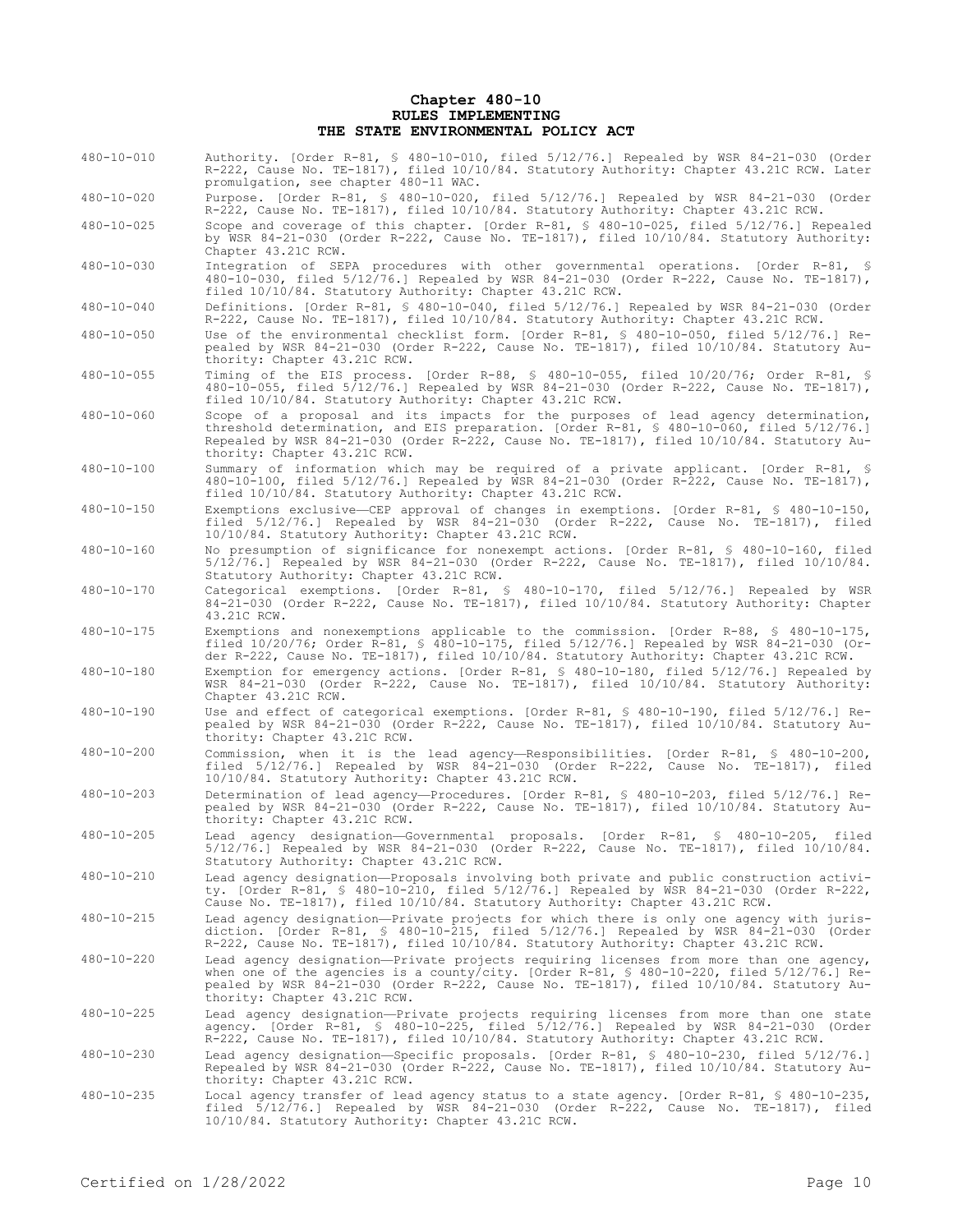# Chapter 480-10
## RULES IMPLEMENTING
## THE STATE ENVIRONMENTAL POLICY ACT

| | |
|---|---|
| 480-10-010 | Authority. [Order R-81, § 480-10-010, filed 5/12/76.] Repealed by WSR 84-21-030 (Order R-222, Cause No. TE-1817), filed 10/10/84. Statutory Authority: Chapter 43.21C RCW. Later promulgation, see chapter 480-11 WAC. |
| 480-10-020 | Purpose. [Order R-81, § 480-10-020, filed 5/12/76.] Repealed by WSR 84-21-030 (Order R-222, Cause No. TE-1817), filed 10/10/84. Statutory Authority: Chapter 43.21C RCW. |
| 480-10-025 | Scope and coverage of this chapter. [Order R-81, § 480-10-025, filed 5/12/76.] Repealed by WSR 84-21-030 (Order R-222, Cause No. TE-1817), filed 10/10/84. Statutory Authority: Chapter 43.21C RCW. |
| 480-10-030 | Integration of SEPA procedures with other governmental operations. [Order R-81, § 480-10-030, filed 5/12/76.] Repealed by WSR 84-21-030 (Order R-222, Cause No. TE-1817), filed 10/10/84. Statutory Authority: Chapter 43.21C RCW. |
| 480-10-040 | Definitions. [Order R-81, § 480-10-040, filed 5/12/76.] Repealed by WSR 84-21-030 (Order R-222, Cause No. TE-1817), filed 10/10/84. Statutory Authority: Chapter 43.21C RCW. |
| 480-10-050 | Use of the environmental checklist form. [Order R-81, § 480-10-050, filed 5/12/76.] Repealed by WSR 84-21-030 (Order R-222, Cause No. TE-1817), filed 10/10/84. Statutory Authority: Chapter 43.21C RCW. |
| 480-10-055 | Timing of the EIS process. [Order R-88, § 480-10-055, filed 10/20/76; Order R-81, § 480-10-055, filed 5/12/76.] Repealed by WSR 84-21-030 (Order R-222, Cause No. TE-1817), filed 10/10/84. Statutory Authority: Chapter 43.21C RCW. |
| 480-10-060 | Scope of a proposal and its impacts for the purposes of lead agency determination, threshold determination, and EIS preparation. [Order R-81, § 480-10-060, filed 5/12/76.] Repealed by WSR 84-21-030 (Order R-222, Cause No. TE-1817), filed 10/10/84. Statutory Authority: Chapter 43.21C RCW. |
| 480-10-100 | Summary of information which may be required of a private applicant. [Order R-81, § 480-10-100, filed 5/12/76.] Repealed by WSR 84-21-030 (Order R-222, Cause No. TE-1817), filed 10/10/84. Statutory Authority: Chapter 43.21C RCW. |
| 480-10-150 | Exemptions exclusive—CEP approval of changes in exemptions. [Order R-81, § 480-10-150, filed 5/12/76.] Repealed by WSR 84-21-030 (Order R-222, Cause No. TE-1817), filed 10/10/84. Statutory Authority: Chapter 43.21C RCW. |
| 480-10-160 | No presumption of significance for nonexempt actions. [Order R-81, § 480-10-160, filed 5/12/76.] Repealed by WSR 84-21-030 (Order R-222, Cause No. TE-1817), filed 10/10/84. Statutory Authority: Chapter 43.21C RCW. |
| 480-10-170 | Categorical exemptions. [Order R-81, § 480-10-170, filed 5/12/76.] Repealed by WSR 84-21-030 (Order R-222, Cause No. TE-1817), filed 10/10/84. Statutory Authority: Chapter 43.21C RCW. |
| 480-10-175 | Exemptions and nonexemptions applicable to the commission. [Order R-88, § 480-10-175, filed 10/20/76; Order R-81, § 480-10-175, filed 5/12/76.] Repealed by WSR 84-21-030 (Order R-222, Cause No. TE-1817), filed 10/10/84. Statutory Authority: Chapter 43.21C RCW. |
| 480-10-180 | Exemption for emergency actions. [Order R-81, § 480-10-180, filed 5/12/76.] Repealed by WSR 84-21-030 (Order R-222, Cause No. TE-1817), filed 10/10/84. Statutory Authority: Chapter 43.21C RCW. |
| 480-10-190 | Use and effect of categorical exemptions. [Order R-81, § 480-10-190, filed 5/12/76.] Repealed by WSR 84-21-030 (Order R-222, Cause No. TE-1817), filed 10/10/84. Statutory Authority: Chapter 43.21C RCW. |
| 480-10-200 | Commission, when it is the lead agency—Responsibilities. [Order R-81, § 480-10-200, filed 5/12/76.] Repealed by WSR 84-21-030 (Order R-222, Cause No. TE-1817), filed 10/10/84. Statutory Authority: Chapter 43.21C RCW. |
| 480-10-203 | Determination of lead agency—Procedures. [Order R-81, § 480-10-203, filed 5/12/76.] Repealed by WSR 84-21-030 (Order R-222, Cause No. TE-1817), filed 10/10/84. Statutory Authority: Chapter 43.21C RCW. |
| 480-10-205 | Lead agency designation—Governmental proposals. [Order R-81, § 480-10-205, filed 5/12/76.] Repealed by WSR 84-21-030 (Order R-222, Cause No. TE-1817), filed 10/10/84. Statutory Authority: Chapter 43.21C RCW. |
| 480-10-210 | Lead agency designation—Proposals involving both private and public construction activity. [Order R-81, § 480-10-210, filed 5/12/76.] Repealed by WSR 84-21-030 (Order R-222, Cause No. TE-1817), filed 10/10/84. Statutory Authority: Chapter 43.21C RCW. |
| 480-10-215 | Lead agency designation—Private projects for which there is only one agency with jurisdiction. [Order R-81, § 480-10-215, filed 5/12/76.] Repealed by WSR 84-21-030 (Order R-222, Cause No. TE-1817), filed 10/10/84. Statutory Authority: Chapter 43.21C RCW. |
| 480-10-220 | Lead agency designation—Private projects requiring licenses from more than one agency, when one of the agencies is a county/city. [Order R-81, § 480-10-220, filed 5/12/76.] Repealed by WSR 84-21-030 (Order R-222, Cause No. TE-1817), filed 10/10/84. Statutory Authority: Chapter 43.21C RCW. |
| 480-10-225 | Lead agency designation—Private projects requiring licenses from more than one state agency. [Order R-81, § 480-10-225, filed 5/12/76.] Repealed by WSR 84-21-030 (Order R-222, Cause No. TE-1817), filed 10/10/84. Statutory Authority: Chapter 43.21C RCW. |
| 480-10-230 | Lead agency designation—Specific proposals. [Order R-81, § 480-10-230, filed 5/12/76.] Repealed by WSR 84-21-030 (Order R-222, Cause No. TE-1817), filed 10/10/84. Statutory Authority: Chapter 43.21C RCW. |
| 480-10-235 | Local agency transfer of lead agency status to a state agency. [Order R-81, § 480-10-235, filed 5/12/76.] Repealed by WSR 84-21-030 (Order R-222, Cause No. TE-1817), filed 10/10/84. Statutory Authority: Chapter 43.21C RCW. |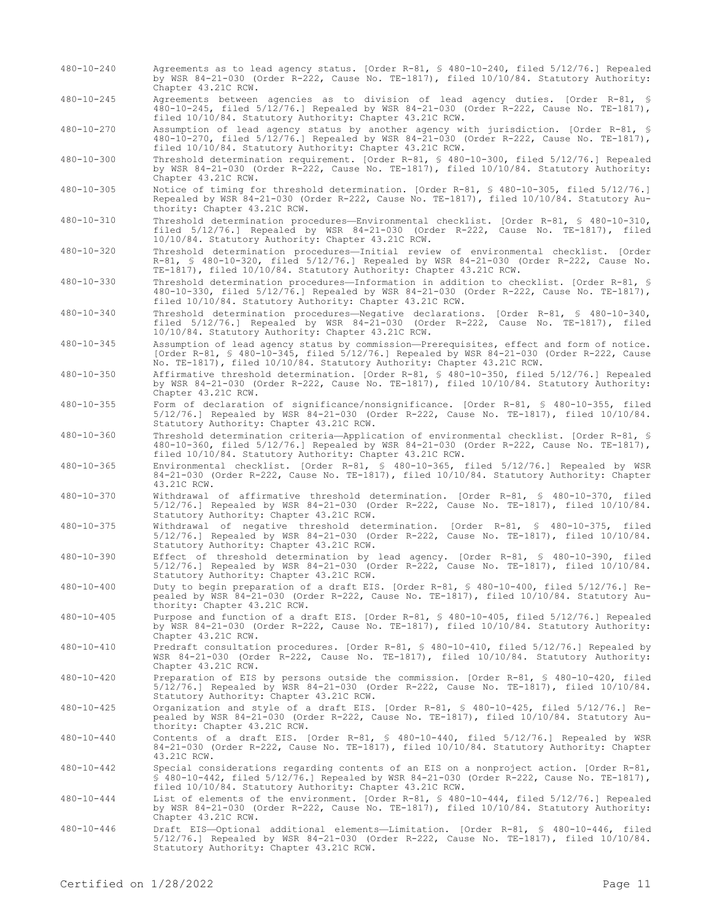480-10-240 Agreements as to lead agency status. [Order R-81, § 480-10-240, filed 5/12/76.] Repealed by WSR 84-21-030 (Order R-222, Cause No. TE-1817), filed 10/10/84. Statutory Authority: Chapter 43.21C RCW.

480-10-245 Agreements between agencies as to division of lead agency duties. [Order R-81, § 480-10-245, filed 5/12/76.] Repealed by WSR 84-21-030 (Order R-222, Cause No. TE-1817), filed 10/10/84. Statutory Authority: Chapter 43.21C RCW.

480-10-270 Assumption of lead agency status by another agency with jurisdiction. [Order R-81, § 480-10-270, filed 5/12/76.] Repealed by WSR 84-21-030 (Order R-222, Cause No. TE-1817), filed 10/10/84. Statutory Authority: Chapter 43.21C RCW.

480-10-300 Threshold determination requirement. [Order R-81, § 480-10-300, filed 5/12/76.] Repealed by WSR 84-21-030 (Order R-222, Cause No. TE-1817), filed 10/10/84. Statutory Authority: Chapter 43.21C RCW.

480-10-305 Notice of timing for threshold determination. [Order R-81, § 480-10-305, filed 5/12/76.] Repealed by WSR 84-21-030 (Order R-222, Cause No. TE-1817), filed 10/10/84. Statutory Authority: Chapter 43.21C RCW.

480-10-310 Threshold determination procedures—Environmental checklist. [Order R-81, § 480-10-310, filed 5/12/76.] Repealed by WSR 84-21-030 (Order R-222, Cause No. TE-1817), filed 10/10/84. Statutory Authority: Chapter 43.21C RCW.

480-10-320 Threshold determination procedures—Initial review of environmental checklist. [Order R-81, § 480-10-320, filed 5/12/76.] Repealed by WSR 84-21-030 (Order R-222, Cause No. TE-1817), filed 10/10/84. Statutory Authority: Chapter 43.21C RCW.

480-10-330 Threshold determination procedures—Information in addition to checklist. [Order R-81, § 480-10-330, filed 5/12/76.] Repealed by WSR 84-21-030 (Order R-222, Cause No. TE-1817), filed 10/10/84. Statutory Authority: Chapter 43.21C RCW.

480-10-340 Threshold determination procedures—Negative declarations. [Order R-81, § 480-10-340, filed 5/12/76.] Repealed by WSR 84-21-030 (Order R-222, Cause No. TE-1817), filed 10/10/84. Statutory Authority: Chapter 43.21C RCW.

480-10-345 Assumption of lead agency status by commission—Prerequisites, effect and form of notice. [Order R-81, § 480-10-345, filed 5/12/76.] Repealed by WSR 84-21-030 (Order R-222, Cause No. TE-1817), filed 10/10/84. Statutory Authority: Chapter 43.21C RCW.

480-10-350 Affirmative threshold determination. [Order R-81, § 480-10-350, filed 5/12/76.] Repealed by WSR 84-21-030 (Order R-222, Cause No. TE-1817), filed 10/10/84. Statutory Authority: Chapter 43.21C RCW.

480-10-355 Form of declaration of significance/nonsignificance. [Order R-81, § 480-10-355, filed 5/12/76.] Repealed by WSR 84-21-030 (Order R-222, Cause No. TE-1817), filed 10/10/84. Statutory Authority: Chapter 43.21C RCW.

480-10-360 Threshold determination criteria—Application of environmental checklist. [Order R-81, § 480-10-360, filed 5/12/76.] Repealed by WSR 84-21-030 (Order R-222, Cause No. TE-1817), filed 10/10/84. Statutory Authority: Chapter 43.21C RCW.

480-10-365 Environmental checklist. [Order R-81, § 480-10-365, filed 5/12/76.] Repealed by WSR 84-21-030 (Order R-222, Cause No. TE-1817), filed 10/10/84. Statutory Authority: Chapter 43.21C RCW.

480-10-370 Withdrawal of affirmative threshold determination. [Order R-81, § 480-10-370, filed 5/12/76.] Repealed by WSR 84-21-030 (Order R-222, Cause No. TE-1817), filed 10/10/84. Statutory Authority: Chapter 43.21C RCW.

480-10-375 Withdrawal of negative threshold determination. [Order R-81, § 480-10-375, filed 5/12/76.] Repealed by WSR 84-21-030 (Order R-222, Cause No. TE-1817), filed 10/10/84. Statutory Authority: Chapter 43.21C RCW.

480-10-390 Effect of threshold determination by lead agency. [Order R-81, § 480-10-390, filed 5/12/76.] Repealed by WSR 84-21-030 (Order R-222, Cause No. TE-1817), filed 10/10/84. Statutory Authority: Chapter 43.21C RCW.

480-10-400 Duty to begin preparation of a draft EIS. [Order R-81, § 480-10-400, filed 5/12/76.] Repealed by WSR 84-21-030 (Order R-222, Cause No. TE-1817), filed 10/10/84. Statutory Authority: Chapter 43.21C RCW.

480-10-405 Purpose and function of a draft EIS. [Order R-81, § 480-10-405, filed 5/12/76.] Repealed by WSR 84-21-030 (Order R-222, Cause No. TE-1817), filed 10/10/84. Statutory Authority: Chapter 43.21C RCW.

480-10-410 Predraft consultation procedures. [Order R-81, § 480-10-410, filed 5/12/76.] Repealed by WSR 84-21-030 (Order R-222, Cause No. TE-1817), filed 10/10/84. Statutory Authority: Chapter 43.21C RCW.

480-10-420 Preparation of EIS by persons outside the commission. [Order R-81, § 480-10-420, filed 5/12/76.] Repealed by WSR 84-21-030 (Order R-222, Cause No. TE-1817), filed 10/10/84. Statutory Authority: Chapter 43.21C RCW.

480-10-425 Organization and style of a draft EIS. [Order R-81, § 480-10-425, filed 5/12/76.] Repealed by WSR 84-21-030 (Order R-222, Cause No. TE-1817), filed 10/10/84. Statutory Authority: Chapter 43.21C RCW.

480-10-440 Contents of a draft EIS. [Order R-81, § 480-10-440, filed 5/12/76.] Repealed by WSR 84-21-030 (Order R-222, Cause No. TE-1817), filed 10/10/84. Statutory Authority: Chapter 43.21C RCW.

480-10-442 Special considerations regarding contents of an EIS on a nonproject action. [Order R-81, § 480-10-442, filed 5/12/76.] Repealed by WSR 84-21-030 (Order R-222, Cause No. TE-1817), filed 10/10/84. Statutory Authority: Chapter 43.21C RCW.

480-10-444 List of elements of the environment. [Order R-81, § 480-10-444, filed 5/12/76.] Repealed by WSR 84-21-030 (Order R-222, Cause No. TE-1817), filed 10/10/84. Statutory Authority: Chapter 43.21C RCW.

480-10-446 Draft EIS—Optional additional elements—Limitation. [Order R-81, § 480-10-446, filed 5/12/76.] Repealed by WSR 84-21-030 (Order R-222, Cause No. TE-1817), filed 10/10/84. Statutory Authority: Chapter 43.21C RCW.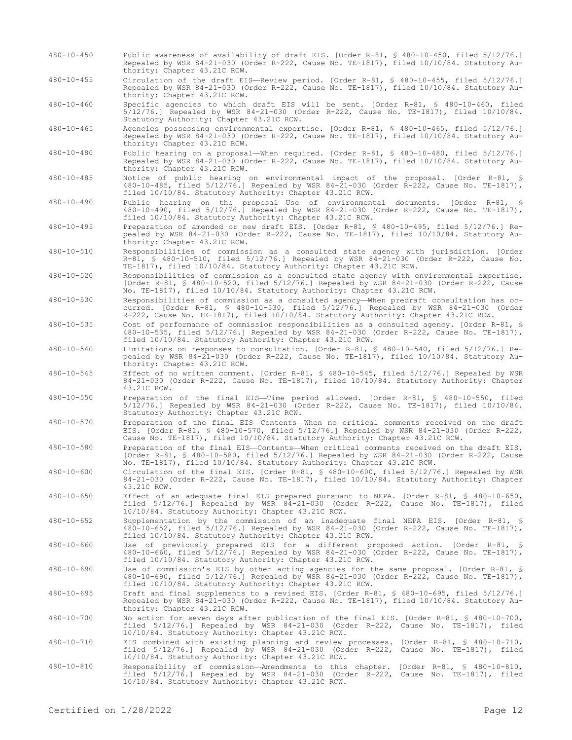480-10-450 Public awareness of availability of draft EIS. [Order R-81, § 480-10-450, filed 5/12/76.] Repealed by WSR 84-21-030 (Order R-222, Cause No. TE-1817), filed 10/10/84. Statutory Authority: Chapter 43.21C RCW.

480-10-455 Circulation of the draft EIS—Review period. [Order R-81, § 480-10-455, filed 5/12/76.] Repealed by WSR 84-21-030 (Order R-222, Cause No. TE-1817), filed 10/10/84. Statutory Authority: Chapter 43.21C RCW.

480-10-460 Specific agencies to which draft EIS will be sent. [Order R-81, § 480-10-460, filed 5/12/76.] Repealed by WSR 84-21-030 (Order R-222, Cause No. TE-1817), filed 10/10/84. Statutory Authority: Chapter 43.21C RCW.

480-10-465 Agencies possessing environmental expertise. [Order R-81, § 480-10-465, filed 5/12/76.] Repealed by WSR 84-21-030 (Order R-222, Cause No. TE-1817), filed 10/10/84. Statutory Authority: Chapter 43.21C RCW.

480-10-480 Public hearing on a proposal—When required. [Order R-81, § 480-10-480, filed 5/12/76.] Repealed by WSR 84-21-030 (Order R-222, Cause No. TE-1817), filed 10/10/84. Statutory Authority: Chapter 43.21C RCW.

480-10-485 Notice of public hearing on environmental impact of the proposal. [Order R-81, § 480-10-485, filed 5/12/76.] Repealed by WSR 84-21-030 (Order R-222, Cause No. TE-1817), filed 10/10/84. Statutory Authority: Chapter 43.21C RCW.

480-10-490 Public hearing on the proposal—Use of environmental documents. [Order R-81, § 480-10-490, filed 5/12/76.] Repealed by WSR 84-21-030 (Order R-222, Cause No. TE-1817), filed 10/10/84. Statutory Authority: Chapter 43.21C RCW.

480-10-495 Preparation of amended or new draft EIS. [Order R-81, § 480-10-495, filed 5/12/76.] Repealed by WSR 84-21-030 (Order R-222, Cause No. TE-1817), filed 10/10/84. Statutory Authority: Chapter 43.21C RCW.

480-10-510 Responsibilities of commission as a consulted state agency with jurisdiction. [Order R-81, § 480-10-510, filed 5/12/76.] Repealed by WSR 84-21-030 (Order R-222, Cause No. TE-1817), filed 10/10/84. Statutory Authority: Chapter 43.21C RCW.

480-10-520 Responsibilities of commission as a consulted state agency with environmental expertise. [Order R-81, § 480-10-520, filed 5/12/76.] Repealed by WSR 84-21-030 (Order R-222, Cause No. TE-1817), filed 10/10/84. Statutory Authority: Chapter 43.21C RCW.

480-10-530 Responsibilities of commission as a consulted agency—When predraft consultation has occurred. [Order R-81, § 480-10-530, filed 5/12/76.] Repealed by WSR 84-21-030 (Order R-222, Cause No. TE-1817), filed 10/10/84. Statutory Authority: Chapter 43.21C RCW.

480-10-535 Cost of performance of commission responsibilities as a consulted agency. [Order R-81, § 480-10-535, filed 5/12/76.] Repealed by WSR 84-21-030 (Order R-222, Cause No. TE-1817), filed 10/10/84. Statutory Authority: Chapter 43.21C RCW.

480-10-540 Limitations on responses to consultation. [Order R-81, § 480-10-540, filed 5/12/76.] Repealed by WSR 84-21-030 (Order R-222, Cause No. TE-1817), filed 10/10/84. Statutory Authority: Chapter 43.21C RCW.

480-10-545 Effect of no written comment. [Order R-81, § 480-10-545, filed 5/12/76.] Repealed by WSR 84-21-030 (Order R-222, Cause No. TE-1817), filed 10/10/84. Statutory Authority: Chapter 43.21C RCW.

480-10-550 Preparation of the final EIS—Time period allowed. [Order R-81, § 480-10-550, filed 5/12/76.] Repealed by WSR 84-21-030 (Order R-222, Cause No. TE-1817), filed 10/10/84. Statutory Authority: Chapter 43.21C RCW.

480-10-570 Preparation of the final EIS—Contents—When no critical comments received on the draft EIS. [Order R-81, § 480-10-570, filed 5/12/76.] Repealed by WSR 84-21-030 (Order R-222, Cause No. TE-1817), filed 10/10/84. Statutory Authority: Chapter 43.21C RCW.

480-10-580 Preparation of the final EIS—Contents—When critical comments received on the draft EIS. [Order R-81, § 480-10-580, filed 5/12/76.] Repealed by WSR 84-21-030 (Order R-222, Cause No. TE-1817), filed 10/10/84. Statutory Authority: Chapter 43.21C RCW.

480-10-600 Circulation of the final EIS. [Order R-81, § 480-10-600, filed 5/12/76.] Repealed by WSR 84-21-030 (Order R-222, Cause No. TE-1817), filed 10/10/84. Statutory Authority: Chapter 43.21C RCW.

480-10-650 Effect of an adequate final EIS prepared pursuant to NEPA. [Order R-81, § 480-10-650, filed 5/12/76.] Repealed by WSR 84-21-030 (Order R-222, Cause No. TE-1817), filed 10/10/84. Statutory Authority: Chapter 43.21C RCW.

480-10-652 Supplementation by the commission of an inadequate final NEPA EIS. [Order R-81, § 480-10-652, filed 5/12/76.] Repealed by WSR 84-21-030 (Order R-222, Cause No. TE-1817), filed 10/10/84. Statutory Authority: Chapter 43.21C RCW.

480-10-660 Use of previously prepared EIS for a different proposed action. [Order R-81, § 480-10-660, filed 5/12/76.] Repealed by WSR 84-21-030 (Order R-222, Cause No. TE-1817), filed 10/10/84. Statutory Authority: Chapter 43.21C RCW.

480-10-690 Use of commission's EIS by other acting agencies for the same proposal. [Order R-81, § 480-10-690, filed 5/12/76.] Repealed by WSR 84-21-030 (Order R-222, Cause No. TE-1817), filed 10/10/84. Statutory Authority: Chapter 43.21C RCW.

480-10-695 Draft and final supplements to a revised EIS. [Order R-81, § 480-10-695, filed 5/12/76.] Repealed by WSR 84-21-030 (Order R-222, Cause No. TE-1817), filed 10/10/84. Statutory Authority: Chapter 43.21C RCW.

480-10-700 No action for seven days after publication of the final EIS. [Order R-81, § 480-10-700, filed 5/12/76.] Repealed by WSR 84-21-030 (Order R-222, Cause No. TE-1817), filed 10/10/84. Statutory Authority: Chapter 43.21C RCW.

480-10-710 EIS combined with existing planning and review processes. [Order R-81, § 480-10-710, filed 5/12/76.] Repealed by WSR 84-21-030 (Order R-222, Cause No. TE-1817), filed 10/10/84. Statutory Authority: Chapter 43.21C RCW.

480-10-810 Responsibility of commission—Amendments to this chapter. [Order R-81, § 480-10-810, filed 5/12/76.] Repealed by WSR 84-21-030 (Order R-222, Cause No. TE-1817), filed 10/10/84. Statutory Authority: Chapter 43.21C RCW.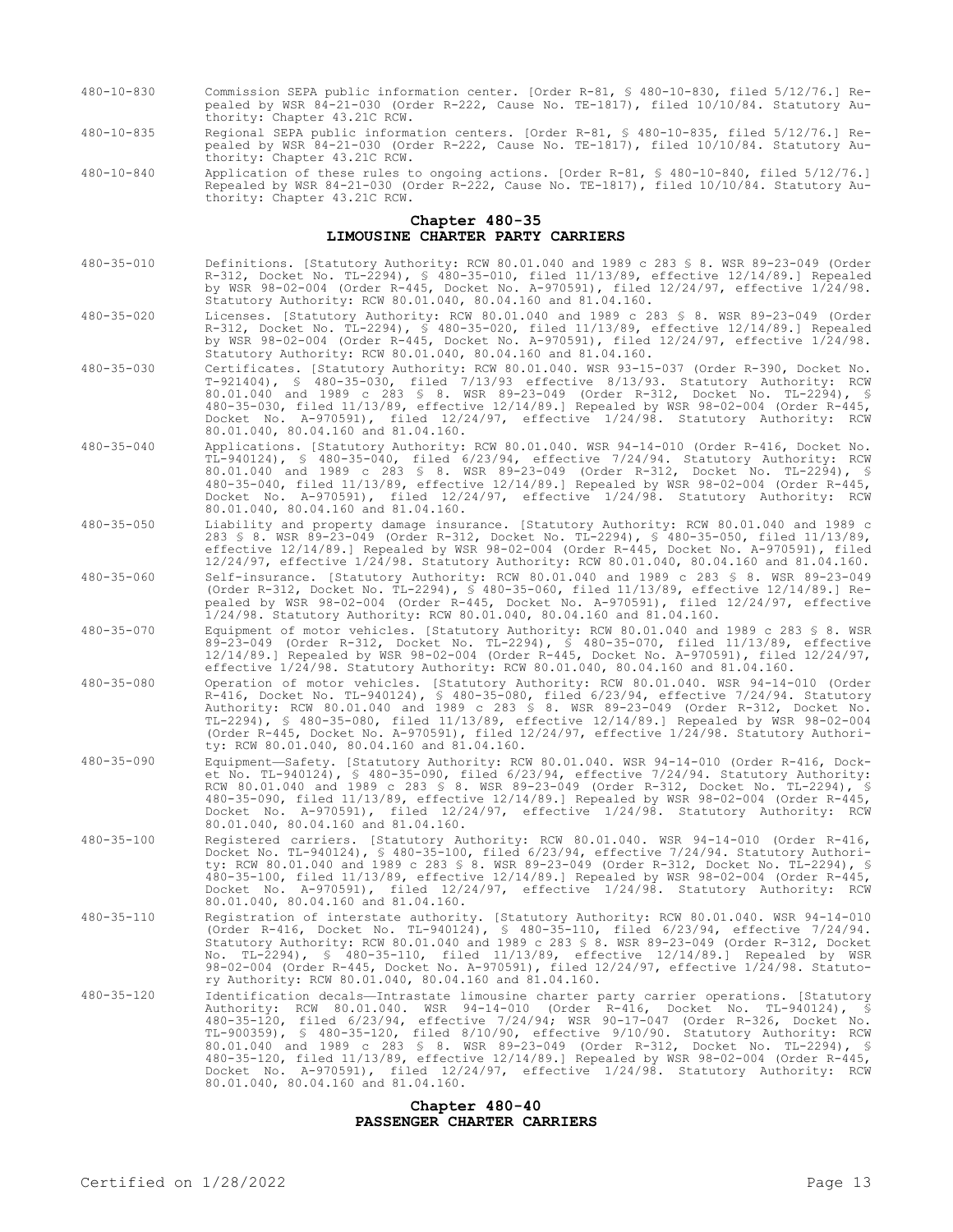480-10-830 Commission SEPA public information center. [Order R-81, § 480-10-830, filed 5/12/76.] Repealed by WSR 84-21-030 (Order R-222, Cause No. TE-1817), filed 10/10/84. Statutory Authority: Chapter 43.21C RCW.

480-10-835 Regional SEPA public information centers. [Order R-81, § 480-10-835, filed 5/12/76.] Repealed by WSR 84-21-030 (Order R-222, Cause No. TE-1817), filed 10/10/84. Statutory Authority: Chapter 43.21C RCW.

480-10-840 Application of these rules to ongoing actions. [Order R-81, § 480-10-840, filed 5/12/76.] Repealed by WSR 84-21-030 (Order R-222, Cause No. TE-1817), filed 10/10/84. Statutory Authority: Chapter 43.21C RCW.

## Chapter 480-35
## LIMOUSINE CHARTER PARTY CARRIERS

480-35-010 Definitions. [Statutory Authority: RCW 80.01.040 and 1989 c 283 § 8. WSR 89-23-049 (Order R-312, Docket No. TL-2294), § 480-35-010, filed 11/13/89, effective 12/14/89.] Repealed by WSR 98-02-004 (Order R-445, Docket No. A-970591), filed 12/24/97, effective 1/24/98. Statutory Authority: RCW 80.01.040, 80.04.160 and 81.04.160.

480-35-020 Licenses. [Statutory Authority: RCW 80.01.040 and 1989 c 283 § 8. WSR 89-23-049 (Order R-312, Docket No. TL-2294), § 480-35-020, filed 11/13/89, effective 12/14/89.] Repealed by WSR 98-02-004 (Order R-445, Docket No. A-970591), filed 12/24/97, effective 1/24/98. Statutory Authority: RCW 80.01.040, 80.04.160 and 81.04.160.

480-35-030 Certificates. [Statutory Authority: RCW 80.01.040. WSR 93-15-037 (Order R-390, Docket No. T-921404), § 480-35-030, filed 7/13/93 effective 8/13/93. Statutory Authority: RCW 80.01.040 and 1989 c 283 § 8. WSR 89-23-049 (Order R-312, Docket No. TL-2294), § 480-35-030, filed 11/13/89, effective 12/14/89.] Repealed by WSR 98-02-004 (Order R-445, Docket No. A-970591), filed 12/24/97, effective 1/24/98. Statutory Authority: RCW 80.01.040, 80.04.160 and 81.04.160.

480-35-040 Applications. [Statutory Authority: RCW 80.01.040. WSR 94-14-010 (Order R-416, Docket No. TL-940124), § 480-35-040, filed 6/23/94, effective 7/24/94. Statutory Authority: RCW 80.01.040 and 1989 c 283 § 8. WSR 89-23-049 (Order R-312, Docket No. TL-2294), § 480-35-040, filed 11/13/89, effective 12/14/89.] Repealed by WSR 98-02-004 (Order R-445, Docket No. A-970591), filed 12/24/97, effective 1/24/98. Statutory Authority: RCW 80.01.040, 80.04.160 and 81.04.160.

480-35-050 Liability and property damage insurance. [Statutory Authority: RCW 80.01.040 and 1989 c 283 § 8. WSR 89-23-049 (Order R-312, Docket No. TL-2294), § 480-35-050, filed 11/13/89, effective 12/14/89.] Repealed by WSR 98-02-004 (Order R-445, Docket No. A-970591), filed 12/24/97, effective 1/24/98. Statutory Authority: RCW 80.01.040, 80.04.160 and 81.04.160.

480-35-060 Self-insurance. [Statutory Authority: RCW 80.01.040 and 1989 c 283 § 8. WSR 89-23-049 (Order R-312, Docket No. TL-2294), § 480-35-060, filed 11/13/89, effective 12/14/89.] Repealed by WSR 98-02-004 (Order R-445, Docket No. A-970591), filed 12/24/97, effective 1/24/98. Statutory Authority: RCW 80.01.040, 80.04.160 and 81.04.160.

480-35-070 Equipment of motor vehicles. [Statutory Authority: RCW 80.01.040 and 1989 c 283 § 8. WSR 89-23-049 (Order R-312, Docket No. TL-2294), § 480-35-070, filed 11/13/89, effective 12/14/89.] Repealed by WSR 98-02-004 (Order R-445, Docket No. A-970591), filed 12/24/97, effective 1/24/98. Statutory Authority: RCW 80.01.040, 80.04.160 and 81.04.160.

480-35-080 Operation of motor vehicles. [Statutory Authority: RCW 80.01.040. WSR 94-14-010 (Order R-416, Docket No. TL-940124), § 480-35-080, filed 6/23/94, effective 7/24/94. Statutory Authority: RCW 80.01.040 and 1989 c 283 § 8. WSR 89-23-049 (Order R-312, Docket No. TL-2294), § 480-35-080, filed 11/13/89, effective 12/14/89.] Repealed by WSR 98-02-004 (Order R-445, Docket No. A-970591), filed 12/24/97, effective 1/24/98. Statutory Authority: RCW 80.01.040, 80.04.160 and 81.04.160.

480-35-090 Equipment—Safety. [Statutory Authority: RCW 80.01.040. WSR 94-14-010 (Order R-416, Docket No. TL-940124), § 480-35-090, filed 6/23/94, effective 7/24/94. Statutory Authority: RCW 80.01.040 and 1989 c 283 § 8. WSR 89-23-049 (Order R-312, Docket No. TL-2294), § 480-35-090, filed 11/13/89, effective 12/14/89.] Repealed by WSR 98-02-004 (Order R-445, Docket No. A-970591), filed 12/24/97, effective 1/24/98. Statutory Authority: RCW 80.01.040, 80.04.160 and 81.04.160.

480-35-100 Registered carriers. [Statutory Authority: RCW 80.01.040. WSR 94-14-010 (Order R-416, Docket No. TL-940124), § 480-35-100, filed 6/23/94, effective 7/24/94. Statutory Authority: RCW 80.01.040 and 1989 c 283 § 8. WSR 89-23-049 (Order R-312, Docket No. TL-2294), § 480-35-100, filed 11/13/89, effective 12/14/89.] Repealed by WSR 98-02-004 (Order R-445, Docket No. A-970591), filed 12/24/97, effective 1/24/98. Statutory Authority: RCW 80.01.040, 80.04.160 and 81.04.160.

480-35-110 Registration of interstate authority. [Statutory Authority: RCW 80.01.040. WSR 94-14-010 (Order R-416, Docket No. TL-940124), § 480-35-110, filed 6/23/94, effective 7/24/94. Statutory Authority: RCW 80.01.040 and 1989 c 283 § 8. WSR 89-23-049 (Order R-312, Docket No. TL-2294), § 480-35-110, filed 11/13/89, effective 12/14/89.] Repealed by WSR 98-02-004 (Order R-445, Docket No. A-970591), filed 12/24/97, effective 1/24/98. Statutory Authority: RCW 80.01.040, 80.04.160 and 81.04.160.

480-35-120 Identification decals—Intrastate limousine charter party carrier operations. [Statutory Authority: RCW 80.01.040. WSR 94-14-010 (Order R-416, Docket No. TL-940124), § 480-35-120, filed 6/23/94, effective 7/24/94; WSR 90-17-047 (Order R-326, Docket No. TL-900359), § 480-35-120, filed 8/10/90, effective 9/10/90. Statutory Authority: RCW 80.01.040 and 1989 c 283 § 8. WSR 89-23-049 (Order R-312, Docket No. TL-2294), § 480-35-120, filed 11/13/89, effective 12/14/89.] Repealed by WSR 98-02-004 (Order R-445, Docket No. A-970591), filed 12/24/97, effective 1/24/98. Statutory Authority: RCW 80.01.040, 80.04.160 and 81.04.160.

## Chapter 480-40
## PASSENGER CHARTER CARRIERS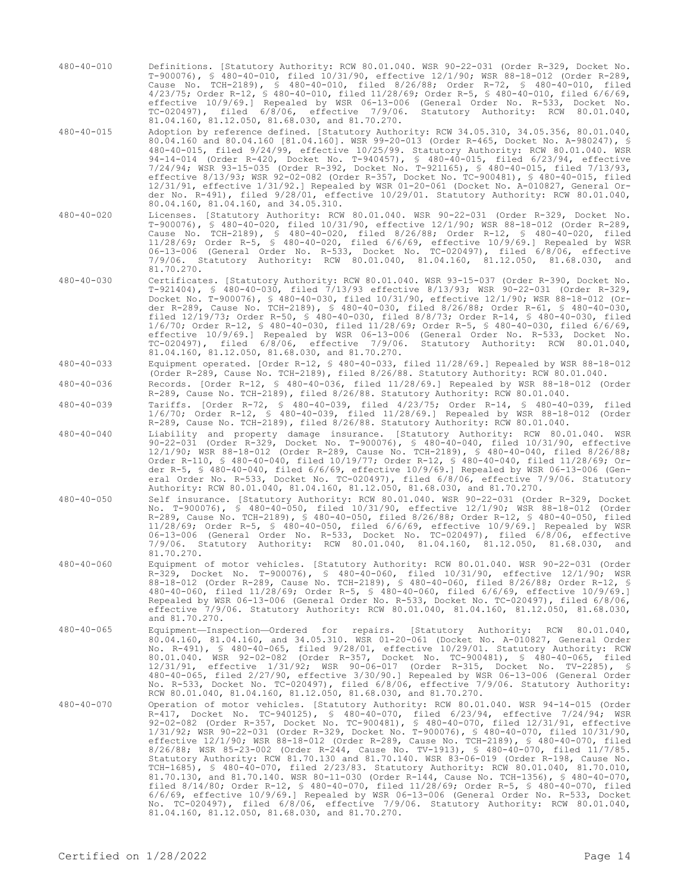480-40-010 Definitions. [Statutory Authority: RCW 80.01.040. WSR 90-22-031 (Order R-329, Docket No. T-900076), § 480-40-010, filed 10/31/90, effective 12/1/90; WSR 88-18-012 (Order R-289, Cause No. TCH-2189), § 480-40-010, filed 8/26/88; Order R-72, § 480-40-010, filed 4/23/75; Order R-12, § 480-40-010, filed 11/28/69; Order R-5, § 480-40-010, filed 6/6/69, effective 10/9/69.] Repealed by WSR 06-13-006 (General Order No. R-533, Docket No. TC-020497), filed 6/8/06, effective 7/9/06. Statutory Authority: RCW 80.01.040, 81.04.160, 81.12.050, 81.68.030, and 81.70.270.

480-40-015 Adoption by reference defined. [Statutory Authority: RCW 34.05.310, 34.05.356, 80.01.040, 80.04.160 and 80.04.160 [81.04.160]. WSR 99-20-013 (Order R-465, Docket No. A-980247), § 480-40-015, filed 9/24/99, effective 10/25/99. Statutory Authority: RCW 80.01.040. WSR 94-14-014 (Order R-420, Docket No. T-940457), § 480-40-015, filed 6/23/94, effective 7/24/94; WSR 93-15-035 (Order R-392, Docket No. T-921165), § 480-40-015, filed 7/13/93, effective 8/13/93; WSR 92-02-082 (Order R-357, Docket No. TC-900481), § 480-40-015, filed 12/31/91, effective 1/31/92.] Repealed by WSR 01-20-061 (Docket No. A-010827, General Order No. R-491), filed 9/28/01, effective 10/29/01. Statutory Authority: RCW 80.01.040, 80.04.160, 81.04.160, and 34.05.310.

480-40-020 Licenses. [Statutory Authority: RCW 80.01.040. WSR 90-22-031 (Order R-329, Docket No. T-900076), § 480-40-020, filed 10/31/90, effective 12/1/90; WSR 88-18-012 (Order R-289, Cause No. TCH-2189), § 480-40-020, filed 8/26/88; Order R-12, § 480-40-020, filed 11/28/69; Order R-5, § 480-40-020, filed 6/6/69, effective 10/9/69.] Repealed by WSR 06-13-006 (General Order No. R-533, Docket No. TC-020497), filed 6/8/06, effective 7/9/06. Statutory Authority: RCW 80.01.040, 81.04.160, 81.12.050, 81.68.030, and 81.70.270.

480-40-030 Certificates. [Statutory Authority: RCW 80.01.040. WSR 93-15-037 (Order R-390, Docket No. T-921404), § 480-40-030, filed 7/13/93 effective 8/13/93; WSR 90-22-031 (Order R-329, Docket No. T-900076), § 480-40-030, filed 10/31/90, effective 12/1/90; WSR 88-18-012 (Order R-289, Cause No. TCH-2189), § 480-40-030, filed 8/26/88; Order R-61, § 480-40-030, filed 12/19/73; Order R-50, § 480-40-030, filed 8/8/73; Order R-14, § 480-40-030, filed 1/6/70; Order R-12, § 480-40-030, filed 11/28/69; Order R-5, § 480-40-030, filed 6/6/69, effective 10/9/69.] Repealed by WSR 06-13-006 (General Order No. R-533, Docket No. TC-020497), filed 6/8/06, effective 7/9/06. Statutory Authority: RCW 80.01.040, 81.04.160, 81.12.050, 81.68.030, and 81.70.270.

480-40-033 Equipment operated. [Order R-12, § 480-40-033, filed 11/28/69.] Repealed by WSR 88-18-012 (Order R-289, Cause No. TCH-2189), filed 8/26/88. Statutory Authority: RCW 80.01.040.

480-40-036 Records. [Order R-12, § 480-40-036, filed 11/28/69.] Repealed by WSR 88-18-012 (Order R-289, Cause No. TCH-2189), filed 8/26/88. Statutory Authority: RCW 80.01.040.

480-40-039 Tariffs. [Order R-72, § 480-40-039, filed 4/23/75; Order R-14, § 480-40-039, filed 1/6/70; Order R-12, § 480-40-039, filed 11/28/69.] Repealed by WSR 88-18-012 (Order R-289, Cause No. TCH-2189), filed 8/26/88. Statutory Authority: RCW 80.01.040.

480-40-040 Liability and property damage insurance. [Statutory Authority: RCW 80.01.040. WSR 90-22-031 (Order R-329, Docket No. T-900076), § 480-40-040, filed 10/31/90, effective 12/1/90; WSR 88-18-012 (Order R-289, Cause No. TCH-2189), § 480-40-040, filed 8/26/88; Order R-110, § 480-40-040, filed 10/19/77; Order R-12, § 480-40-040, filed 11/28/69; Order R-5, § 480-40-040, filed 6/6/69, effective 10/9/69.] Repealed by WSR 06-13-006 (General Order No. R-533, Docket No. TC-020497), filed 6/8/06, effective 7/9/06. Statutory Authority: RCW 80.01.040, 81.04.160, 81.12.050, 81.68.030, and 81.70.270.

480-40-050 Self insurance. [Statutory Authority: RCW 80.01.040. WSR 90-22-031 (Order R-329, Docket No. T-900076), § 480-40-050, filed 10/31/90, effective 12/1/90; WSR 88-18-012 (Order R-289, Cause No. TCH-2189), § 480-40-050, filed 8/26/88; Order R-12, § 480-40-050, filed 11/28/69; Order R-5, § 480-40-050, filed 6/6/69, effective 10/9/69.] Repealed by WSR 06-13-006 (General Order No. R-533, Docket No. TC-020497), filed 6/8/06, effective 7/9/06. Statutory Authority: RCW 80.01.040, 81.04.160, 81.12.050, 81.68.030, and 81.70.270.

480-40-060 Equipment of motor vehicles. [Statutory Authority: RCW 80.01.040. WSR 90-22-031 (Order R-329, Docket No. T-900076), § 480-40-060, filed 10/31/90, effective 12/1/90; WSR 88-18-012 (Order R-289, Cause No. TCH-2189), § 480-40-060, filed 8/26/88; Order R-12, § 480-40-060, filed 11/28/69; Order R-5, § 480-40-060, filed 6/6/69, effective 10/9/69.] Repealed by WSR 06-13-006 (General Order No. R-533, Docket No. TC-020497), filed 6/8/06, effective 7/9/06. Statutory Authority: RCW 80.01.040, 81.04.160, 81.12.050, 81.68.030, and 81.70.270.

480-40-065 Equipment—Inspection—Ordered for repairs. [Statutory Authority: RCW 80.01.040, 80.04.160, 81.04.160, and 34.05.310. WSR 01-20-061 (Docket No. A-010827, General Order No. R-491), § 480-40-065, filed 9/28/01, effective 10/29/01. Statutory Authority: RCW 80.01.040. WSR 92-02-082 (Order R-357, Docket No. TC-900481), § 480-40-065, filed 12/31/91, effective 1/31/92; WSR 90-06-017 (Order R-315, Docket No. TV-2285), § 480-40-065, filed 2/27/90, effective 3/30/90.] Repealed by WSR 06-13-006 (General Order No. R-533, Docket No. TC-020497), filed 6/8/06, effective 7/9/06. Statutory Authority: RCW 80.01.040, 81.04.160, 81.12.050, 81.68.030, and 81.70.270.

480-40-070 Operation of motor vehicles. [Statutory Authority: RCW 80.01.040. WSR 94-14-015 (Order R-417, Docket No. TC-940125), § 480-40-070, filed 6/23/94, effective 7/24/94; WSR 92-02-082 (Order R-357, Docket No. TC-900481), § 480-40-070, filed 12/31/91, effective 1/31/92; WSR 90-22-031 (Order R-329, Docket No. T-900076), § 480-40-070, filed 10/31/90, effective 12/1/90; WSR 88-18-012 (Order R-289, Cause No. TCH-2189), § 480-40-070, filed 8/26/88; WSR 85-23-002 (Order R-244, Cause No. TV-1913), § 480-40-070, filed 11/7/85. Statutory Authority: RCW 81.70.130 and 81.70.140. WSR 83-06-019 (Order R-198, Cause No. TCH-1685), § 480-40-070, filed 2/23/83. Statutory Authority: RCW 80.01.040, 81.70.010, 81.70.130, and 81.70.140. WSR 80-11-030 (Order R-144, Cause No. TCH-1356), § 480-40-070, filed 8/14/80; Order R-12, § 480-40-070, filed 11/28/69; Order R-5, § 480-40-070, filed 6/6/69, effective 10/9/69.] Repealed by WSR 06-13-006 (General Order No. R-533, Docket No. TC-020497), filed 6/8/06, effective 7/9/06. Statutory Authority: RCW 80.01.040, 81.04.160, 81.12.050, 81.68.030, and 81.70.270.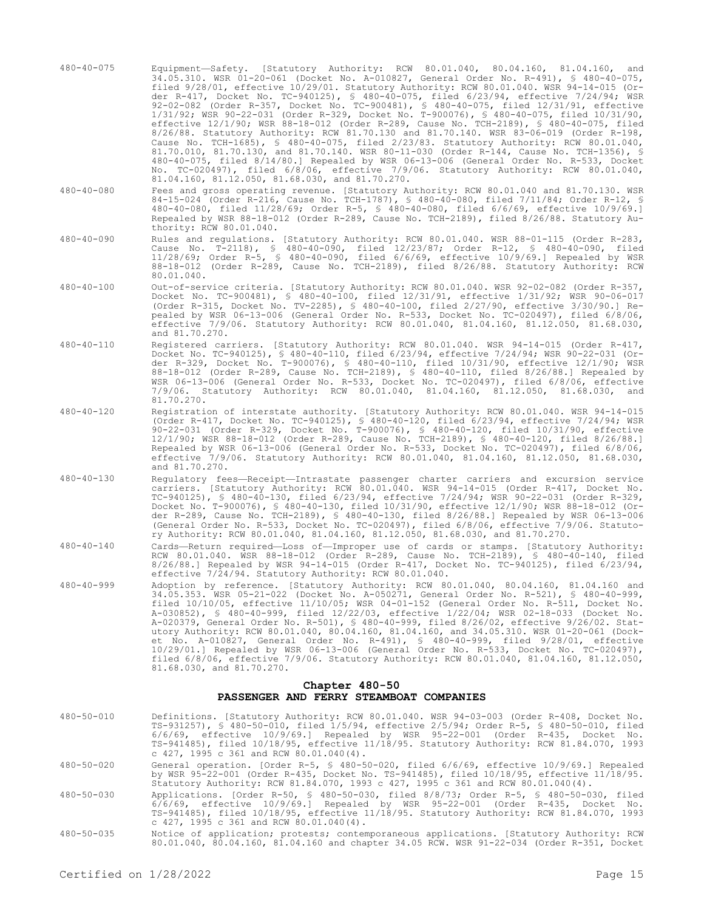480-40-075 Equipment—Safety. [Statutory Authority: RCW 80.01.040, 80.04.160, 81.04.160, and 34.05.310. WSR 01-20-061 (Docket No. A-010827, General Order No. R-491), § 480-40-075, filed 9/28/01, effective 10/29/01. Statutory Authority: RCW 80.01.040. WSR 94-14-015 (Order R-417, Docket No. TC-940125), § 480-40-075, filed 6/23/94, effective 7/24/94; WSR 92-02-082 (Order R-357, Docket No. TC-900481), § 480-40-075, filed 12/31/91, effective 1/31/92; WSR 90-22-031 (Order R-329, Docket No. T-900076), § 480-40-075, filed 10/31/90, effective 12/1/90; WSR 88-18-012 (Order R-289, Cause No. TCH-2189), § 480-40-075, filed 8/26/88. Statutory Authority: RCW 81.70.130 and 81.70.140. WSR 83-06-019 (Order R-198, Cause No. TCH-1685), § 480-40-075, filed 2/23/83. Statutory Authority: RCW 80.01.040, 81.70.010, 81.70.130, and 81.70.140. WSR 80-11-030 (Order R-144, Cause No. TCH-1356), § 480-40-075, filed 8/14/80.] Repealed by WSR 06-13-006 (General Order No. R-533, Docket No. TC-020497), filed 6/8/06, effective 7/9/06. Statutory Authority: RCW 80.01.040, 81.04.160, 81.12.050, 81.68.030, and 81.70.270.

480-40-080 Fees and gross operating revenue. [Statutory Authority: RCW 80.01.040 and 81.70.130. WSR 84-15-024 (Order R-216, Cause No. TCH-1787), § 480-40-080, filed 7/11/84; Order R-12, § 480-40-080, filed 11/28/69; Order R-5, § 480-40-080, filed 6/6/69, effective 10/9/69.] Repealed by WSR 88-18-012 (Order R-289, Cause No. TCH-2189), filed 8/26/88. Statutory Authority: RCW 80.01.040.

480-40-090 Rules and regulations. [Statutory Authority: RCW 80.01.040. WSR 88-01-115 (Order R-283, Cause No. T-2118), § 480-40-090, filed 12/23/87; Order R-12, § 480-40-090, filed 11/28/69; Order R-5, § 480-40-090, filed 6/6/69, effective 10/9/69.] Repealed by WSR 88-18-012 (Order R-289, Cause No. TCH-2189), filed 8/26/88. Statutory Authority: RCW 80.01.040.

480-40-100 Out-of-service criteria. [Statutory Authority: RCW 80.01.040. WSR 92-02-082 (Order R-357, Docket No. TC-900481), § 480-40-100, filed 12/31/91, effective 1/31/92; WSR 90-06-017 (Order R-315, Docket No. TV-2285), § 480-40-100, filed 2/27/90, effective 3/30/90.] Repealed by WSR 06-13-006 (General Order No. R-533, Docket No. TC-020497), filed 6/8/06, effective 7/9/06. Statutory Authority: RCW 80.01.040, 81.04.160, 81.12.050, 81.68.030, and 81.70.270.

480-40-110 Registered carriers. [Statutory Authority: RCW 80.01.040. WSR 94-14-015 (Order R-417, Docket No. TC-940125), § 480-40-110, filed 6/23/94, effective 7/24/94; WSR 90-22-031 (Order R-329, Docket No. T-900076), § 480-40-110, filed 10/31/90, effective 12/1/90; WSR 88-18-012 (Order R-289, Cause No. TCH-2189), § 480-40-110, filed 8/26/88.] Repealed by WSR 06-13-006 (General Order No. R-533, Docket No. TC-020497), filed 6/8/06, effective 7/9/06. Statutory Authority: RCW 80.01.040, 81.04.160, 81.12.050, 81.68.030, and 81.70.270.

480-40-120 Registration of interstate authority. [Statutory Authority: RCW 80.01.040. WSR 94-14-015 (Order R-417, Docket No. TC-940125), § 480-40-120, filed 6/23/94, effective 7/24/94; WSR 90-22-031 (Order R-329, Docket No. T-900076), § 480-40-120, filed 10/31/90, effective 12/1/90; WSR 88-18-012 (Order R-289, Cause No. TCH-2189), § 480-40-120, filed 8/26/88.] Repealed by WSR 06-13-006 (General Order No. R-533, Docket No. TC-020497), filed 6/8/06, effective 7/9/06. Statutory Authority: RCW 80.01.040, 81.04.160, 81.12.050, 81.68.030, and 81.70.270.

480-40-130 Regulatory fees—Receipt—Intrastate passenger charter carriers and excursion service carriers. [Statutory Authority: RCW 80.01.040. WSR 94-14-015 (Order R-417, Docket No. TC-940125), § 480-40-130, filed 6/23/94, effective 7/24/94; WSR 90-22-031 (Order R-329, Docket No. T-900076), § 480-40-130, filed 10/31/90, effective 12/1/90; WSR 88-18-012 (Order R-289, Cause No. TCH-2189), § 480-40-130, filed 8/26/88.] Repealed by WSR 06-13-006 (General Order No. R-533, Docket No. TC-020497), filed 6/8/06, effective 7/9/06. Statutory Authority: RCW 80.01.040, 81.04.160, 81.12.050, 81.68.030, and 81.70.270.

480-40-140 Cards—Return required—Loss of—Improper use of cards or stamps. [Statutory Authority: RCW 80.01.040. WSR 88-18-012 (Order R-289, Cause No. TCH-2189), § 480-40-140, filed 8/26/88.] Repealed by WSR 94-14-015 (Order R-417, Docket No. TC-940125), filed 6/23/94, effective 7/24/94. Statutory Authority: RCW 80.01.040.

480-40-999 Adoption by reference. [Statutory Authority: RCW 80.01.040, 80.04.160, 81.04.160 and 34.05.353. WSR 05-21-022 (Docket No. A-050271, General Order No. R-521), § 480-40-999, filed 10/10/05, effective 11/10/05; WSR 04-01-152 (General Order No. R-511, Docket No. A-030852), § 480-40-999, filed 12/22/03, effective 1/22/04; WSR 02-18-033 (Docket No. A-020379, General Order No. R-501), § 480-40-999, filed 8/26/02, effective 9/26/02. Statutory Authority: RCW 80.01.040, 80.04.160, 81.04.160, and 34.05.310. WSR 01-20-061 (Docket No. A-010827, General Order No. R-491), § 480-40-999, filed 9/28/01, effective 10/29/01.] Repealed by WSR 06-13-006 (General Order No. R-533, Docket No. TC-020497), filed 6/8/06, effective 7/9/06. Statutory Authority: RCW 80.01.040, 81.04.160, 81.12.050, 81.68.030, and 81.70.270.

## Chapter 480-50
## PASSENGER AND FERRY STEAMBOAT COMPANIES

480-50-010 Definitions. [Statutory Authority: RCW 80.01.040. WSR 94-03-003 (Order R-408, Docket No. TS-931257), § 480-50-010, filed 1/5/94, effective 2/5/94; Order R-5, § 480-50-010, filed 6/6/69, effective 10/9/69.] Repealed by WSR 95-22-001 (Order R-435, Docket No. TS-941485), filed 10/18/95, effective 11/18/95. Statutory Authority: RCW 81.84.070, 1993 c 427, 1995 c 361 and RCW 80.01.040(4).

480-50-020 General operation. [Order R-5, § 480-50-020, filed 6/6/69, effective 10/9/69.] Repealed by WSR 95-22-001 (Order R-435, Docket No. TS-941485), filed 10/18/95, effective 11/18/95. Statutory Authority: RCW 81.84.070, 1993 c 427, 1995 c 361 and RCW 80.01.040(4).

480-50-030 Applications. [Order R-50, § 480-50-030, filed 8/8/73; Order R-5, § 480-50-030, filed 6/6/69, effective 10/9/69.] Repealed by WSR 95-22-001 (Order R-435, Docket No. TS-941485), filed 10/18/95, effective 11/18/95. Statutory Authority: RCW 81.84.070, 1993 c 427, 1995 c 361 and RCW 80.01.040(4).

480-50-035 Notice of application; protests; contemporaneous applications. [Statutory Authority: RCW 80.01.040, 80.04.160, 81.04.160 and chapter 34.05 RCW. WSR 91-22-034 (Order R-351, Docket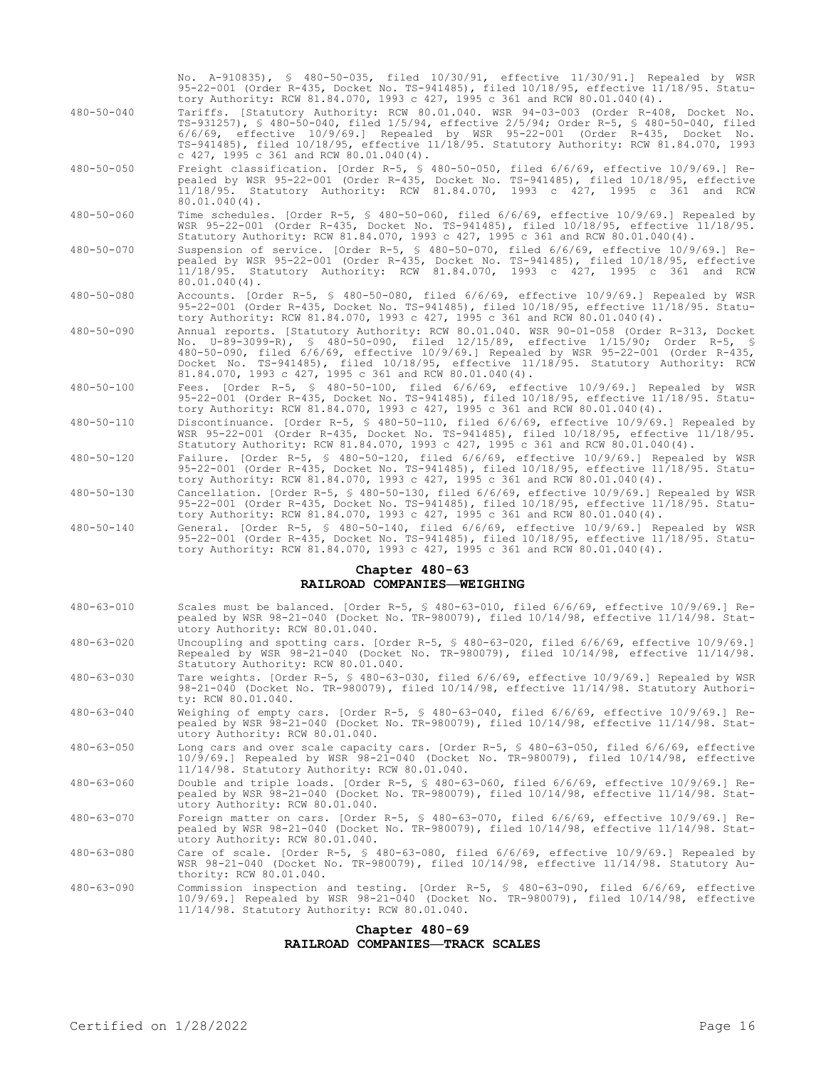No. A-910835), § 480-50-035, filed 10/30/91, effective 11/30/91.] Repealed by WSR 95-22-001 (Order R-435, Docket No. TS-941485), filed 10/18/95, effective 11/18/95. Statutory Authority: RCW 81.84.070, 1993 c 427, 1995 c 361 and RCW 80.01.040(4).

480-50-040 Tariffs. [Statutory Authority: RCW 80.01.040. WSR 94-03-003 (Order R-408, Docket No. TS-931257), § 480-50-040, filed 1/5/94, effective 2/5/94; Order R-5, § 480-50-040, filed 6/6/69, effective 10/9/69.] Repealed by WSR 95-22-001 (Order R-435, Docket No. TS-941485), filed 10/18/95, effective 11/18/95. Statutory Authority: RCW 81.84.070, 1993 c 427, 1995 c 361 and RCW 80.01.040(4).

480-50-050 Freight classification. [Order R-5, § 480-50-050, filed 6/6/69, effective 10/9/69.] Repealed by WSR 95-22-001 (Order R-435, Docket No. TS-941485), filed 10/18/95, effective 11/18/95. Statutory Authority: RCW 81.84.070, 1993 c 427, 1995 c 361 and RCW 80.01.040(4).

480-50-060 Time schedules. [Order R-5, § 480-50-060, filed 6/6/69, effective 10/9/69.] Repealed by WSR 95-22-001 (Order R-435, Docket No. TS-941485), filed 10/18/95, effective 11/18/95. Statutory Authority: RCW 81.84.070, 1993 c 427, 1995 c 361 and RCW 80.01.040(4).

480-50-070 Suspension of service. [Order R-5, § 480-50-070, filed 6/6/69, effective 10/9/69.] Repealed by WSR 95-22-001 (Order R-435, Docket No. TS-941485), filed 10/18/95, effective 11/18/95. Statutory Authority: RCW 81.84.070, 1993 c 427, 1995 c 361 and RCW 80.01.040(4).

480-50-080 Accounts. [Order R-5, § 480-50-080, filed 6/6/69, effective 10/9/69.] Repealed by WSR 95-22-001 (Order R-435, Docket No. TS-941485), filed 10/18/95, effective 11/18/95. Statutory Authority: RCW 81.84.070, 1993 c 427, 1995 c 361 and RCW 80.01.040(4).

480-50-090 Annual reports. [Statutory Authority: RCW 80.01.040. WSR 90-01-058 (Order R-313, Docket No. U-89-3099-R), § 480-50-090, filed 12/15/89, effective 1/15/90; Order R-5, § 480-50-090, filed 6/6/69, effective 10/9/69.] Repealed by WSR 95-22-001 (Order R-435, Docket No. TS-941485), filed 10/18/95, effective 11/18/95. Statutory Authority: RCW 81.84.070, 1993 c 427, 1995 c 361 and RCW 80.01.040(4).

480-50-100 Fees. [Order R-5, § 480-50-100, filed 6/6/69, effective 10/9/69.] Repealed by WSR 95-22-001 (Order R-435, Docket No. TS-941485), filed 10/18/95, effective 11/18/95. Statutory Authority: RCW 81.84.070, 1993 c 427, 1995 c 361 and RCW 80.01.040(4).

480-50-110 Discontinuance. [Order R-5, § 480-50-110, filed 6/6/69, effective 10/9/69.] Repealed by WSR 95-22-001 (Order R-435, Docket No. TS-941485), filed 10/18/95, effective 11/18/95. Statutory Authority: RCW 81.84.070, 1993 c 427, 1995 c 361 and RCW 80.01.040(4).

480-50-120 Failure. [Order R-5, § 480-50-120, filed 6/6/69, effective 10/9/69.] Repealed by WSR 95-22-001 (Order R-435, Docket No. TS-941485), filed 10/18/95, effective 11/18/95. Statutory Authority: RCW 81.84.070, 1993 c 427, 1995 c 361 and RCW 80.01.040(4).

480-50-130 Cancellation. [Order R-5, § 480-50-130, filed 6/6/69, effective 10/9/69.] Repealed by WSR 95-22-001 (Order R-435, Docket No. TS-941485), filed 10/18/95, effective 11/18/95. Statutory Authority: RCW 81.84.070, 1993 c 427, 1995 c 361 and RCW 80.01.040(4).

480-50-140 General. [Order R-5, § 480-50-140, filed 6/6/69, effective 10/9/69.] Repealed by WSR 95-22-001 (Order R-435, Docket No. TS-941485), filed 10/18/95, effective 11/18/95. Statutory Authority: RCW 81.84.070, 1993 c 427, 1995 c 361 and RCW 80.01.040(4).

## Chapter 480-63
## RAILROAD COMPANIES—WEIGHING

480-63-010 Scales must be balanced. [Order R-5, § 480-63-010, filed 6/6/69, effective 10/9/69.] Repealed by WSR 98-21-040 (Docket No. TR-980079), filed 10/14/98, effective 11/14/98. Statutory Authority: RCW 80.01.040.

480-63-020 Uncoupling and spotting cars. [Order R-5, § 480-63-020, filed 6/6/69, effective 10/9/69.] Repealed by WSR 98-21-040 (Docket No. TR-980079), filed 10/14/98, effective 11/14/98. Statutory Authority: RCW 80.01.040.

480-63-030 Tare weights. [Order R-5, § 480-63-030, filed 6/6/69, effective 10/9/69.] Repealed by WSR 98-21-040 (Docket No. TR-980079), filed 10/14/98, effective 11/14/98. Statutory Authority: RCW 80.01.040.

480-63-040 Weighing of empty cars. [Order R-5, § 480-63-040, filed 6/6/69, effective 10/9/69.] Repealed by WSR 98-21-040 (Docket No. TR-980079), filed 10/14/98, effective 11/14/98. Statutory Authority: RCW 80.01.040.

480-63-050 Long cars and over scale capacity cars. [Order R-5, § 480-63-050, filed 6/6/69, effective 10/9/69.] Repealed by WSR 98-21-040 (Docket No. TR-980079), filed 10/14/98, effective 11/14/98. Statutory Authority: RCW 80.01.040.

480-63-060 Double and triple loads. [Order R-5, § 480-63-060, filed 6/6/69, effective 10/9/69.] Repealed by WSR 98-21-040 (Docket No. TR-980079), filed 10/14/98, effective 11/14/98. Statutory Authority: RCW 80.01.040.

480-63-070 Foreign matter on cars. [Order R-5, § 480-63-070, filed 6/6/69, effective 10/9/69.] Repealed by WSR 98-21-040 (Docket No. TR-980079), filed 10/14/98, effective 11/14/98. Statutory Authority: RCW 80.01.040.

480-63-080 Care of scale. [Order R-5, § 480-63-080, filed 6/6/69, effective 10/9/69.] Repealed by WSR 98-21-040 (Docket No. TR-980079), filed 10/14/98, effective 11/14/98. Statutory Authority: RCW 80.01.040.

480-63-090 Commission inspection and testing. [Order R-5, § 480-63-090, filed 6/6/69, effective 10/9/69.] Repealed by WSR 98-21-040 (Docket No. TR-980079), filed 10/14/98, effective 11/14/98. Statutory Authority: RCW 80.01.040.

## Chapter 480-69
## RAILROAD COMPANIES—TRACK SCALES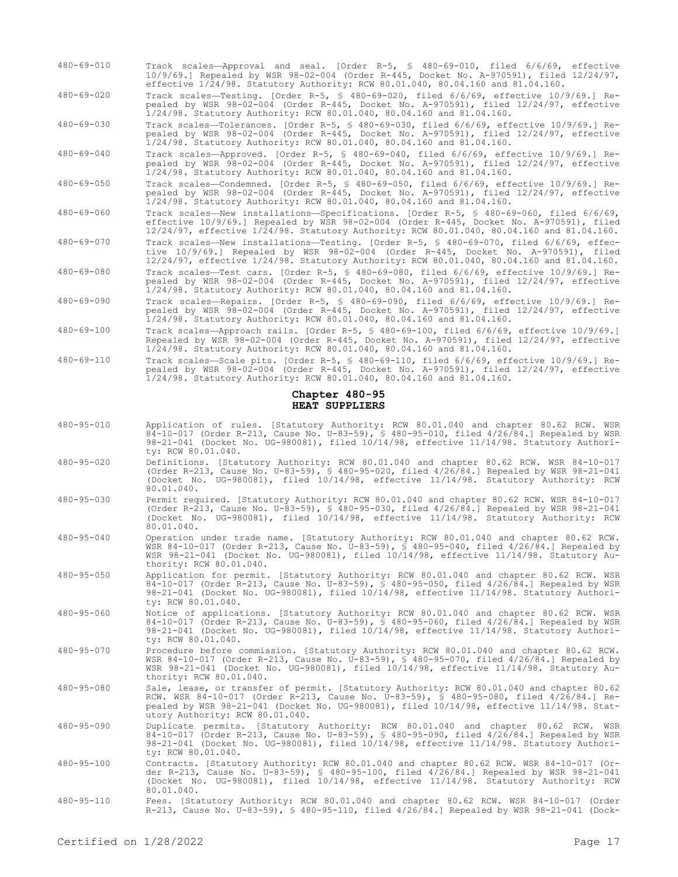480-69-010 Track scales—Approval and seal. [Order R-5, § 480-69-010, filed 6/6/69, effective 10/9/69.] Repealed by WSR 98-02-004 (Order R-445, Docket No. A-970591), filed 12/24/97, effective 1/24/98. Statutory Authority: RCW 80.01.040, 80.04.160 and 81.04.160.

480-69-020 Track scales—Testing. [Order R-5, § 480-69-020, filed 6/6/69, effective 10/9/69.] Repealed by WSR 98-02-004 (Order R-445, Docket No. A-970591), filed 12/24/97, effective 1/24/98. Statutory Authority: RCW 80.01.040, 80.04.160 and 81.04.160.

480-69-030 Track scales—Tolerances. [Order R-5, § 480-69-030, filed 6/6/69, effective 10/9/69.] Repealed by WSR 98-02-004 (Order R-445, Docket No. A-970591), filed 12/24/97, effective 1/24/98. Statutory Authority: RCW 80.01.040, 80.04.160 and 81.04.160.

480-69-040 Track scales—Approved. [Order R-5, § 480-69-040, filed 6/6/69, effective 10/9/69.] Repealed by WSR 98-02-004 (Order R-445, Docket No. A-970591), filed 12/24/97, effective 1/24/98. Statutory Authority: RCW 80.01.040, 80.04.160 and 81.04.160.

480-69-050 Track scales—Condemned. [Order R-5, § 480-69-050, filed 6/6/69, effective 10/9/69.] Repealed by WSR 98-02-004 (Order R-445, Docket No. A-970591), filed 12/24/97, effective 1/24/98. Statutory Authority: RCW 80.01.040, 80.04.160 and 81.04.160.

480-69-060 Track scales—New installations—Specifications. [Order R-5, § 480-69-060, filed 6/6/69, effective 10/9/69.] Repealed by WSR 98-02-004 (Order R-445, Docket No. A-970591), filed 12/24/97, effective 1/24/98. Statutory Authority: RCW 80.01.040, 80.04.160 and 81.04.160.

480-69-070 Track scales—New installations—Testing. [Order R-5, § 480-69-070, filed 6/6/69, effective 10/9/69.] Repealed by WSR 98-02-004 (Order R-445, Docket No. A-970591), filed 12/24/97, effective 1/24/98. Statutory Authority: RCW 80.01.040, 80.04.160 and 81.04.160.

480-69-080 Track scales—Test cars. [Order R-5, § 480-69-080, filed 6/6/69, effective 10/9/69.] Repealed by WSR 98-02-004 (Order R-445, Docket No. A-970591), filed 12/24/97, effective 1/24/98. Statutory Authority: RCW 80.01.040, 80.04.160 and 81.04.160.

480-69-090 Track scales—Repairs. [Order R-5, § 480-69-090, filed 6/6/69, effective 10/9/69.] Repealed by WSR 98-02-004 (Order R-445, Docket No. A-970591), filed 12/24/97, effective 1/24/98. Statutory Authority: RCW 80.01.040, 80.04.160 and 81.04.160.

480-69-100 Track scales—Approach rails. [Order R-5, § 480-69-100, filed 6/6/69, effective 10/9/69.] Repealed by WSR 98-02-004 (Order R-445, Docket No. A-970591), filed 12/24/97, effective 1/24/98. Statutory Authority: RCW 80.01.040, 80.04.160 and 81.04.160.

480-69-110 Track scales—Scale pits. [Order R-5, § 480-69-110, filed 6/6/69, effective 10/9/69.] Repealed by WSR 98-02-004 (Order R-445, Docket No. A-970591), filed 12/24/97, effective 1/24/98. Statutory Authority: RCW 80.01.040, 80.04.160 and 81.04.160.

## Chapter 480-95
## HEAT SUPPLIERS

480-95-010 Application of rules. [Statutory Authority: RCW 80.01.040 and chapter 80.62 RCW. WSR 84-10-017 (Order R-213, Cause No. U-83-59), § 480-95-010, filed 4/26/84.] Repealed by WSR 98-21-041 (Docket No. UG-980081), filed 10/14/98, effective 11/14/98. Statutory Authority: RCW 80.01.040.

480-95-020 Definitions. [Statutory Authority: RCW 80.01.040 and chapter 80.62 RCW. WSR 84-10-017 (Order R-213, Cause No. U-83-59), § 480-95-020, filed 4/26/84.] Repealed by WSR 98-21-041 (Docket No. UG-980081), filed 10/14/98, effective 11/14/98. Statutory Authority: RCW 80.01.040.

480-95-030 Permit required. [Statutory Authority: RCW 80.01.040 and chapter 80.62 RCW. WSR 84-10-017 (Order R-213, Cause No. U-83-59), § 480-95-030, filed 4/26/84.] Repealed by WSR 98-21-041 (Docket No. UG-980081), filed 10/14/98, effective 11/14/98. Statutory Authority: RCW 80.01.040.

480-95-040 Operation under trade name. [Statutory Authority: RCW 80.01.040 and chapter 80.62 RCW. WSR 84-10-017 (Order R-213, Cause No. U-83-59), § 480-95-040, filed 4/26/84.] Repealed by WSR 98-21-041 (Docket No. UG-980081), filed 10/14/98, effective 11/14/98. Statutory Authority: RCW 80.01.040.

480-95-050 Application for permit. [Statutory Authority: RCW 80.01.040 and chapter 80.62 RCW. WSR 84-10-017 (Order R-213, Cause No. U-83-59), § 480-95-050, filed 4/26/84.] Repealed by WSR 98-21-041 (Docket No. UG-980081), filed 10/14/98, effective 11/14/98. Statutory Authority: RCW 80.01.040.

480-95-060 Notice of applications. [Statutory Authority: RCW 80.01.040 and chapter 80.62 RCW. WSR 84-10-017 (Order R-213, Cause No. U-83-59), § 480-95-060, filed 4/26/84.] Repealed by WSR 98-21-041 (Docket No. UG-980081), filed 10/14/98, effective 11/14/98. Statutory Authority: RCW 80.01.040.

480-95-070 Procedure before commission. [Statutory Authority: RCW 80.01.040 and chapter 80.62 RCW. WSR 84-10-017 (Order R-213, Cause No. U-83-59), § 480-95-070, filed 4/26/84.] Repealed by WSR 98-21-041 (Docket No. UG-980081), filed 10/14/98, effective 11/14/98. Statutory Authority: RCW 80.01.040.

480-95-080 Sale, lease, or transfer of permit. [Statutory Authority: RCW 80.01.040 and chapter 80.62 RCW. WSR 84-10-017 (Order R-213, Cause No. U-83-59), § 480-95-080, filed 4/26/84.] Repealed by WSR 98-21-041 (Docket No. UG-980081), filed 10/14/98, effective 11/14/98. Statutory Authority: RCW 80.01.040.

480-95-090 Duplicate permits. [Statutory Authority: RCW 80.01.040 and chapter 80.62 RCW. WSR 84-10-017 (Order R-213, Cause No. U-83-59), § 480-95-090, filed 4/26/84.] Repealed by WSR 98-21-041 (Docket No. UG-980081), filed 10/14/98, effective 11/14/98. Statutory Authority: RCW 80.01.040.

480-95-100 Contracts. [Statutory Authority: RCW 80.01.040 and chapter 80.62 RCW. WSR 84-10-017 (Order R-213, Cause No. U-83-59), § 480-95-100, filed 4/26/84.] Repealed by WSR 98-21-041 (Docket No. UG-980081), filed 10/14/98, effective 11/14/98. Statutory Authority: RCW 80.01.040.

480-95-110 Fees. [Statutory Authority: RCW 80.01.040 and chapter 80.62 RCW. WSR 84-10-017 (Order R-213, Cause No. U-83-59), § 480-95-110, filed 4/26/84.] Repealed by WSR 98-21-041 (Dock-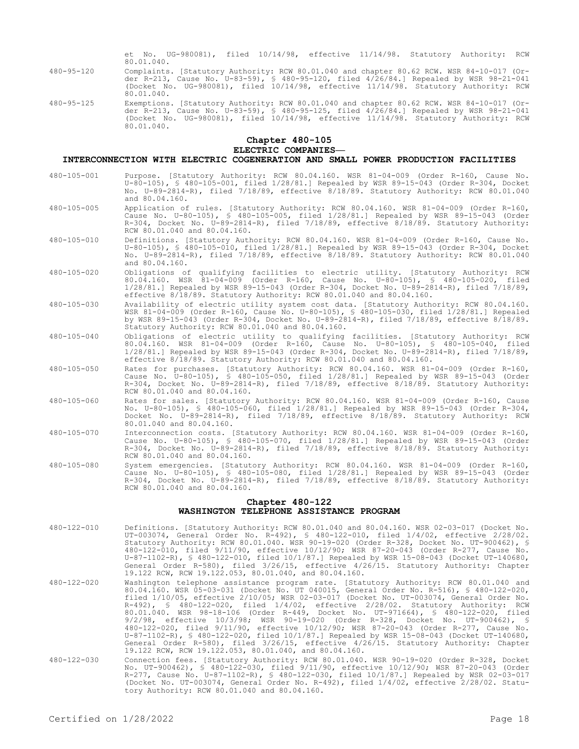et No. UG-980081), filed 10/14/98, effective 11/14/98. Statutory Authority: RCW 80.01.040.

480-95-120 Complaints. [Statutory Authority: RCW 80.01.040 and chapter 80.62 RCW. WSR 84-10-017 (Order R-213, Cause No. U-83-59), § 480-95-120, filed 4/26/84.] Repealed by WSR 98-21-041 (Docket No. UG-980081), filed 10/14/98, effective 11/14/98. Statutory Authority: RCW 80.01.040.

480-95-125 Exemptions. [Statutory Authority: RCW 80.01.040 and chapter 80.62 RCW. WSR 84-10-017 (Order R-213, Cause No. U-83-59), § 480-95-125, filed 4/26/84.] Repealed by WSR 98-21-041 (Docket No. UG-980081), filed 10/14/98, effective 11/14/98. Statutory Authority: RCW 80.01.040.

## Chapter 480-105
## ELECTRIC COMPANIES— INTERCONNECTION WITH ELECTRIC COGENERATION AND SMALL POWER PRODUCTION FACILITIES

480-105-001 Purpose. [Statutory Authority: RCW 80.04.160. WSR 81-04-009 (Order R-160, Cause No. U-80-105), § 480-105-001, filed 1/28/81.] Repealed by WSR 89-15-043 (Order R-304, Docket No. U-89-2814-R), filed 7/18/89, effective 8/18/89. Statutory Authority: RCW 80.01.040 and 80.04.160.

480-105-005 Application of rules. [Statutory Authority: RCW 80.04.160. WSR 81-04-009 (Order R-160, Cause No. U-80-105), § 480-105-005, filed 1/28/81.] Repealed by WSR 89-15-043 (Order R-304, Docket No. U-89-2814-R), filed 7/18/89, effective 8/18/89. Statutory Authority: RCW 80.01.040 and 80.04.160.

480-105-010 Definitions. [Statutory Authority: RCW 80.04.160. WSR 81-04-009 (Order R-160, Cause No. U-80-105), § 480-105-010, filed 1/28/81.] Repealed by WSR 89-15-043 (Order R-304, Docket No. U-89-2814-R), filed 7/18/89, effective 8/18/89. Statutory Authority: RCW 80.01.040 and 80.04.160.

480-105-020 Obligations of qualifying facilities to electric utility. [Statutory Authority: RCW 80.04.160. WSR 81-04-009 (Order R-160, Cause No. U-80-105), § 480-105-020, filed 1/28/81.] Repealed by WSR 89-15-043 (Order R-304, Docket No. U-89-2814-R), filed 7/18/89, effective 8/18/89. Statutory Authority: RCW 80.01.040 and 80.04.160.

480-105-030 Availability of electric utility system cost data. [Statutory Authority: RCW 80.04.160. WSR 81-04-009 (Order R-160, Cause No. U-80-105), § 480-105-030, filed 1/28/81.] Repealed by WSR 89-15-043 (Order R-304, Docket No. U-89-2814-R), filed 7/18/89, effective 8/18/89. Statutory Authority: RCW 80.01.040 and 80.04.160.

480-105-040 Obligations of electric utility to qualifying facilities. [Statutory Authority: RCW 80.04.160. WSR 81-04-009 (Order R-160, Cause No. U-80-105), § 480-105-040, filed 1/28/81.] Repealed by WSR 89-15-043 (Order R-304, Docket No. U-89-2814-R), filed 7/18/89, effective 8/18/89. Statutory Authority: RCW 80.01.040 and 80.04.160.

480-105-050 Rates for purchases. [Statutory Authority: RCW 80.04.160. WSR 81-04-009 (Order R-160, Cause No. U-80-105), § 480-105-050, filed 1/28/81.] Repealed by WSR 89-15-043 (Order R-304, Docket No. U-89-2814-R), filed 7/18/89, effective 8/18/89. Statutory Authority: RCW 80.01.040 and 80.04.160.

480-105-060 Rates for sales. [Statutory Authority: RCW 80.04.160. WSR 81-04-009 (Order R-160, Cause No. U-80-105), § 480-105-060, filed 1/28/81.] Repealed by WSR 89-15-043 (Order R-304, Docket No. U-89-2814-R), filed 7/18/89, effective 8/18/89. Statutory Authority: RCW 80.01.040 and 80.04.160.

480-105-070 Interconnection costs. [Statutory Authority: RCW 80.04.160. WSR 81-04-009 (Order R-160, Cause No. U-80-105), § 480-105-070, filed 1/28/81.] Repealed by WSR 89-15-043 (Order R-304, Docket No. U-89-2814-R), filed 7/18/89, effective 8/18/89. Statutory Authority: RCW 80.01.040 and 80.04.160.

480-105-080 System emergencies. [Statutory Authority: RCW 80.04.160. WSR 81-04-009 (Order R-160, Cause No. U-80-105), § 480-105-080, filed 1/28/81.] Repealed by WSR 89-15-043 (Order R-304, Docket No. U-89-2814-R), filed 7/18/89, effective 8/18/89. Statutory Authority: RCW 80.01.040 and 80.04.160.

## Chapter 480-122
## WASHINGTON TELEPHONE ASSISTANCE PROGRAM

480-122-010 Definitions. [Statutory Authority: RCW 80.01.040 and 80.04.160. WSR 02-03-017 (Docket No. UT-003074, General Order No. R-492), § 480-122-010, filed 1/4/02, effective 2/28/02. Statutory Authority: RCW 80.01.040. WSR 90-19-020 (Order R-328, Docket No. UT-900462), § 480-122-010, filed 9/11/90, effective 10/12/90; WSR 87-20-043 (Order R-277, Cause No. U-87-1102-R), § 480-122-010, filed 10/1/87.] Repealed by WSR 15-08-043 (Docket UT-140680, General Order R-580), filed 3/26/15, effective 4/26/15. Statutory Authority: Chapter 19.122 RCW, RCW 19.122.053, 80.01.040, and 80.04.160.

480-122-020 Washington telephone assistance program rate. [Statutory Authority: RCW 80.01.040 and 80.04.160. WSR 05-03-031 (Docket No. UT 040015, General Order No. R-516), § 480-122-020, filed 1/10/05, effective 2/10/05; WSR 02-03-017 (Docket No. UT-003074, General Order No. R-492), § 480-122-020, filed 1/4/02, effective 2/28/02. Statutory Authority: RCW 80.01.040. WSR 98-18-106 (Order R-449, Docket No. UT-971664), § 480-122-020, filed 9/2/98, effective 10/3/98; WSR 90-19-020 (Order R-328, Docket No. UT-900462), § 480-122-020, filed 9/11/90, effective 10/12/90; WSR 87-20-043 (Order R-277, Cause No. U-87-1102-R), § 480-122-020, filed 10/1/87.] Repealed by WSR 15-08-043 (Docket UT-140680, General Order R-580), filed 3/26/15, effective 4/26/15. Statutory Authority: Chapter 19.122 RCW, RCW 19.122.053, 80.01.040, and 80.04.160.

480-122-030 Connection fees. [Statutory Authority: RCW 80.01.040. WSR 90-19-020 (Order R-328, Docket No. UT-900462), § 480-122-030, filed 9/11/90, effective 10/12/90; WSR 87-20-043 (Order R-277, Cause No. U-87-1102-R), § 480-122-030, filed 10/1/87.] Repealed by WSR 02-03-017 (Docket No. UT-003074, General Order No. R-492), filed 1/4/02, effective 2/28/02. Statutory Authority: RCW 80.01.040 and 80.04.160.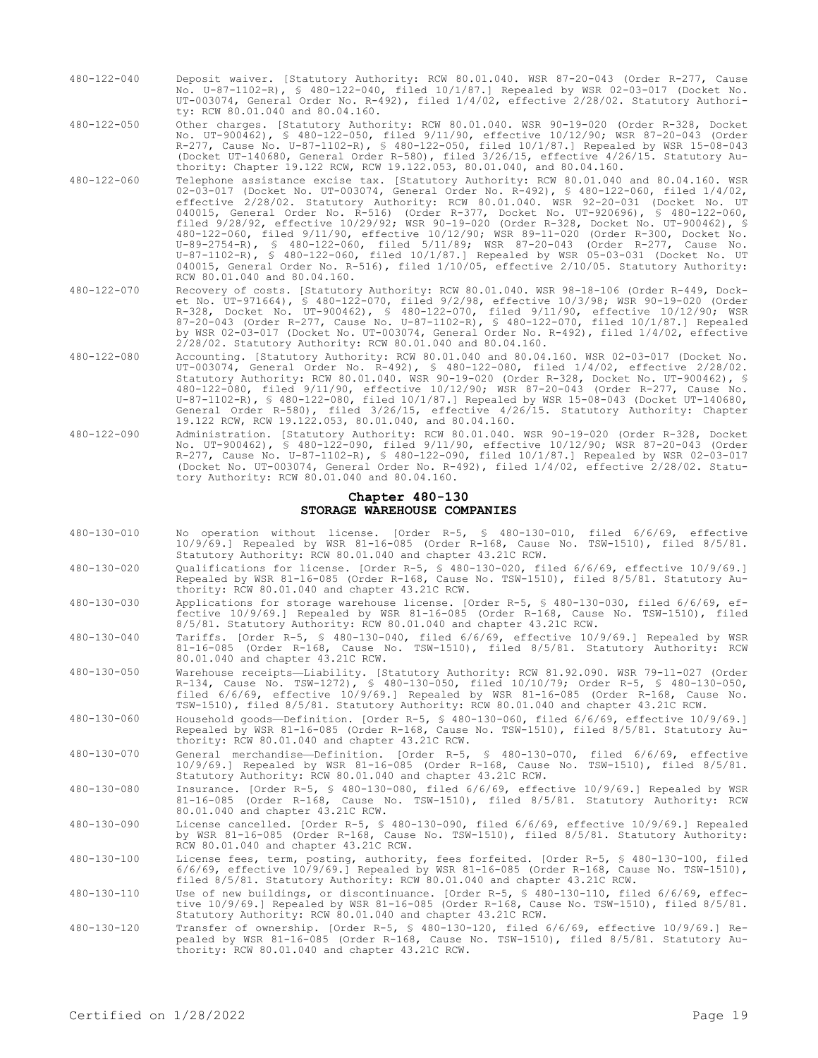480-122-040 Deposit waiver. [Statutory Authority: RCW 80.01.040. WSR 87-20-043 (Order R-277, Cause No. U-87-1102-R), § 480-122-040, filed 10/1/87.] Repealed by WSR 02-03-017 (Docket No. UT-003074, General Order No. R-492), filed 1/4/02, effective 2/28/02. Statutory Authority: RCW 80.01.040 and 80.04.160.

480-122-050 Other charges. [Statutory Authority: RCW 80.01.040. WSR 90-19-020 (Order R-328, Docket No. UT-900462), § 480-122-050, filed 9/11/90, effective 10/12/90; WSR 87-20-043 (Order R-277, Cause No. U-87-1102-R), § 480-122-050, filed 10/1/87.] Repealed by WSR 15-08-043 (Docket UT-140680, General Order R-580), filed 3/26/15, effective 4/26/15. Statutory Authority: Chapter 19.122 RCW, RCW 19.122.053, 80.01.040, and 80.04.160.

480-122-060 Telephone assistance excise tax. [Statutory Authority: RCW 80.01.040 and 80.04.160. WSR 02-03-017 (Docket No. UT-003074, General Order No. R-492), § 480-122-060, filed 1/4/02, effective 2/28/02. Statutory Authority: RCW 80.01.040. WSR 92-20-031 (Docket No. UT 040015, General Order No. R-516) (Order R-377, Docket No. UT-920696), § 480-122-060, filed 9/28/92, effective 10/29/92; WSR 90-19-020 (Order R-328, Docket No. UT-900462), § 480-122-060, filed 9/11/90, effective 10/12/90; WSR 89-11-020 (Order R-300, Docket No. U-89-2754-R), § 480-122-060, filed 5/11/89; WSR 87-20-043 (Order R-277, Cause No. U-87-1102-R), § 480-122-060, filed 10/1/87.] Repealed by WSR 05-03-031 (Docket No. UT 040015, General Order No. R-516), filed 1/10/05, effective 2/10/05. Statutory Authority: RCW 80.01.040 and 80.04.160.

480-122-070 Recovery of costs. [Statutory Authority: RCW 80.01.040. WSR 98-18-106 (Order R-449, Docket No. UT-971664), § 480-122-070, filed 9/2/98, effective 10/3/98; WSR 90-19-020 (Order R-328, Docket No. UT-900462), § 480-122-070, filed 9/11/90, effective 10/12/90; WSR 87-20-043 (Order R-277, Cause No. U-87-1102-R), § 480-122-070, filed 10/1/87.] Repealed by WSR 02-03-017 (Docket No. UT-003074, General Order No. R-492), filed 1/4/02, effective 2/28/02. Statutory Authority: RCW 80.01.040 and 80.04.160.

480-122-080 Accounting. [Statutory Authority: RCW 80.01.040 and 80.04.160. WSR 02-03-017 (Docket No. UT-003074, General Order No. R-492), § 480-122-080, filed 1/4/02, effective 2/28/02. Statutory Authority: RCW 80.01.040. WSR 90-19-020 (Order R-328, Docket No. UT-900462), § 480-122-080, filed 9/11/90, effective 10/12/90; WSR 87-20-043 (Order R-277, Cause No. U-87-1102-R), § 480-122-080, filed 10/1/87.] Repealed by WSR 15-08-043 (Docket UT-140680, General Order R-580), filed 3/26/15, effective 4/26/15. Statutory Authority: Chapter 19.122 RCW, RCW 19.122.053, 80.01.040, and 80.04.160.

480-122-090 Administration. [Statutory Authority: RCW 80.01.040. WSR 90-19-020 (Order R-328, Docket No. UT-900462), § 480-122-090, filed 9/11/90, effective 10/12/90; WSR 87-20-043 (Order R-277, Cause No. U-87-1102-R), § 480-122-090, filed 10/1/87.] Repealed by WSR 02-03-017 (Docket No. UT-003074, General Order No. R-492), filed 1/4/02, effective 2/28/02. Statutory Authority: RCW 80.01.040 and 80.04.160.

## Chapter 480-130
## STORAGE WAREHOUSE COMPANIES

480-130-010 No operation without license. [Order R-5, § 480-130-010, filed 6/6/69, effective 10/9/69.] Repealed by WSR 81-16-085 (Order R-168, Cause No. TSW-1510), filed 8/5/81. Statutory Authority: RCW 80.01.040 and chapter 43.21C RCW.

480-130-020 Qualifications for license. [Order R-5, § 480-130-020, filed 6/6/69, effective 10/9/69.] Repealed by WSR 81-16-085 (Order R-168, Cause No. TSW-1510), filed 8/5/81. Statutory Authority: RCW 80.01.040 and chapter 43.21C RCW.

480-130-030 Applications for storage warehouse license. [Order R-5, § 480-130-030, filed 6/6/69, effective 10/9/69.] Repealed by WSR 81-16-085 (Order R-168, Cause No. TSW-1510), filed 8/5/81. Statutory Authority: RCW 80.01.040 and chapter 43.21C RCW.

480-130-040 Tariffs. [Order R-5, § 480-130-040, filed 6/6/69, effective 10/9/69.] Repealed by WSR 81-16-085 (Order R-168, Cause No. TSW-1510), filed 8/5/81. Statutory Authority: RCW 80.01.040 and chapter 43.21C RCW.

480-130-050 Warehouse receipts—Liability. [Statutory Authority: RCW 81.92.090. WSR 79-11-027 (Order R-134, Cause No. TSW-1272), § 480-130-050, filed 10/10/79; Order R-5, § 480-130-050, filed 6/6/69, effective 10/9/69.] Repealed by WSR 81-16-085 (Order R-168, Cause No. TSW-1510), filed 8/5/81. Statutory Authority: RCW 80.01.040 and chapter 43.21C RCW.

480-130-060 Household goods—Definition. [Order R-5, § 480-130-060, filed 6/6/69, effective 10/9/69.] Repealed by WSR 81-16-085 (Order R-168, Cause No. TSW-1510), filed 8/5/81. Statutory Authority: RCW 80.01.040 and chapter 43.21C RCW.

480-130-070 General merchandise—Definition. [Order R-5, § 480-130-070, filed 6/6/69, effective 10/9/69.] Repealed by WSR 81-16-085 (Order R-168, Cause No. TSW-1510), filed 8/5/81. Statutory Authority: RCW 80.01.040 and chapter 43.21C RCW.

480-130-080 Insurance. [Order R-5, § 480-130-080, filed 6/6/69, effective 10/9/69.] Repealed by WSR 81-16-085 (Order R-168, Cause No. TSW-1510), filed 8/5/81. Statutory Authority: RCW 80.01.040 and chapter 43.21C RCW.

480-130-090 License cancelled. [Order R-5, § 480-130-090, filed 6/6/69, effective 10/9/69.] Repealed by WSR 81-16-085 (Order R-168, Cause No. TSW-1510), filed 8/5/81. Statutory Authority: RCW 80.01.040 and chapter 43.21C RCW.

480-130-100 License fees, term, posting, authority, fees forfeited. [Order R-5, § 480-130-100, filed 6/6/69, effective 10/9/69.] Repealed by WSR 81-16-085 (Order R-168, Cause No. TSW-1510), filed 8/5/81. Statutory Authority: RCW 80.01.040 and chapter 43.21C RCW.

480-130-110 Use of new buildings, or discontinuance. [Order R-5, § 480-130-110, filed 6/6/69, effective 10/9/69.] Repealed by WSR 81-16-085 (Order R-168, Cause No. TSW-1510), filed 8/5/81. Statutory Authority: RCW 80.01.040 and chapter 43.21C RCW.

480-130-120 Transfer of ownership. [Order R-5, § 480-130-120, filed 6/6/69, effective 10/9/69.] Repealed by WSR 81-16-085 (Order R-168, Cause No. TSW-1510), filed 8/5/81. Statutory Authority: RCW 80.01.040 and chapter 43.21C RCW.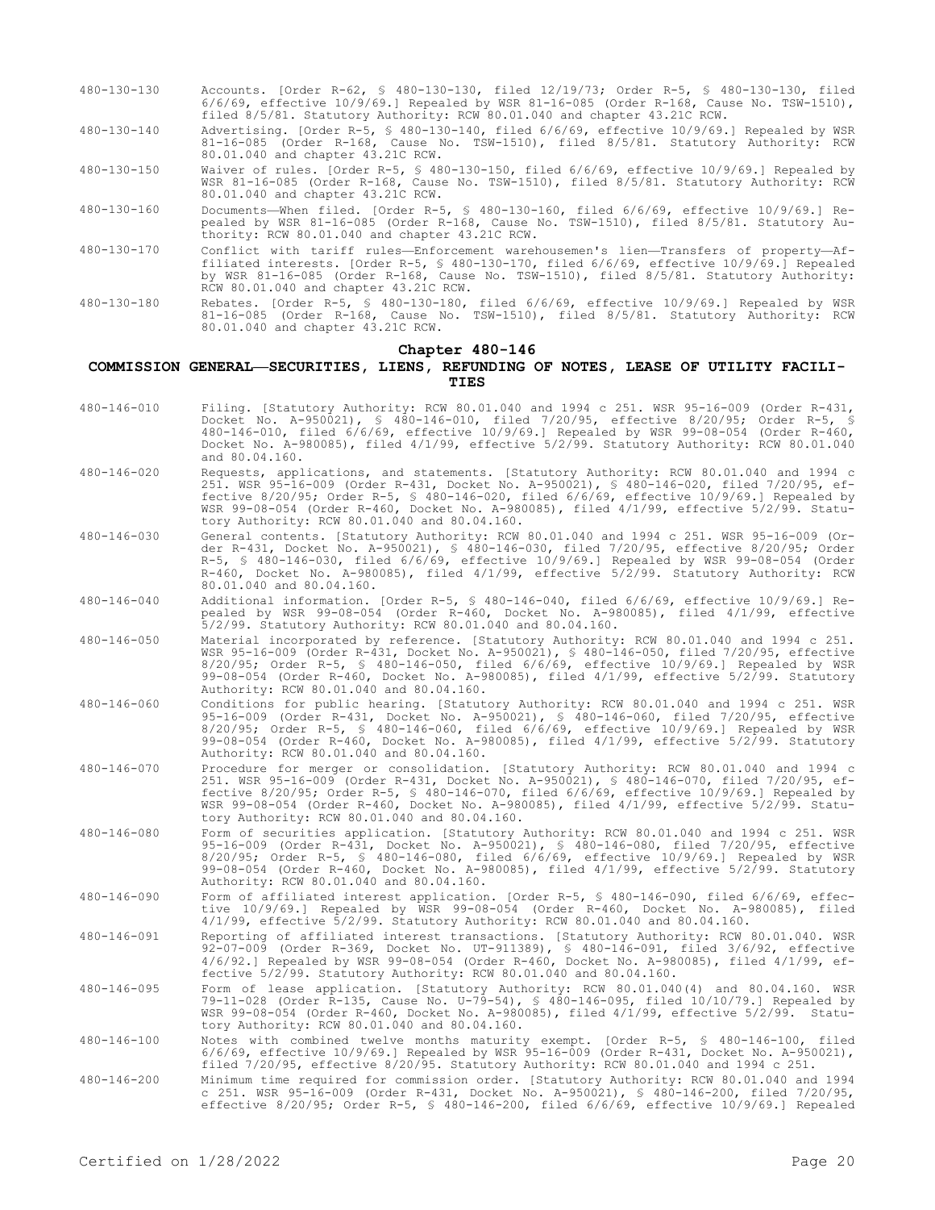480-130-130 Accounts. [Order R-62, § 480-130-130, filed 12/19/73; Order R-5, § 480-130-130, filed 6/6/69, effective 10/9/69.] Repealed by WSR 81-16-085 (Order R-168, Cause No. TSW-1510), filed 8/5/81. Statutory Authority: RCW 80.01.040 and chapter 43.21C RCW.

480-130-140 Advertising. [Order R-5, § 480-130-140, filed 6/6/69, effective 10/9/69.] Repealed by WSR 81-16-085 (Order R-168, Cause No. TSW-1510), filed 8/5/81. Statutory Authority: RCW 80.01.040 and chapter 43.21C RCW.

480-130-150 Waiver of rules. [Order R-5, § 480-130-150, filed 6/6/69, effective 10/9/69.] Repealed by WSR 81-16-085 (Order R-168, Cause No. TSW-1510), filed 8/5/81. Statutory Authority: RCW 80.01.040 and chapter 43.21C RCW.

480-130-160 Documents—When filed. [Order R-5, § 480-130-160, filed 6/6/69, effective 10/9/69.] Repealed by WSR 81-16-085 (Order R-168, Cause No. TSW-1510), filed 8/5/81. Statutory Authority: RCW 80.01.040 and chapter 43.21C RCW.

480-130-170 Conflict with tariff rules—Enforcement warehousemen's lien—Transfers of property—Affiliated interests. [Order R-5, § 480-130-170, filed 6/6/69, effective 10/9/69.] Repealed by WSR 81-16-085 (Order R-168, Cause No. TSW-1510), filed 8/5/81. Statutory Authority: RCW 80.01.040 and chapter 43.21C RCW.

480-130-180 Rebates. [Order R-5, § 480-130-180, filed 6/6/69, effective 10/9/69.] Repealed by WSR 81-16-085 (Order R-168, Cause No. TSW-1510), filed 8/5/81. Statutory Authority: RCW 80.01.040 and chapter 43.21C RCW.

## Chapter 480-146

## COMMISSION GENERAL—SECURITIES, LIENS, REFUNDING OF NOTES, LEASE OF UTILITY FACILITIES

480-146-010 Filing. [Statutory Authority: RCW 80.01.040 and 1994 c 251. WSR 95-16-009 (Order R-431, Docket No. A-950021), § 480-146-010, filed 7/20/95, effective 8/20/95; Order R-5, § 480-146-010, filed 6/6/69, effective 10/9/69.] Repealed by WSR 99-08-054 (Order R-460, Docket No. A-980085), filed 4/1/99, effective 5/2/99. Statutory Authority: RCW 80.01.040 and 80.04.160.

480-146-020 Requests, applications, and statements. [Statutory Authority: RCW 80.01.040 and 1994 c 251. WSR 95-16-009 (Order R-431, Docket No. A-950021), § 480-146-020, filed 7/20/95, effective 8/20/95; Order R-5, § 480-146-020, filed 6/6/69, effective 10/9/69.] Repealed by WSR 99-08-054 (Order R-460, Docket No. A-980085), filed 4/1/99, effective 5/2/99. Statutory Authority: RCW 80.01.040 and 80.04.160.

480-146-030 General contents. [Statutory Authority: RCW 80.01.040 and 1994 c 251. WSR 95-16-009 (Order R-431, Docket No. A-950021), § 480-146-030, filed 7/20/95, effective 8/20/95; Order R-5, § 480-146-030, filed 6/6/69, effective 10/9/69.] Repealed by WSR 99-08-054 (Order R-460, Docket No. A-980085), filed 4/1/99, effective 5/2/99. Statutory Authority: RCW 80.01.040 and 80.04.160.

480-146-040 Additional information. [Order R-5, § 480-146-040, filed 6/6/69, effective 10/9/69.] Repealed by WSR 99-08-054 (Order R-460, Docket No. A-980085), filed 4/1/99, effective 5/2/99. Statutory Authority: RCW 80.01.040 and 80.04.160.

480-146-050 Material incorporated by reference. [Statutory Authority: RCW 80.01.040 and 1994 c 251. WSR 95-16-009 (Order R-431, Docket No. A-950021), § 480-146-050, filed 7/20/95, effective 8/20/95; Order R-5, § 480-146-050, filed 6/6/69, effective 10/9/69.] Repealed by WSR 99-08-054 (Order R-460, Docket No. A-980085), filed 4/1/99, effective 5/2/99. Statutory Authority: RCW 80.01.040 and 80.04.160.

480-146-060 Conditions for public hearing. [Statutory Authority: RCW 80.01.040 and 1994 c 251. WSR 95-16-009 (Order R-431, Docket No. A-950021), § 480-146-060, filed 7/20/95, effective 8/20/95; Order R-5, § 480-146-060, filed 6/6/69, effective 10/9/69.] Repealed by WSR 99-08-054 (Order R-460, Docket No. A-980085), filed 4/1/99, effective 5/2/99. Statutory Authority: RCW 80.01.040 and 80.04.160.

480-146-070 Procedure for merger or consolidation. [Statutory Authority: RCW 80.01.040 and 1994 c 251. WSR 95-16-009 (Order R-431, Docket No. A-950021), § 480-146-070, filed 7/20/95, effective 8/20/95; Order R-5, § 480-146-070, filed 6/6/69, effective 10/9/69.] Repealed by WSR 99-08-054 (Order R-460, Docket No. A-980085), filed 4/1/99, effective 5/2/99. Statutory Authority: RCW 80.01.040 and 80.04.160.

480-146-080 Form of securities application. [Statutory Authority: RCW 80.01.040 and 1994 c 251. WSR 95-16-009 (Order R-431, Docket No. A-950021), § 480-146-080, filed 7/20/95, effective 8/20/95; Order R-5, § 480-146-080, filed 6/6/69, effective 10/9/69.] Repealed by WSR 99-08-054 (Order R-460, Docket No. A-980085), filed 4/1/99, effective 5/2/99. Statutory Authority: RCW 80.01.040 and 80.04.160.

480-146-090 Form of affiliated interest application. [Order R-5, § 480-146-090, filed 6/6/69, effective 10/9/69.] Repealed by WSR 99-08-054 (Order R-460, Docket No. A-980085), filed 4/1/99, effective 5/2/99. Statutory Authority: RCW 80.01.040 and 80.04.160.

480-146-091 Reporting of affiliated interest transactions. [Statutory Authority: RCW 80.01.040. WSR 92-07-009 (Order R-369, Docket No. UT-911389), § 480-146-091, filed 3/6/92, effective 4/6/92.] Repealed by WSR 99-08-054 (Order R-460, Docket No. A-980085), filed 4/1/99, effective 5/2/99. Statutory Authority: RCW 80.01.040 and 80.04.160.

480-146-095 Form of lease application. [Statutory Authority: RCW 80.01.040(4) and 80.04.160. WSR 79-11-028 (Order R-135, Cause No. U-79-54), § 480-146-095, filed 10/10/79.] Repealed by WSR 99-08-054 (Order R-460, Docket No. A-980085), filed 4/1/99, effective 5/2/99. Statutory Authority: RCW 80.01.040 and 80.04.160.

480-146-100 Notes with combined twelve months maturity exempt. [Order R-5, § 480-146-100, filed 6/6/69, effective 10/9/69.] Repealed by WSR 95-16-009 (Order R-431, Docket No. A-950021), filed 7/20/95, effective 8/20/95. Statutory Authority: RCW 80.01.040 and 1994 c 251.

480-146-200 Minimum time required for commission order. [Statutory Authority: RCW 80.01.040 and 1994 c 251. WSR 95-16-009 (Order R-431, Docket No. A-950021), § 480-146-200, filed 7/20/95, effective 8/20/95; Order R-5, § 480-146-200, filed 6/6/69, effective 10/9/69.] Repealed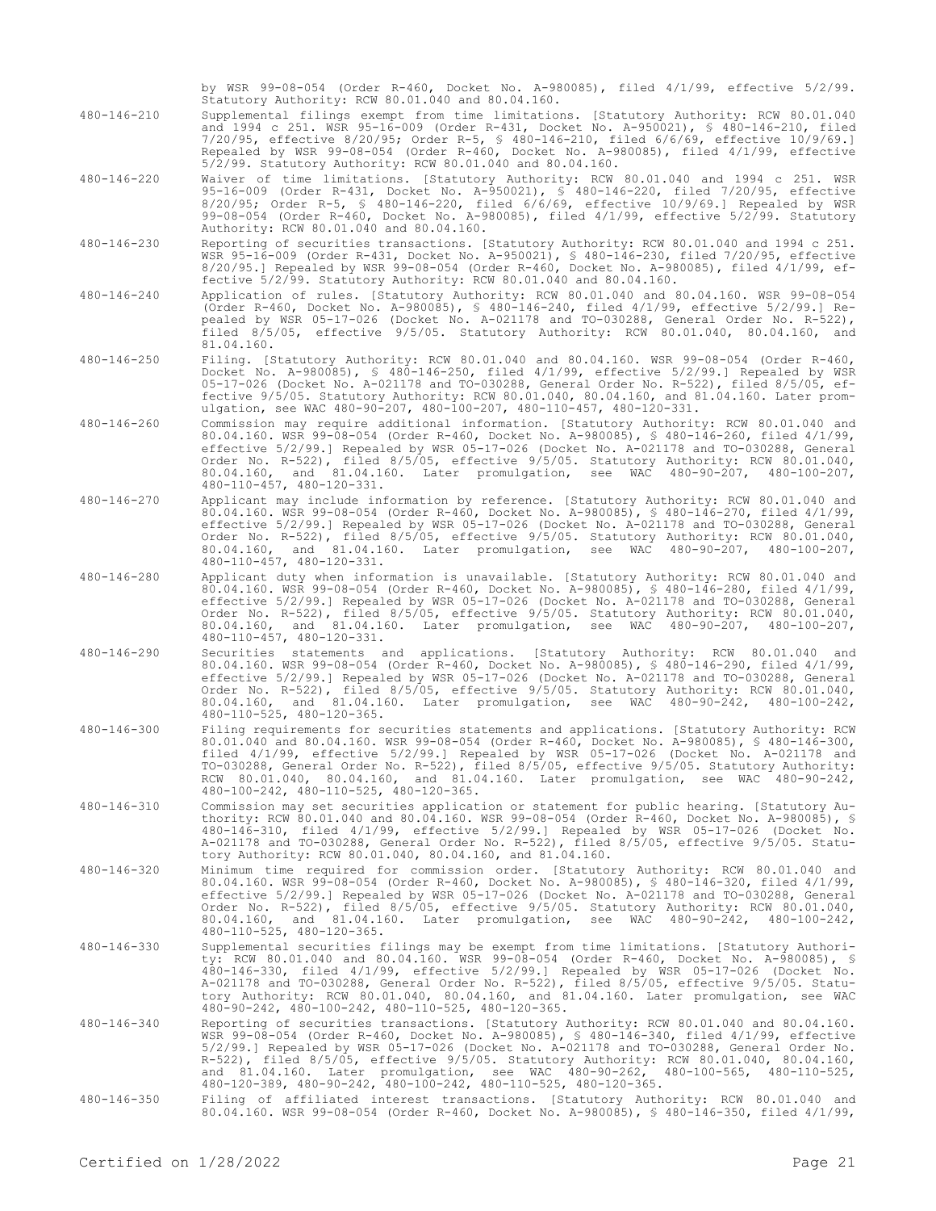by WSR 99-08-054 (Order R-460, Docket No. A-980085), filed 4/1/99, effective 5/2/99. Statutory Authority: RCW 80.01.040 and 80.04.160.

480-146-210 Supplemental filings exempt from time limitations. [Statutory Authority: RCW 80.01.040 and 1994 c 251. WSR 95-16-009 (Order R-431, Docket No. A-950021), § 480-146-210, filed 7/20/95, effective 8/20/95; Order R-5, § 480-146-210, filed 6/6/69, effective 10/9/69.] Repealed by WSR 99-08-054 (Order R-460, Docket No. A-980085), filed 4/1/99, effective 5/2/99. Statutory Authority: RCW 80.01.040 and 80.04.160.

480-146-220 Waiver of time limitations. [Statutory Authority: RCW 80.01.040 and 1994 c 251. WSR 95-16-009 (Order R-431, Docket No. A-950021), § 480-146-220, filed 7/20/95, effective 8/20/95; Order R-5, § 480-146-220, filed 6/6/69, effective 10/9/69.] Repealed by WSR 99-08-054 (Order R-460, Docket No. A-980085), filed 4/1/99, effective 5/2/99. Statutory Authority: RCW 80.01.040 and 80.04.160.

480-146-230 Reporting of securities transactions. [Statutory Authority: RCW 80.01.040 and 1994 c 251. WSR 95-16-009 (Order R-431, Docket No. A-950021), § 480-146-230, filed 7/20/95, effective 8/20/95.] Repealed by WSR 99-08-054 (Order R-460, Docket No. A-980085), filed 4/1/99, effective 5/2/99. Statutory Authority: RCW 80.01.040 and 80.04.160.

480-146-240 Application of rules. [Statutory Authority: RCW 80.01.040 and 80.04.160. WSR 99-08-054 (Order R-460, Docket No. A-980085), § 480-146-240, filed 4/1/99, effective 5/2/99.] Repealed by WSR 05-17-026 (Docket No. A-021178 and TO-030288, General Order No. R-522), filed 8/5/05, effective 9/5/05. Statutory Authority: RCW 80.01.040, 80.04.160, and 81.04.160.

480-146-250 Filing. [Statutory Authority: RCW 80.01.040 and 80.04.160. WSR 99-08-054 (Order R-460, Docket No. A-980085), § 480-146-250, filed 4/1/99, effective 5/2/99.] Repealed by WSR 05-17-026 (Docket No. A-021178 and TO-030288, General Order No. R-522), filed 8/5/05, effective 9/5/05. Statutory Authority: RCW 80.01.040, 80.04.160, and 81.04.160. Later promulgation, see WAC 480-90-207, 480-100-207, 480-110-457, 480-120-331.

480-146-260 Commission may require additional information. [Statutory Authority: RCW 80.01.040 and 80.04.160. WSR 99-08-054 (Order R-460, Docket No. A-980085), § 480-146-260, filed 4/1/99, effective 5/2/99.] Repealed by WSR 05-17-026 (Docket No. A-021178 and TO-030288, General Order No. R-522), filed 8/5/05, effective 9/5/05. Statutory Authority: RCW 80.01.040, 80.04.160, and 81.04.160. Later promulgation, see WAC 480-90-207, 480-100-207, 480-110-457, 480-120-331.

480-146-270 Applicant may include information by reference. [Statutory Authority: RCW 80.01.040 and 80.04.160. WSR 99-08-054 (Order R-460, Docket No. A-980085), § 480-146-270, filed 4/1/99, effective 5/2/99.] Repealed by WSR 05-17-026 (Docket No. A-021178 and TO-030288, General Order No. R-522), filed 8/5/05, effective 9/5/05. Statutory Authority: RCW 80.01.040, 80.04.160, and 81.04.160. Later promulgation, see WAC 480-90-207, 480-100-207, 480-110-457, 480-120-331.

480-146-280 Applicant duty when information is unavailable. [Statutory Authority: RCW 80.01.040 and 80.04.160. WSR 99-08-054 (Order R-460, Docket No. A-980085), § 480-146-280, filed 4/1/99, effective 5/2/99.] Repealed by WSR 05-17-026 (Docket No. A-021178 and TO-030288, General Order No. R-522), filed 8/5/05, effective 9/5/05. Statutory Authority: RCW 80.01.040, 80.04.160, and 81.04.160. Later promulgation, see WAC 480-90-207, 480-100-207, 480-110-457, 480-120-331.

480-146-290 Securities statements and applications. [Statutory Authority: RCW 80.01.040 and 80.04.160. WSR 99-08-054 (Order R-460, Docket No. A-980085), § 480-146-290, filed 4/1/99, effective 5/2/99.] Repealed by WSR 05-17-026 (Docket No. A-021178 and TO-030288, General Order No. R-522), filed 8/5/05, effective 9/5/05. Statutory Authority: RCW 80.01.040, 80.04.160, and 81.04.160. Later promulgation, see WAC 480-90-242, 480-100-242, 480-110-525, 480-120-365.

480-146-300 Filing requirements for securities statements and applications. [Statutory Authority: RCW 80.01.040 and 80.04.160. WSR 99-08-054 (Order R-460, Docket No. A-980085), § 480-146-300, filed 4/1/99, effective 5/2/99.] Repealed by WSR 05-17-026 (Docket No. A-021178 and TO-030288, General Order No. R-522), filed 8/5/05, effective 9/5/05. Statutory Authority: RCW 80.01.040, 80.04.160, and 81.04.160. Later promulgation, see WAC 480-90-242, 480-100-242, 480-110-525, 480-120-365.

480-146-310 Commission may set securities application or statement for public hearing. [Statutory Authority: RCW 80.01.040 and 80.04.160. WSR 99-08-054 (Order R-460, Docket No. A-980085), § 480-146-310, filed 4/1/99, effective 5/2/99.] Repealed by WSR 05-17-026 (Docket No. A-021178 and TO-030288, General Order No. R-522), filed 8/5/05, effective 9/5/05. Statutory Authority: RCW 80.01.040, 80.04.160, and 81.04.160.

480-146-320 Minimum time required for commission order. [Statutory Authority: RCW 80.01.040 and 80.04.160. WSR 99-08-054 (Order R-460, Docket No. A-980085), § 480-146-320, filed 4/1/99, effective 5/2/99.] Repealed by WSR 05-17-026 (Docket No. A-021178 and TO-030288, General Order No. R-522), filed 8/5/05, effective 9/5/05. Statutory Authority: RCW 80.01.040, 80.04.160, and 81.04.160. Later promulgation, see WAC 480-90-242, 480-100-242, 480-110-525, 480-120-365.

480-146-330 Supplemental securities filings may be exempt from time limitations. [Statutory Authority: RCW 80.01.040 and 80.04.160. WSR 99-08-054 (Order R-460, Docket No. A-980085), § 480-146-330, filed 4/1/99, effective 5/2/99.] Repealed by WSR 05-17-026 (Docket No. A-021178 and TO-030288, General Order No. R-522), filed 8/5/05, effective 9/5/05. Statutory Authority: RCW 80.01.040, 80.04.160, and 81.04.160. Later promulgation, see WAC 480-90-242, 480-100-242, 480-110-525, 480-120-365.

480-146-340 Reporting of securities transactions. [Statutory Authority: RCW 80.01.040 and 80.04.160. WSR 99-08-054 (Order R-460, Docket No. A-980085), § 480-146-340, filed 4/1/99, effective 5/2/99.] Repealed by WSR 05-17-026 (Docket No. A-021178 and TO-030288, General Order No. R-522), filed 8/5/05, effective 9/5/05. Statutory Authority: RCW 80.01.040, 80.04.160, and 81.04.160. Later promulgation, see WAC 480-90-262, 480-100-565, 480-110-525, 480-120-389, 480-90-242, 480-100-242, 480-110-525, 480-120-365.

480-146-350 Filing of affiliated interest transactions. [Statutory Authority: RCW 80.01.040 and 80.04.160. WSR 99-08-054 (Order R-460, Docket No. A-980085), § 480-146-350, filed 4/1/99,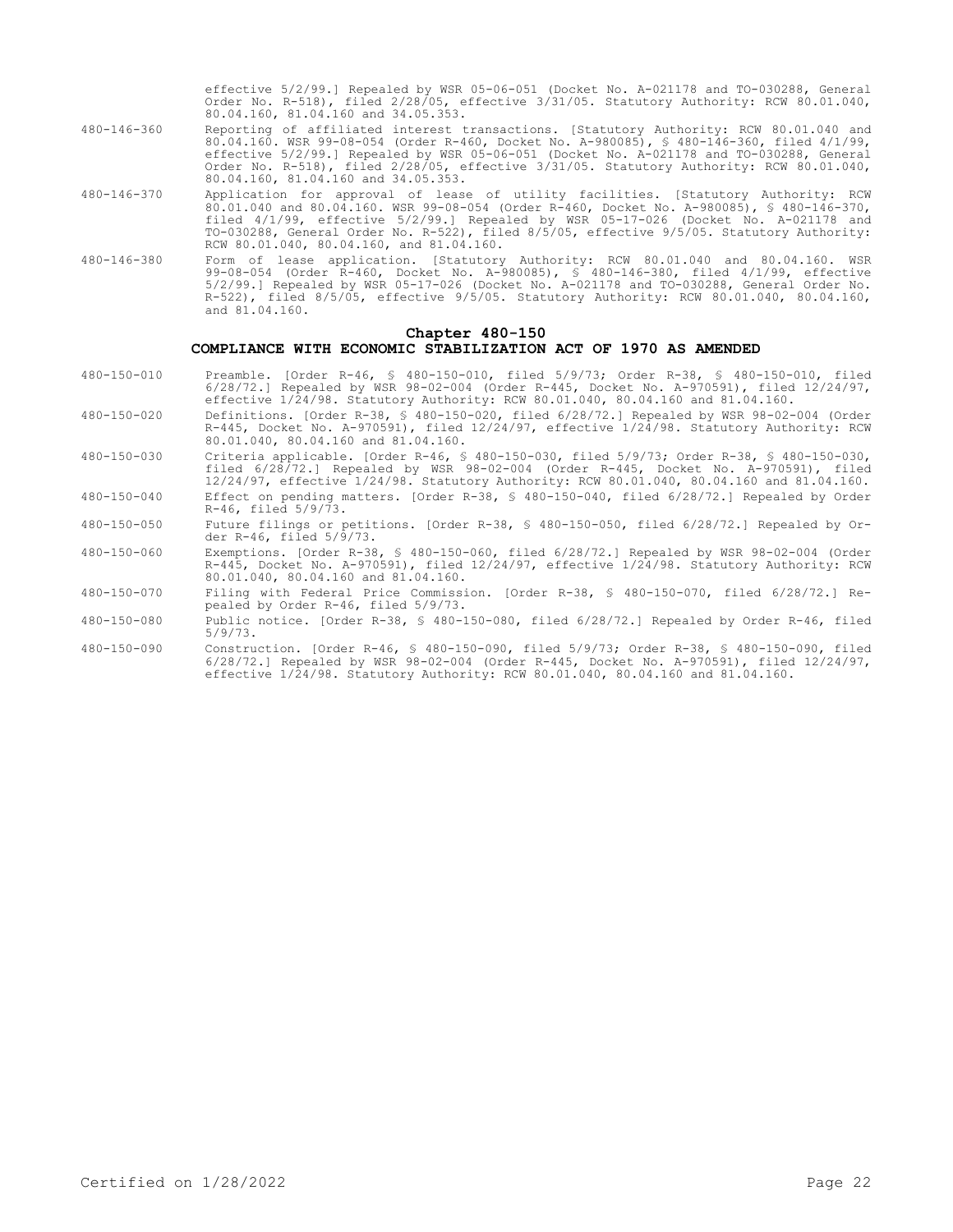effective 5/2/99.] Repealed by WSR 05-06-051 (Docket No. A-021178 and TO-030288, General Order No. R-518), filed 2/28/05, effective 3/31/05. Statutory Authority: RCW 80.01.040, 80.04.160, 81.04.160 and 34.05.353.

480-146-360 Reporting of affiliated interest transactions. [Statutory Authority: RCW 80.01.040 and 80.04.160. WSR 99-08-054 (Order R-460, Docket No. A-980085), § 480-146-360, filed 4/1/99, effective 5/2/99.] Repealed by WSR 05-06-051 (Docket No. A-021178 and TO-030288, General Order No. R-518), filed 2/28/05, effective 3/31/05. Statutory Authority: RCW 80.01.040, 80.04.160, 81.04.160 and 34.05.353.

480-146-370 Application for approval of lease of utility facilities. [Statutory Authority: RCW 80.01.040 and 80.04.160. WSR 99-08-054 (Order R-460, Docket No. A-980085), § 480-146-370, filed 4/1/99, effective 5/2/99.] Repealed by WSR 05-17-026 (Docket No. A-021178 and TO-030288, General Order No. R-522), filed 8/5/05, effective 9/5/05. Statutory Authority: RCW 80.01.040, 80.04.160, and 81.04.160.

480-146-380 Form of lease application. [Statutory Authority: RCW 80.01.040 and 80.04.160. WSR 99-08-054 (Order R-460, Docket No. A-980085), § 480-146-380, filed 4/1/99, effective 5/2/99.] Repealed by WSR 05-17-026 (Docket No. A-021178 and TO-030288, General Order No. R-522), filed 8/5/05, effective 9/5/05. Statutory Authority: RCW 80.01.040, 80.04.160, and 81.04.160.

## Chapter 480-150

## COMPLIANCE WITH ECONOMIC STABILIZATION ACT OF 1970 AS AMENDED

480-150-010 Preamble. [Order R-46, § 480-150-010, filed 5/9/73; Order R-38, § 480-150-010, filed 6/28/72.] Repealed by WSR 98-02-004 (Order R-445, Docket No. A-970591), filed 12/24/97, effective 1/24/98. Statutory Authority: RCW 80.01.040, 80.04.160 and 81.04.160.

480-150-020 Definitions. [Order R-38, § 480-150-020, filed 6/28/72.] Repealed by WSR 98-02-004 (Order R-445, Docket No. A-970591), filed 12/24/97, effective 1/24/98. Statutory Authority: RCW 80.01.040, 80.04.160 and 81.04.160.

480-150-030 Criteria applicable. [Order R-46, § 480-150-030, filed 5/9/73; Order R-38, § 480-150-030, filed 6/28/72.] Repealed by WSR 98-02-004 (Order R-445, Docket No. A-970591), filed 12/24/97, effective 1/24/98. Statutory Authority: RCW 80.01.040, 80.04.160 and 81.04.160.

480-150-040 Effect on pending matters. [Order R-38, § 480-150-040, filed 6/28/72.] Repealed by Order R-46, filed 5/9/73.

480-150-050 Future filings or petitions. [Order R-38, § 480-150-050, filed 6/28/72.] Repealed by Order R-46, filed 5/9/73.

480-150-060 Exemptions. [Order R-38, § 480-150-060, filed 6/28/72.] Repealed by WSR 98-02-004 (Order R-445, Docket No. A-970591), filed 12/24/97, effective 1/24/98. Statutory Authority: RCW 80.01.040, 80.04.160 and 81.04.160.

480-150-070 Filing with Federal Price Commission. [Order R-38, § 480-150-070, filed 6/28/72.] Repealed by Order R-46, filed 5/9/73.

480-150-080 Public notice. [Order R-38, § 480-150-080, filed 6/28/72.] Repealed by Order R-46, filed 5/9/73.

480-150-090 Construction. [Order R-46, § 480-150-090, filed 5/9/73; Order R-38, § 480-150-090, filed 6/28/72.] Repealed by WSR 98-02-004 (Order R-445, Docket No. A-970591), filed 12/24/97, effective 1/24/98. Statutory Authority: RCW 80.01.040, 80.04.160 and 81.04.160.